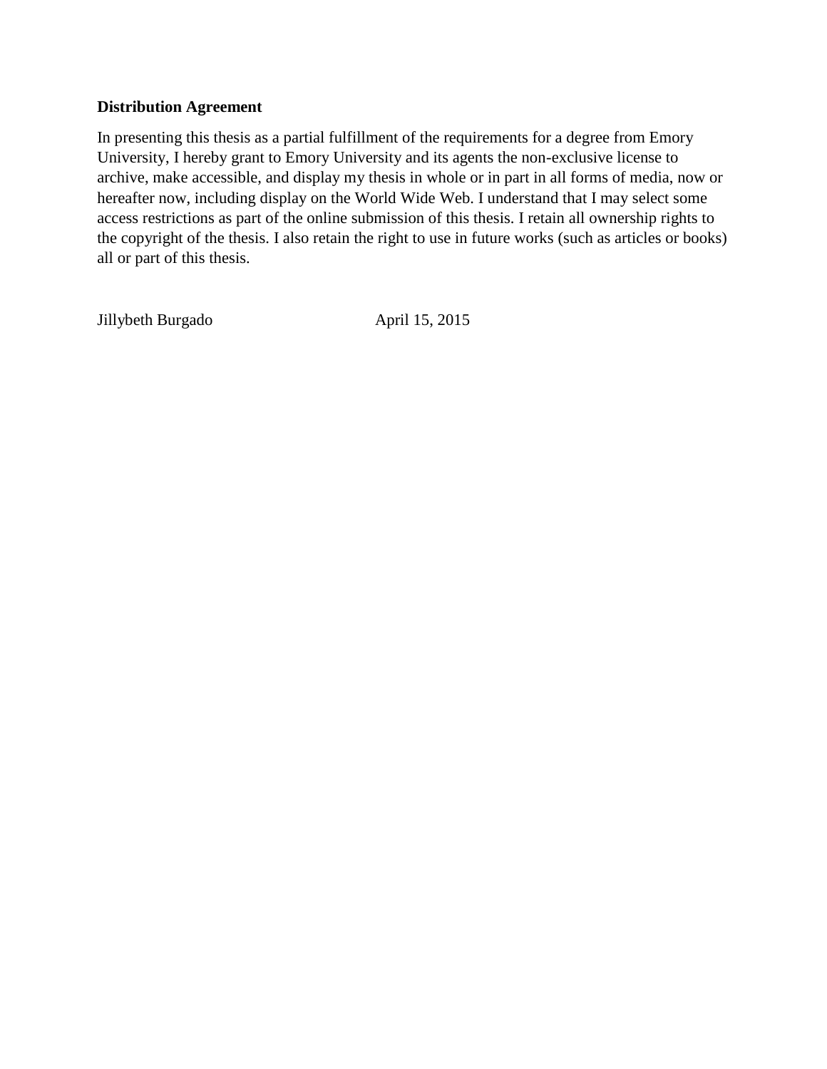**Distribution Agreement**

In presenting this thesis as a partial fulfillment of the requirements for a degree from Emory University, I hereby grant to Emory University and its agents the non-exclusive license to archive, make accessible, and display my thesis in whole or in part in all forms of media, now or hereafter now, including display on the World Wide Web. I understand that I may select some access restrictions as part of the online submission of this thesis. I retain all ownership rights to the copyright of the thesis. I also retain the right to use in future works (such as articles or books) all or part of this thesis.

Jillybeth Burgado April 15, 2015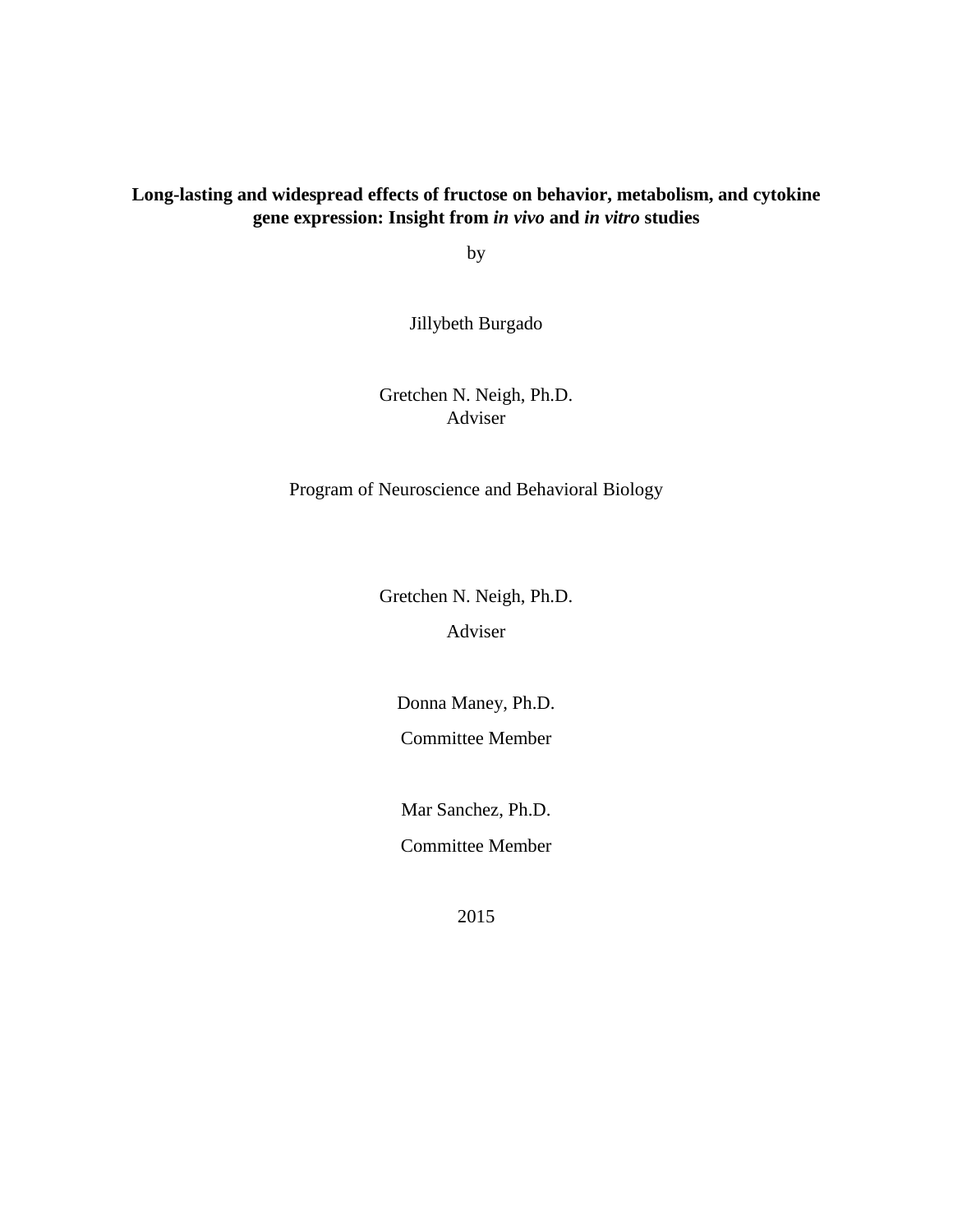**Long-lasting and widespread effects of fructose on behavior, metabolism, and cytokine gene expression: Insight from *in vivo* and *in vitro* studies**

by

Jillybeth Burgado

Gretchen N. Neigh, Ph.D.
Adviser

Program of Neuroscience and Behavioral Biology

Gretchen N. Neigh, Ph.D.

Adviser

Donna Maney, Ph.D.

Committee Member

Mar Sanchez, Ph.D.

Committee Member

2015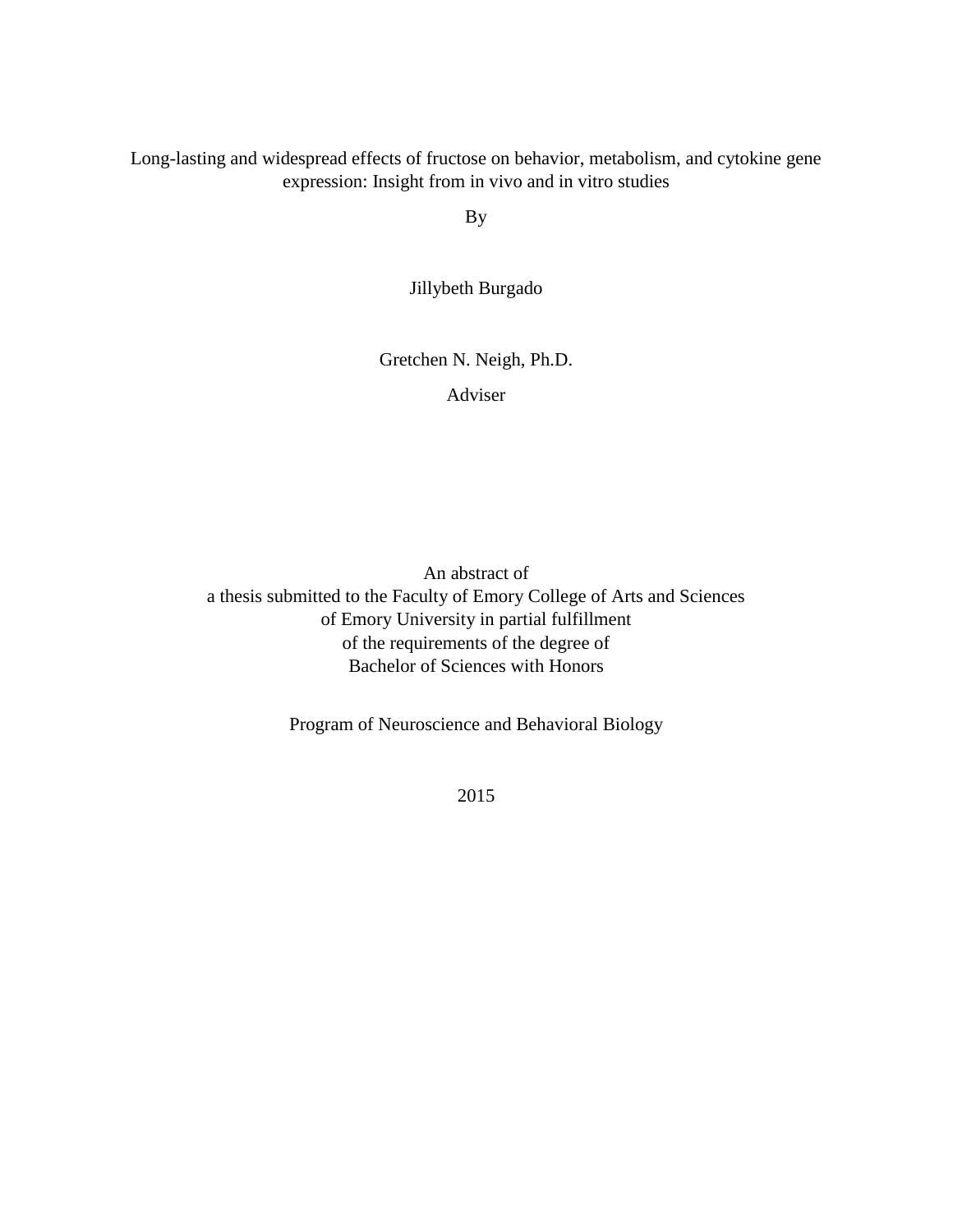Long-lasting and widespread effects of fructose on behavior, metabolism, and cytokine gene expression: Insight from in vivo and in vitro studies

By

Jillybeth Burgado

Gretchen N. Neigh, Ph.D.

Adviser

An abstract of
a thesis submitted to the Faculty of Emory College of Arts and Sciences
of Emory University in partial fulfillment
of the requirements of the degree of
Bachelor of Sciences with Honors

Program of Neuroscience and Behavioral Biology

2015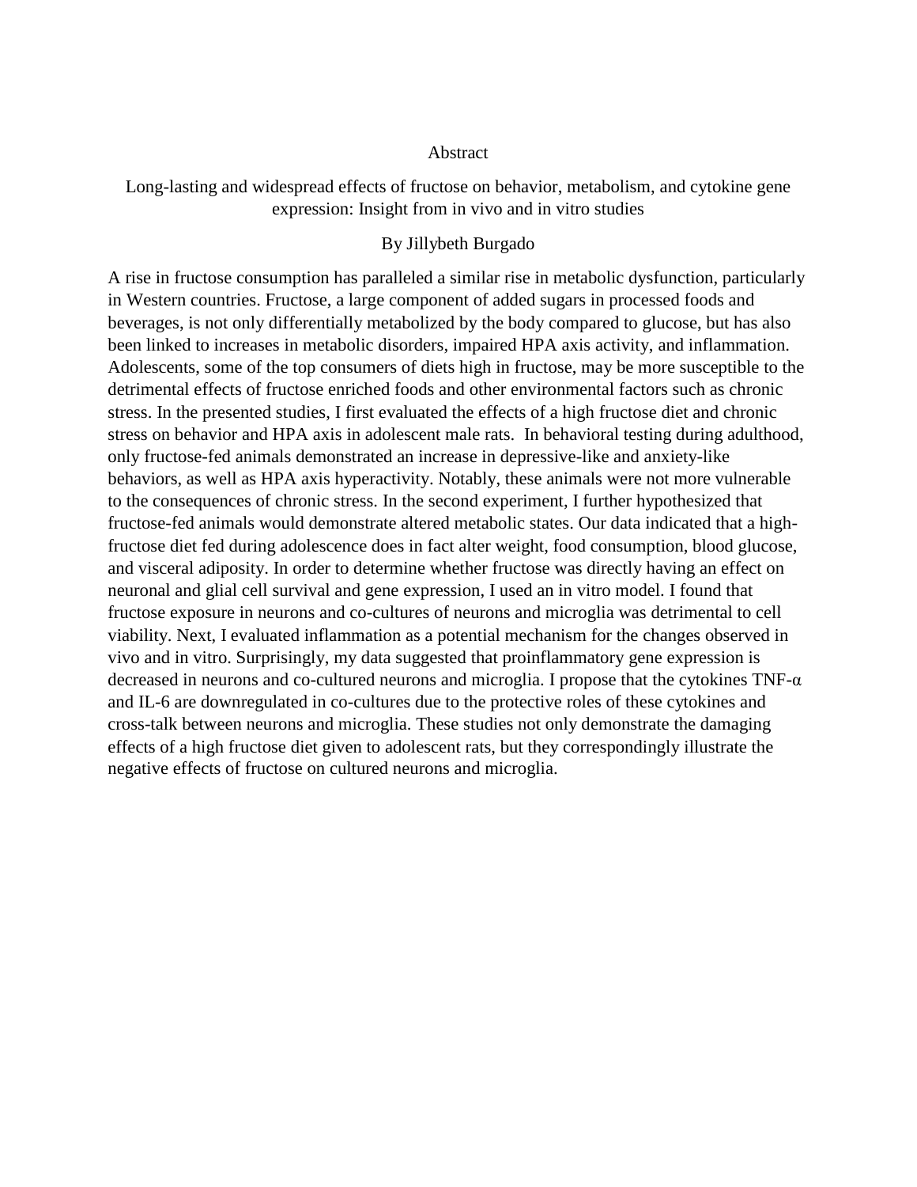# Abstract

## Long-lasting and widespread effects of fructose on behavior, metabolism, and cytokine gene expression: Insight from in vivo and in vitro studies

By Jillybeth Burgado

A rise in fructose consumption has paralleled a similar rise in metabolic dysfunction, particularly in Western countries. Fructose, a large component of added sugars in processed foods and beverages, is not only differentially metabolized by the body compared to glucose, but has also been linked to increases in metabolic disorders, impaired HPA axis activity, and inflammation. Adolescents, some of the top consumers of diets high in fructose, may be more susceptible to the detrimental effects of fructose enriched foods and other environmental factors such as chronic stress. In the presented studies, I first evaluated the effects of a high fructose diet and chronic stress on behavior and HPA axis in adolescent male rats. In behavioral testing during adulthood, only fructose-fed animals demonstrated an increase in depressive-like and anxiety-like behaviors, as well as HPA axis hyperactivity. Notably, these animals were not more vulnerable to the consequences of chronic stress. In the second experiment, I further hypothesized that fructose-fed animals would demonstrate altered metabolic states. Our data indicated that a high-fructose diet fed during adolescence does in fact alter weight, food consumption, blood glucose, and visceral adiposity. In order to determine whether fructose was directly having an effect on neuronal and glial cell survival and gene expression, I used an in vitro model. I found that fructose exposure in neurons and co-cultures of neurons and microglia was detrimental to cell viability. Next, I evaluated inflammation as a potential mechanism for the changes observed in vivo and in vitro. Surprisingly, my data suggested that proinflammatory gene expression is decreased in neurons and co-cultured neurons and microglia. I propose that the cytokines TNF-α and IL-6 are downregulated in co-cultures due to the protective roles of these cytokines and cross-talk between neurons and microglia. These studies not only demonstrate the damaging effects of a high fructose diet given to adolescent rats, but they correspondingly illustrate the negative effects of fructose on cultured neurons and microglia.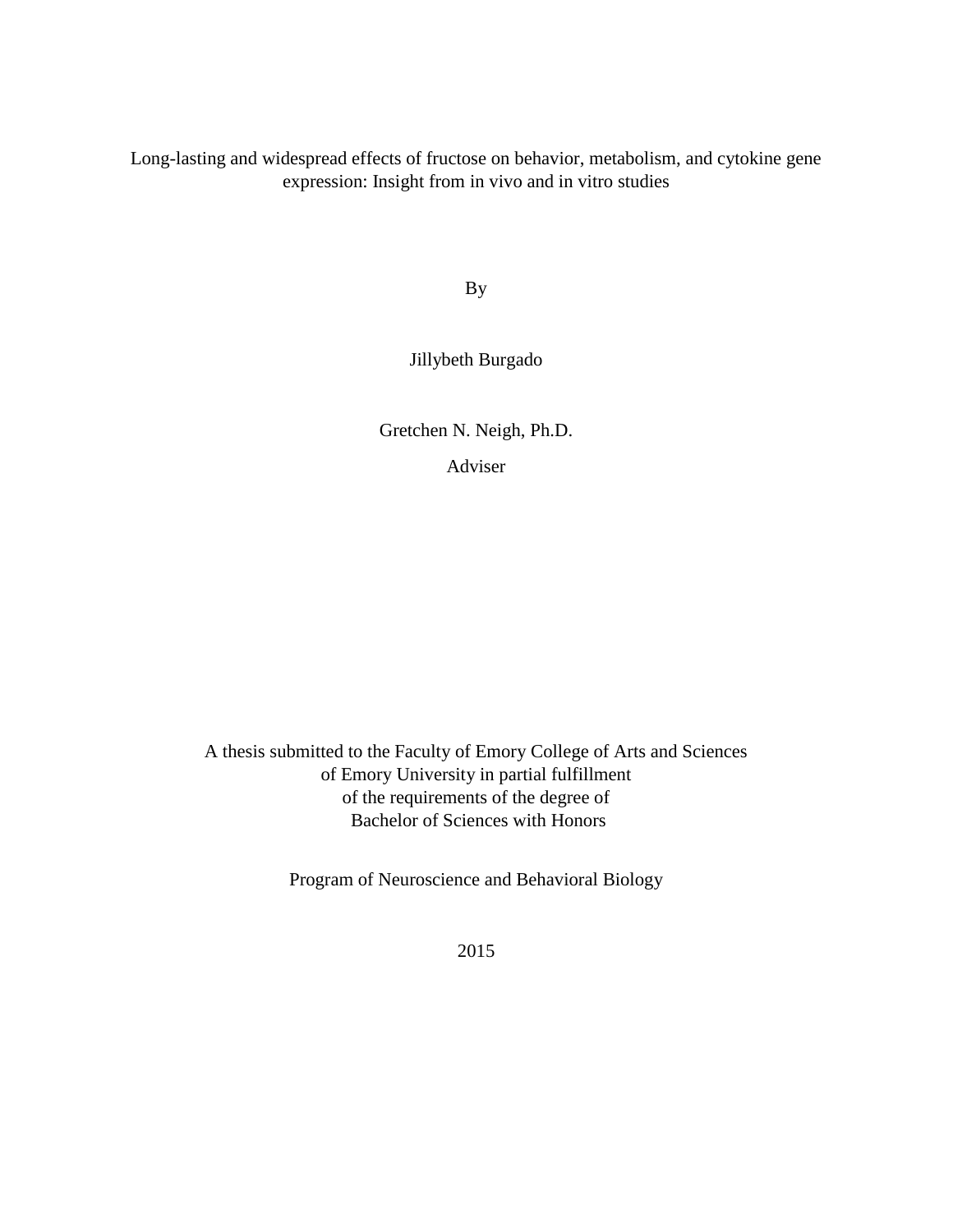Long-lasting and widespread effects of fructose on behavior, metabolism, and cytokine gene expression: Insight from in vivo and in vitro studies

By

Jillybeth Burgado

Gretchen N. Neigh, Ph.D.

Adviser

A thesis submitted to the Faculty of Emory College of Arts and Sciences
of Emory University in partial fulfillment
of the requirements of the degree of
Bachelor of Sciences with Honors

Program of Neuroscience and Behavioral Biology

2015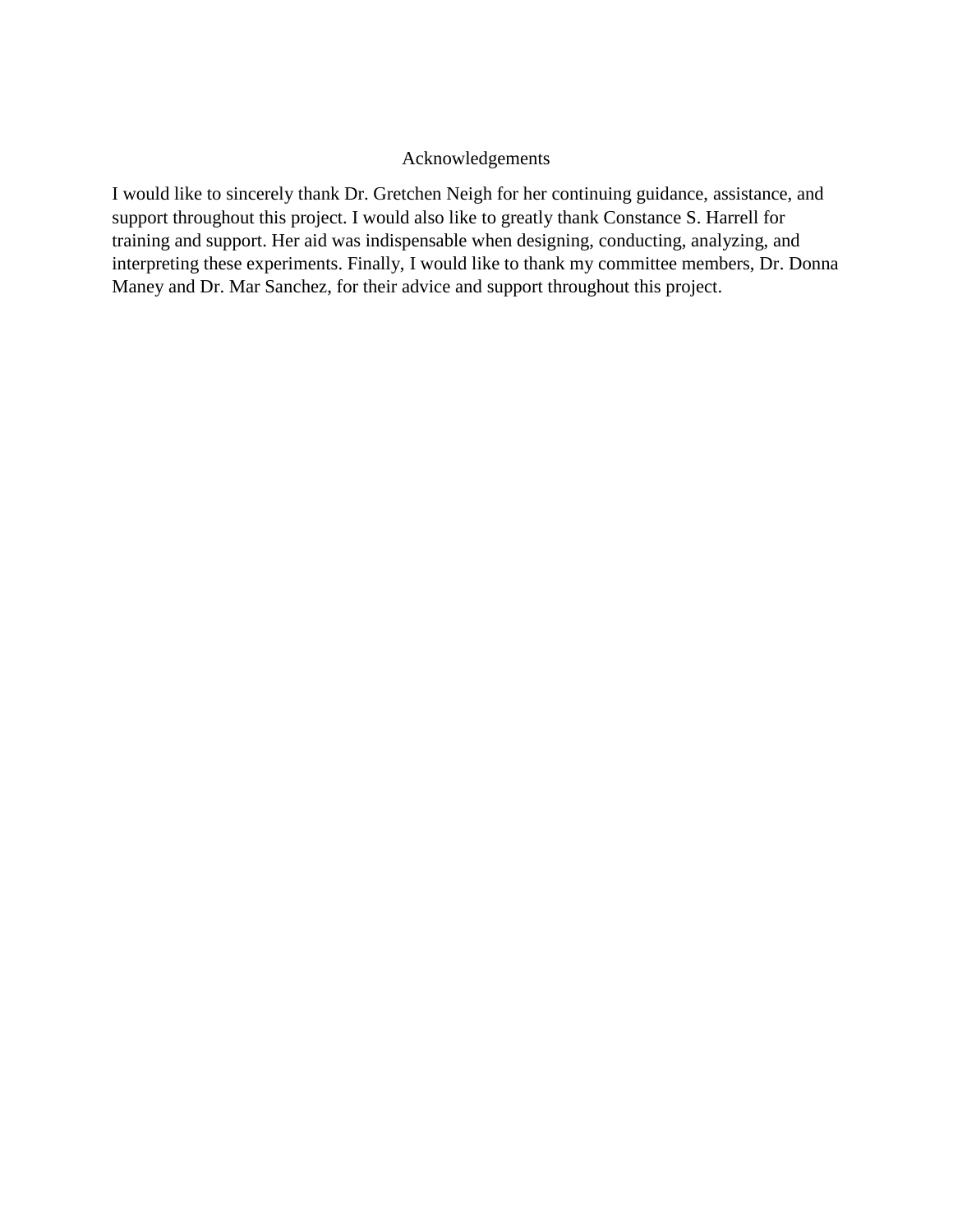# Acknowledgements

I would like to sincerely thank Dr. Gretchen Neigh for her continuing guidance, assistance, and support throughout this project. I would also like to greatly thank Constance S. Harrell for training and support. Her aid was indispensable when designing, conducting, analyzing, and interpreting these experiments. Finally, I would like to thank my committee members, Dr. Donna Maney and Dr. Mar Sanchez, for their advice and support throughout this project.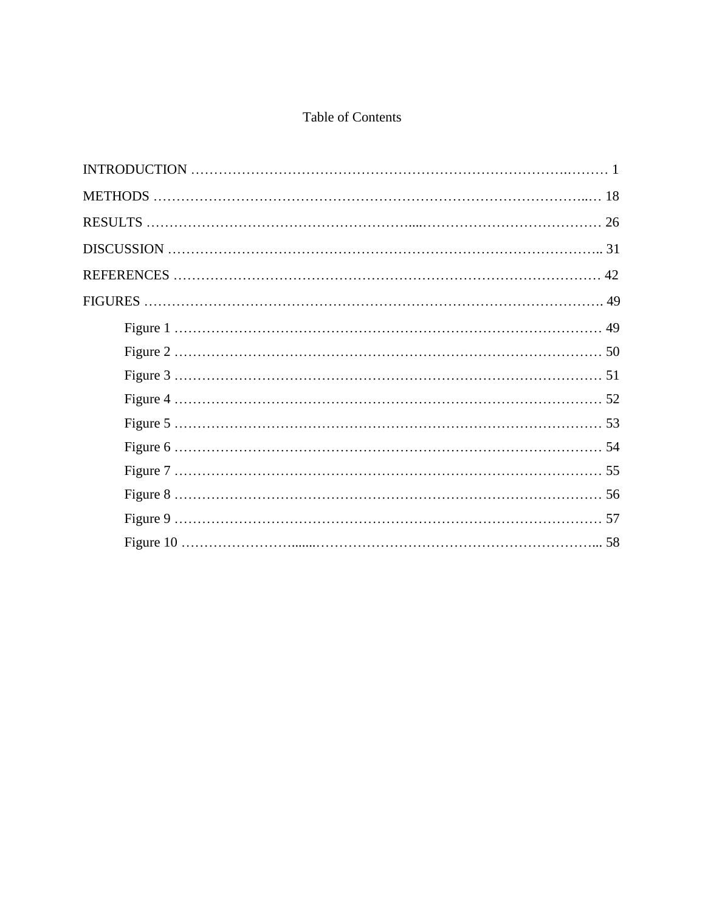# Table of Contents

INTRODUCTION ………………………………………………………………………………… 1

METHODS ………………………………………………………………………………… 18

RESULTS ………………………………………………………………………………… 26

DISCUSSION ………………………………………………………………………………… 31

REFERENCES ………………………………………………………………………………… 42

FIGURES ………………………………………………………………………………… 49

- Figure 1 ………………………………………………………………………………… 49
- Figure 2 ………………………………………………………………………………… 50
- Figure 3 ………………………………………………………………………………… 51
- Figure 4 ………………………………………………………………………………… 52
- Figure 5 ………………………………………………………………………………… 53
- Figure 6 ………………………………………………………………………………… 54
- Figure 7 ………………………………………………………………………………… 55
- Figure 8 ………………………………………………………………………………… 56
- Figure 9 ………………………………………………………………………………… 57
- Figure 10 ………………………………………………………………………………… 58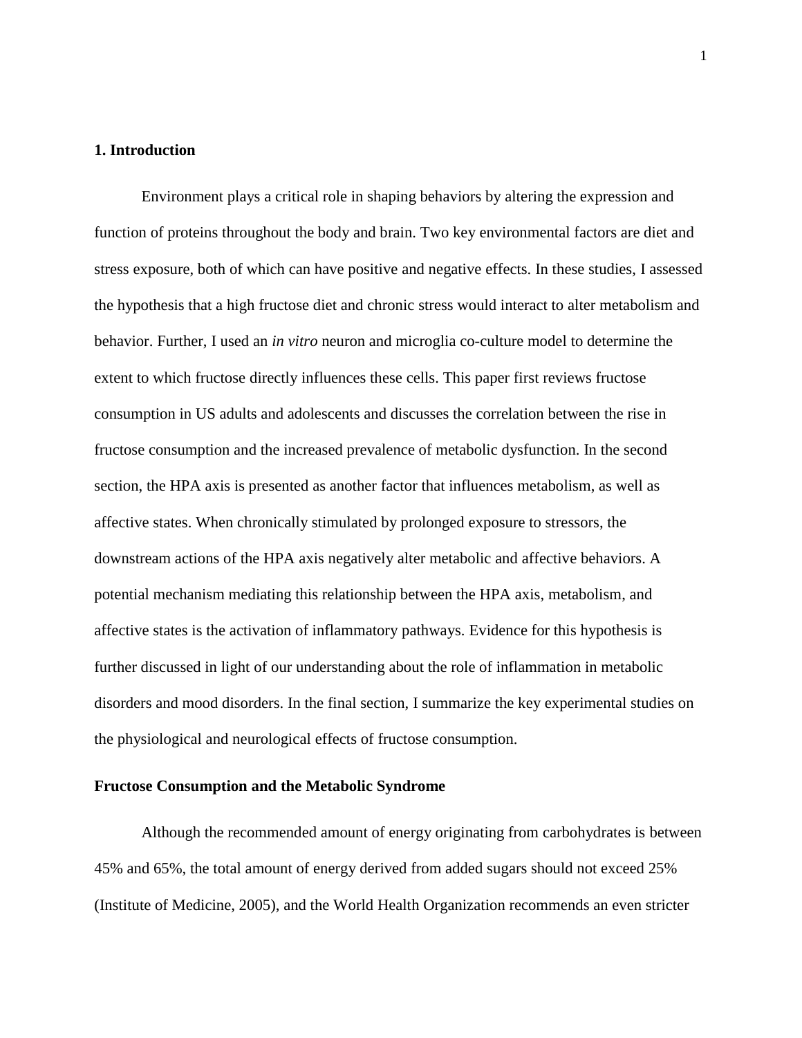## 1. Introduction

Environment plays a critical role in shaping behaviors by altering the expression and function of proteins throughout the body and brain. Two key environmental factors are diet and stress exposure, both of which can have positive and negative effects. In these studies, I assessed the hypothesis that a high fructose diet and chronic stress would interact to alter metabolism and behavior. Further, I used an *in vitro* neuron and microglia co-culture model to determine the extent to which fructose directly influences these cells. This paper first reviews fructose consumption in US adults and adolescents and discusses the correlation between the rise in fructose consumption and the increased prevalence of metabolic dysfunction. In the second section, the HPA axis is presented as another factor that influences metabolism, as well as affective states. When chronically stimulated by prolonged exposure to stressors, the downstream actions of the HPA axis negatively alter metabolic and affective behaviors. A potential mechanism mediating this relationship between the HPA axis, metabolism, and affective states is the activation of inflammatory pathways. Evidence for this hypothesis is further discussed in light of our understanding about the role of inflammation in metabolic disorders and mood disorders. In the final section, I summarize the key experimental studies on the physiological and neurological effects of fructose consumption.

### Fructose Consumption and the Metabolic Syndrome

Although the recommended amount of energy originating from carbohydrates is between 45% and 65%, the total amount of energy derived from added sugars should not exceed 25% (Institute of Medicine, 2005), and the World Health Organization recommends an even stricter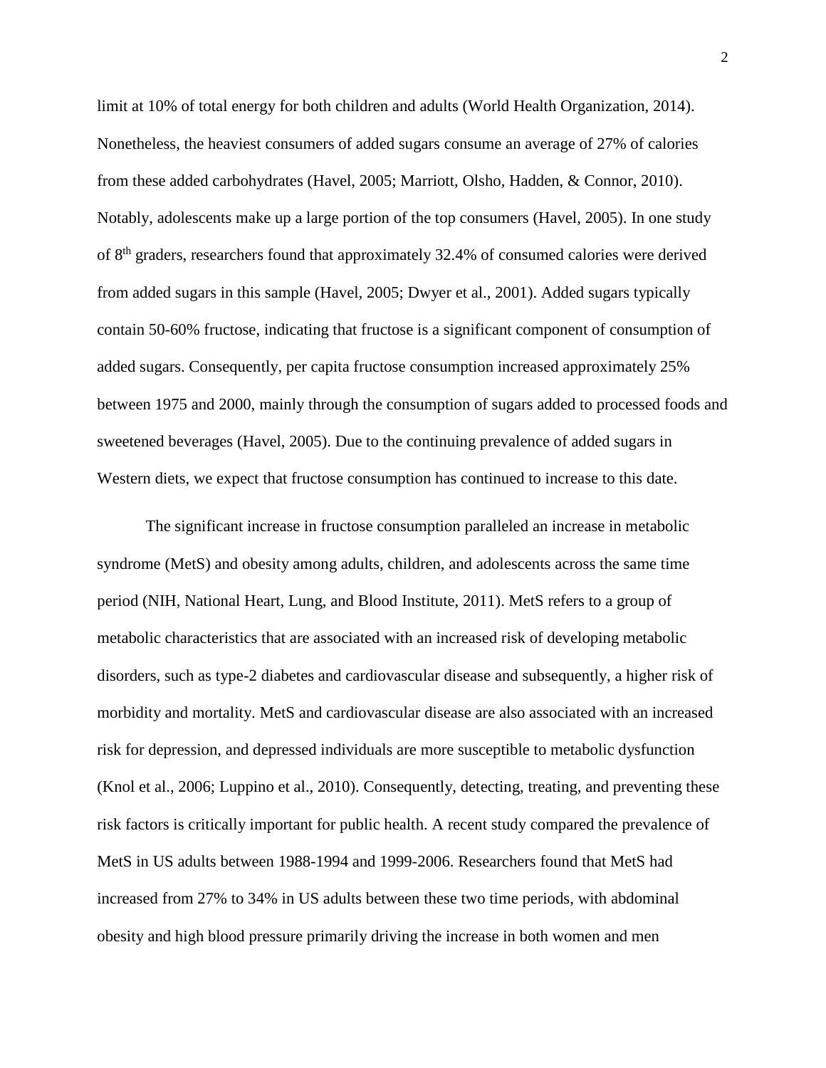limit at 10% of total energy for both children and adults (World Health Organization, 2014). Nonetheless, the heaviest consumers of added sugars consume an average of 27% of calories from these added carbohydrates (Havel, 2005; Marriott, Olsho, Hadden, & Connor, 2010). Notably, adolescents make up a large portion of the top consumers (Havel, 2005). In one study of 8th graders, researchers found that approximately 32.4% of consumed calories were derived from added sugars in this sample (Havel, 2005; Dwyer et al., 2001). Added sugars typically contain 50-60% fructose, indicating that fructose is a significant component of consumption of added sugars. Consequently, per capita fructose consumption increased approximately 25% between 1975 and 2000, mainly through the consumption of sugars added to processed foods and sweetened beverages (Havel, 2005). Due to the continuing prevalence of added sugars in Western diets, we expect that fructose consumption has continued to increase to this date.

The significant increase in fructose consumption paralleled an increase in metabolic syndrome (MetS) and obesity among adults, children, and adolescents across the same time period (NIH, National Heart, Lung, and Blood Institute, 2011). MetS refers to a group of metabolic characteristics that are associated with an increased risk of developing metabolic disorders, such as type-2 diabetes and cardiovascular disease and subsequently, a higher risk of morbidity and mortality. MetS and cardiovascular disease are also associated with an increased risk for depression, and depressed individuals are more susceptible to metabolic dysfunction (Knol et al., 2006; Luppino et al., 2010). Consequently, detecting, treating, and preventing these risk factors is critically important for public health. A recent study compared the prevalence of MetS in US adults between 1988-1994 and 1999-2006. Researchers found that MetS had increased from 27% to 34% in US adults between these two time periods, with abdominal obesity and high blood pressure primarily driving the increase in both women and men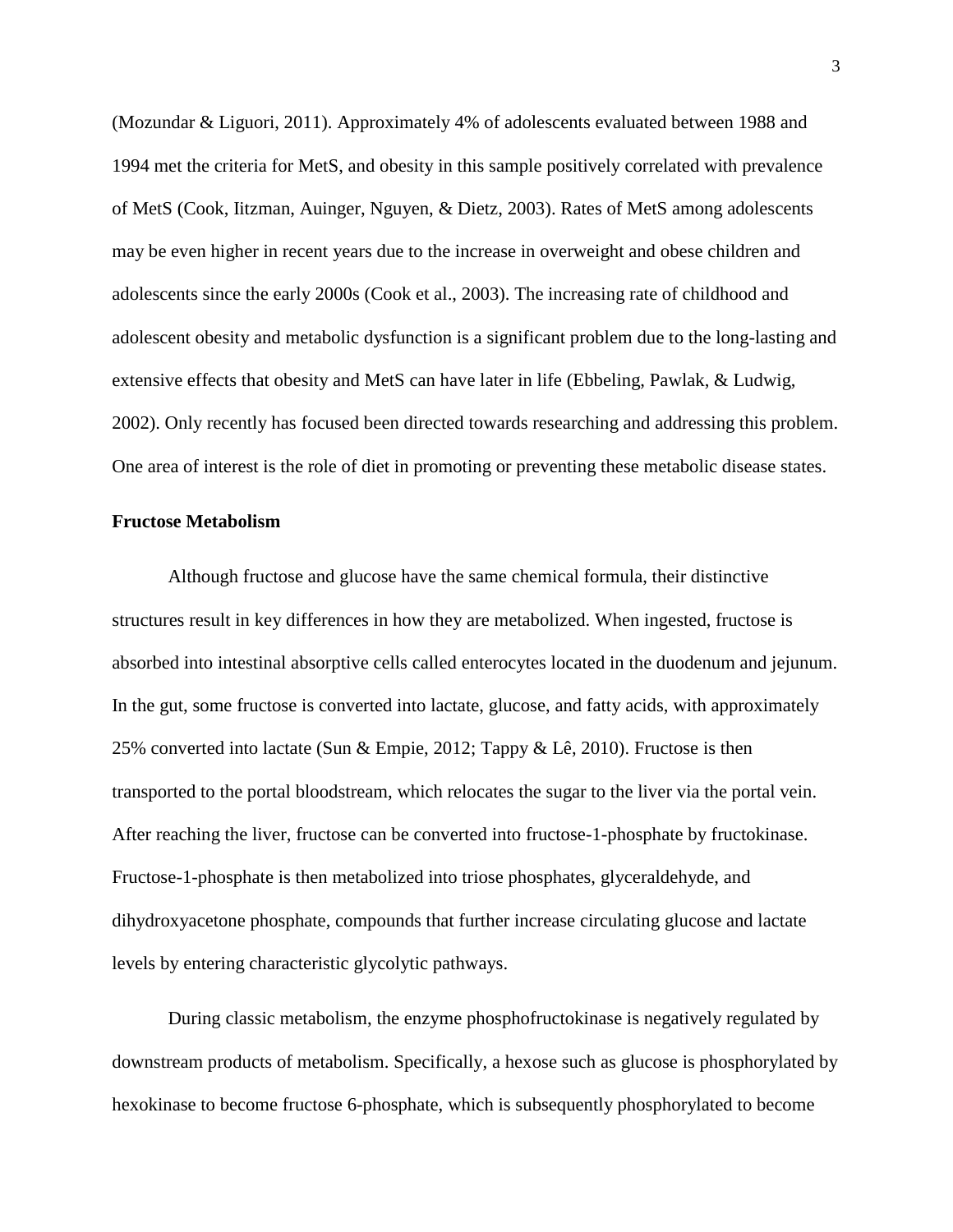(Mozundar & Liguori, 2011). Approximately 4% of adolescents evaluated between 1988 and 1994 met the criteria for MetS, and obesity in this sample positively correlated with prevalence of MetS (Cook, Iitzman, Auinger, Nguyen, & Dietz, 2003). Rates of MetS among adolescents may be even higher in recent years due to the increase in overweight and obese children and adolescents since the early 2000s (Cook et al., 2003). The increasing rate of childhood and adolescent obesity and metabolic dysfunction is a significant problem due to the long-lasting and extensive effects that obesity and MetS can have later in life (Ebbeling, Pawlak, & Ludwig, 2002). Only recently has focused been directed towards researching and addressing this problem. One area of interest is the role of diet in promoting or preventing these metabolic disease states.

**Fructose Metabolism**

Although fructose and glucose have the same chemical formula, their distinctive structures result in key differences in how they are metabolized. When ingested, fructose is absorbed into intestinal absorptive cells called enterocytes located in the duodenum and jejunum. In the gut, some fructose is converted into lactate, glucose, and fatty acids, with approximately 25% converted into lactate (Sun & Empie, 2012; Tappy & Lê, 2010). Fructose is then transported to the portal bloodstream, which relocates the sugar to the liver via the portal vein. After reaching the liver, fructose can be converted into fructose-1-phosphate by fructokinase. Fructose-1-phosphate is then metabolized into triose phosphates, glyceraldehyde, and dihydroxyacetone phosphate, compounds that further increase circulating glucose and lactate levels by entering characteristic glycolytic pathways.

During classic metabolism, the enzyme phosphofructokinase is negatively regulated by downstream products of metabolism. Specifically, a hexose such as glucose is phosphorylated by hexokinase to become fructose 6-phosphate, which is subsequently phosphorylated to become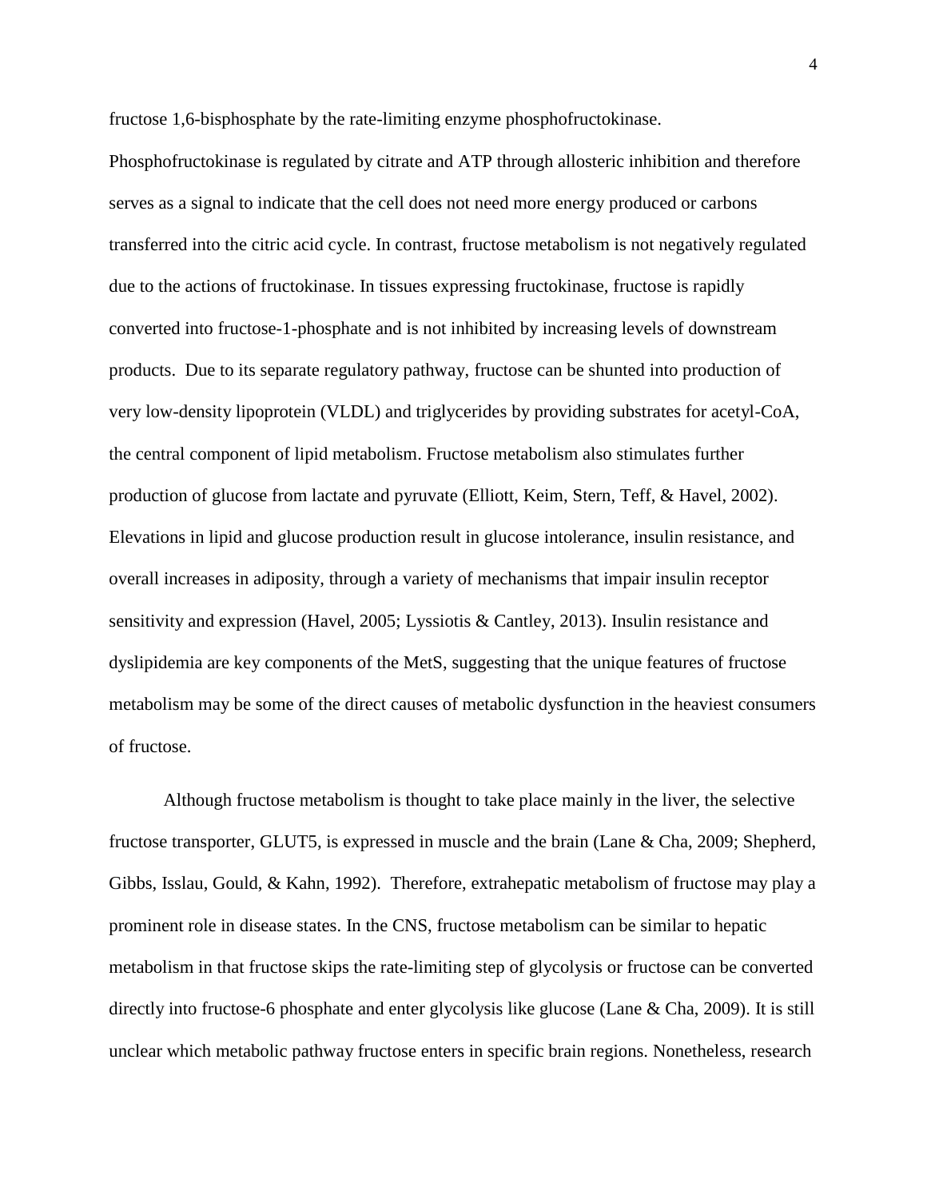fructose 1,6-bisphosphate by the rate-limiting enzyme phosphofructokinase. Phosphofructokinase is regulated by citrate and ATP through allosteric inhibition and therefore serves as a signal to indicate that the cell does not need more energy produced or carbons transferred into the citric acid cycle. In contrast, fructose metabolism is not negatively regulated due to the actions of fructokinase. In tissues expressing fructokinase, fructose is rapidly converted into fructose-1-phosphate and is not inhibited by increasing levels of downstream products. Due to its separate regulatory pathway, fructose can be shunted into production of very low-density lipoprotein (VLDL) and triglycerides by providing substrates for acetyl-CoA, the central component of lipid metabolism. Fructose metabolism also stimulates further production of glucose from lactate and pyruvate (Elliott, Keim, Stern, Teff, & Havel, 2002). Elevations in lipid and glucose production result in glucose intolerance, insulin resistance, and overall increases in adiposity, through a variety of mechanisms that impair insulin receptor sensitivity and expression (Havel, 2005; Lyssiotis & Cantley, 2013). Insulin resistance and dyslipidemia are key components of the MetS, suggesting that the unique features of fructose metabolism may be some of the direct causes of metabolic dysfunction in the heaviest consumers of fructose.

Although fructose metabolism is thought to take place mainly in the liver, the selective fructose transporter, GLUT5, is expressed in muscle and the brain (Lane & Cha, 2009; Shepherd, Gibbs, Isslau, Gould, & Kahn, 1992). Therefore, extrahepatic metabolism of fructose may play a prominent role in disease states. In the CNS, fructose metabolism can be similar to hepatic metabolism in that fructose skips the rate-limiting step of glycolysis or fructose can be converted directly into fructose-6 phosphate and enter glycolysis like glucose (Lane & Cha, 2009). It is still unclear which metabolic pathway fructose enters in specific brain regions. Nonetheless, research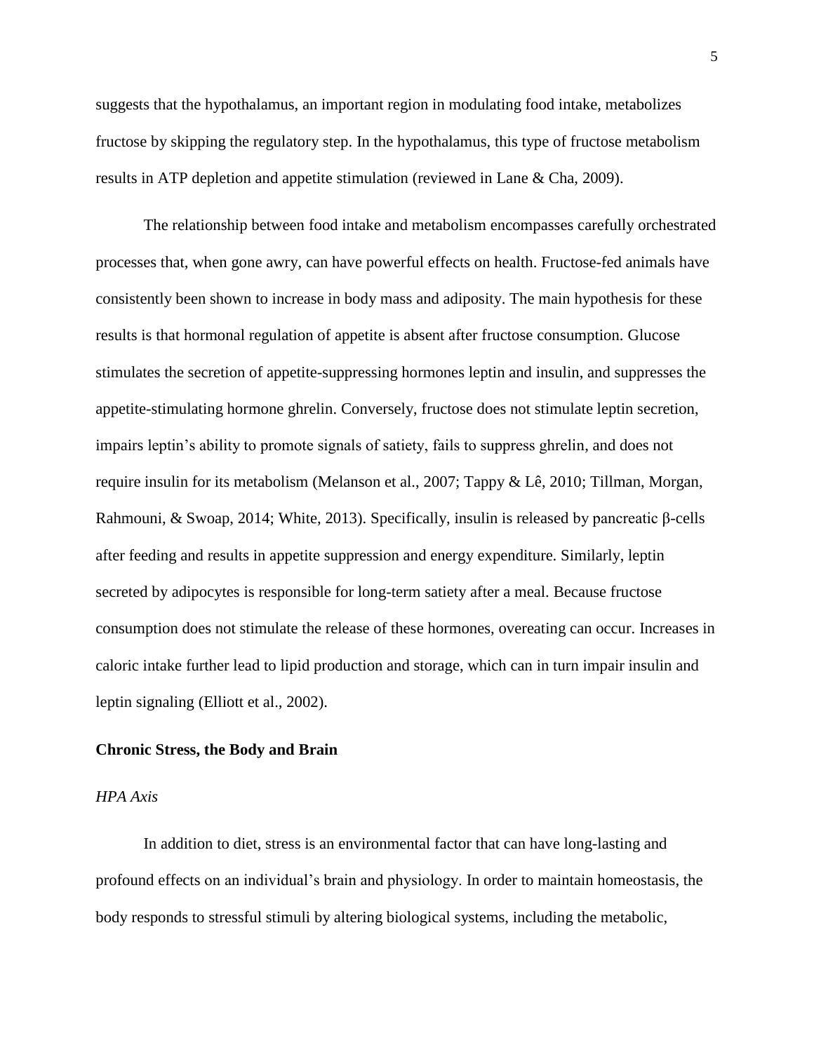suggests that the hypothalamus, an important region in modulating food intake, metabolizes fructose by skipping the regulatory step. In the hypothalamus, this type of fructose metabolism results in ATP depletion and appetite stimulation (reviewed in Lane & Cha, 2009).

The relationship between food intake and metabolism encompasses carefully orchestrated processes that, when gone awry, can have powerful effects on health. Fructose-fed animals have consistently been shown to increase in body mass and adiposity. The main hypothesis for these results is that hormonal regulation of appetite is absent after fructose consumption. Glucose stimulates the secretion of appetite-suppressing hormones leptin and insulin, and suppresses the appetite-stimulating hormone ghrelin. Conversely, fructose does not stimulate leptin secretion, impairs leptin's ability to promote signals of satiety, fails to suppress ghrelin, and does not require insulin for its metabolism (Melanson et al., 2007; Tappy & Lê, 2010; Tillman, Morgan, Rahmouni, & Swoap, 2014; White, 2013). Specifically, insulin is released by pancreatic β-cells after feeding and results in appetite suppression and energy expenditure. Similarly, leptin secreted by adipocytes is responsible for long-term satiety after a meal. Because fructose consumption does not stimulate the release of these hormones, overeating can occur. Increases in caloric intake further lead to lipid production and storage, which can in turn impair insulin and leptin signaling (Elliott et al., 2002).

## Chronic Stress, the Body and Brain

### *HPA Axis*

In addition to diet, stress is an environmental factor that can have long-lasting and profound effects on an individual's brain and physiology. In order to maintain homeostasis, the body responds to stressful stimuli by altering biological systems, including the metabolic,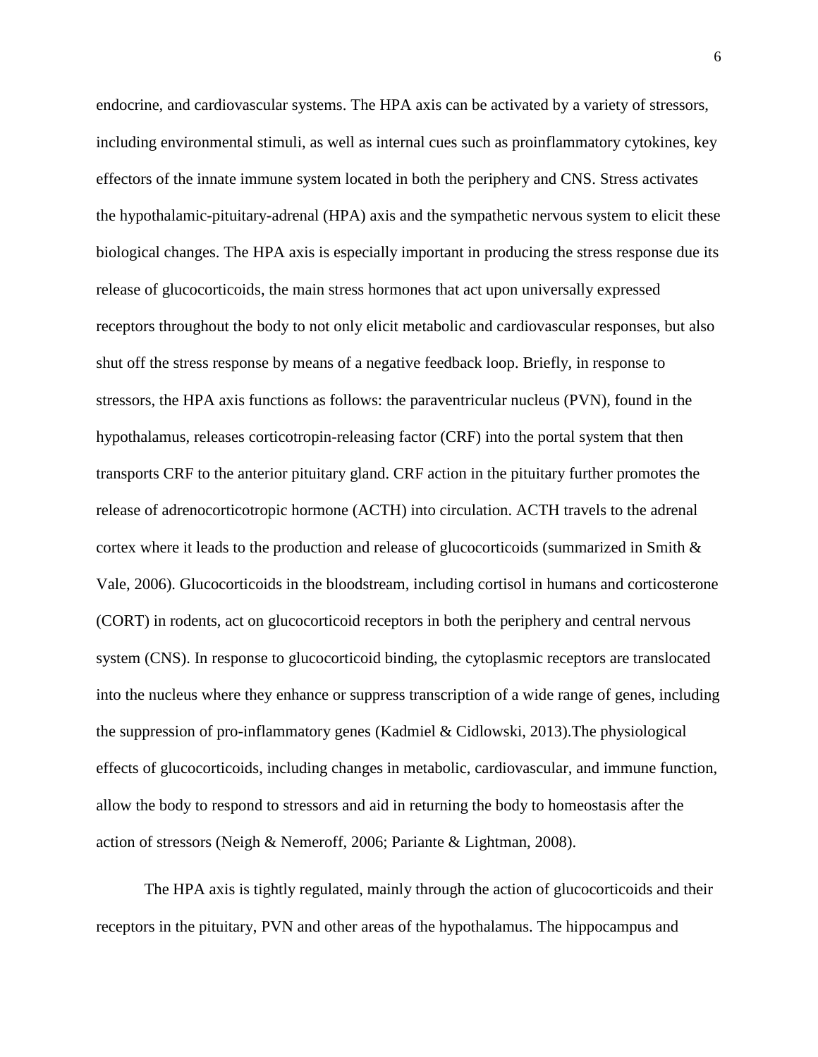endocrine, and cardiovascular systems. The HPA axis can be activated by a variety of stressors, including environmental stimuli, as well as internal cues such as proinflammatory cytokines, key effectors of the innate immune system located in both the periphery and CNS. Stress activates the hypothalamic-pituitary-adrenal (HPA) axis and the sympathetic nervous system to elicit these biological changes. The HPA axis is especially important in producing the stress response due its release of glucocorticoids, the main stress hormones that act upon universally expressed receptors throughout the body to not only elicit metabolic and cardiovascular responses, but also shut off the stress response by means of a negative feedback loop. Briefly, in response to stressors, the HPA axis functions as follows: the paraventricular nucleus (PVN), found in the hypothalamus, releases corticotropin-releasing factor (CRF) into the portal system that then transports CRF to the anterior pituitary gland. CRF action in the pituitary further promotes the release of adrenocorticotropic hormone (ACTH) into circulation. ACTH travels to the adrenal cortex where it leads to the production and release of glucocorticoids (summarized in Smith & Vale, 2006). Glucocorticoids in the bloodstream, including cortisol in humans and corticosterone (CORT) in rodents, act on glucocorticoid receptors in both the periphery and central nervous system (CNS). In response to glucocorticoid binding, the cytoplasmic receptors are translocated into the nucleus where they enhance or suppress transcription of a wide range of genes, including the suppression of pro-inflammatory genes (Kadmiel & Cidlowski, 2013).The physiological effects of glucocorticoids, including changes in metabolic, cardiovascular, and immune function, allow the body to respond to stressors and aid in returning the body to homeostasis after the action of stressors (Neigh & Nemeroff, 2006; Pariante & Lightman, 2008).

The HPA axis is tightly regulated, mainly through the action of glucocorticoids and their receptors in the pituitary, PVN and other areas of the hypothalamus. The hippocampus and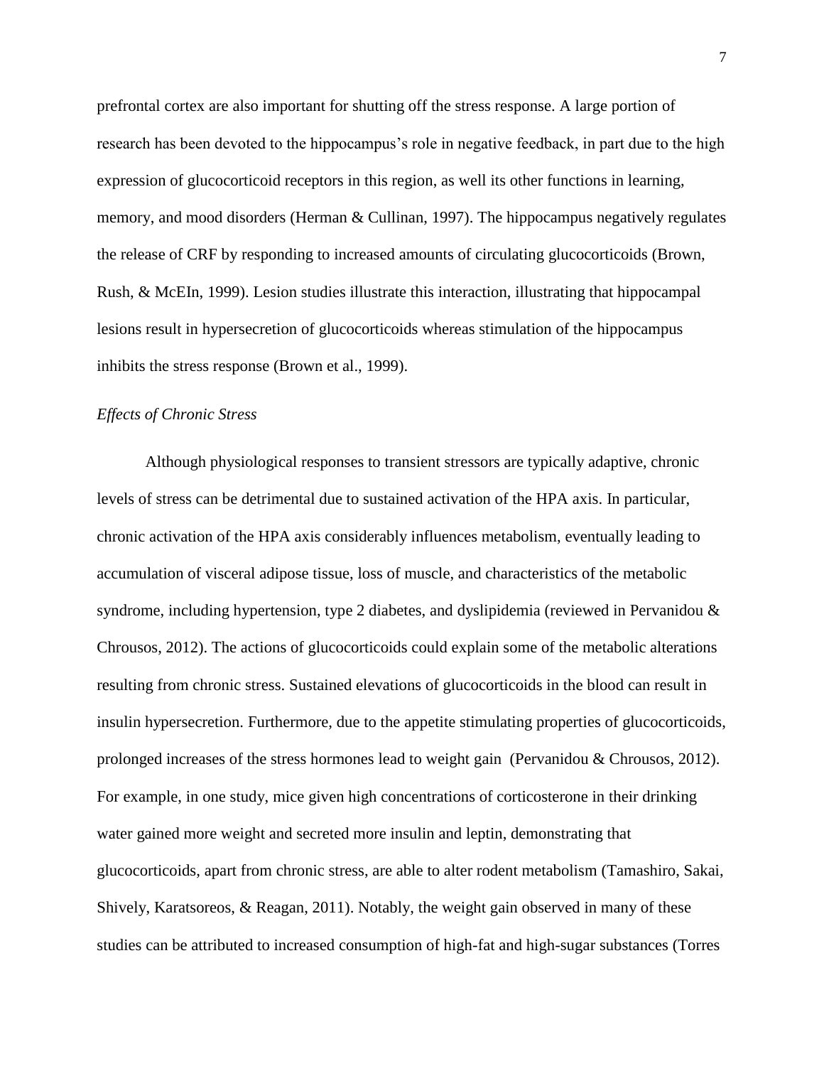prefrontal cortex are also important for shutting off the stress response. A large portion of research has been devoted to the hippocampus's role in negative feedback, in part due to the high expression of glucocorticoid receptors in this region, as well its other functions in learning, memory, and mood disorders (Herman & Cullinan, 1997). The hippocampus negatively regulates the release of CRF by responding to increased amounts of circulating glucocorticoids (Brown, Rush, & McEIn, 1999). Lesion studies illustrate this interaction, illustrating that hippocampal lesions result in hypersecretion of glucocorticoids whereas stimulation of the hippocampus inhibits the stress response (Brown et al., 1999).

### *Effects of Chronic Stress*

Although physiological responses to transient stressors are typically adaptive, chronic levels of stress can be detrimental due to sustained activation of the HPA axis. In particular, chronic activation of the HPA axis considerably influences metabolism, eventually leading to accumulation of visceral adipose tissue, loss of muscle, and characteristics of the metabolic syndrome, including hypertension, type 2 diabetes, and dyslipidemia (reviewed in Pervanidou & Chrousos, 2012). The actions of glucocorticoids could explain some of the metabolic alterations resulting from chronic stress. Sustained elevations of glucocorticoids in the blood can result in insulin hypersecretion. Furthermore, due to the appetite stimulating properties of glucocorticoids, prolonged increases of the stress hormones lead to weight gain (Pervanidou & Chrousos, 2012). For example, in one study, mice given high concentrations of corticosterone in their drinking water gained more weight and secreted more insulin and leptin, demonstrating that glucocorticoids, apart from chronic stress, are able to alter rodent metabolism (Tamashiro, Sakai, Shively, Karatsoreos, & Reagan, 2011). Notably, the weight gain observed in many of these studies can be attributed to increased consumption of high-fat and high-sugar substances (Torres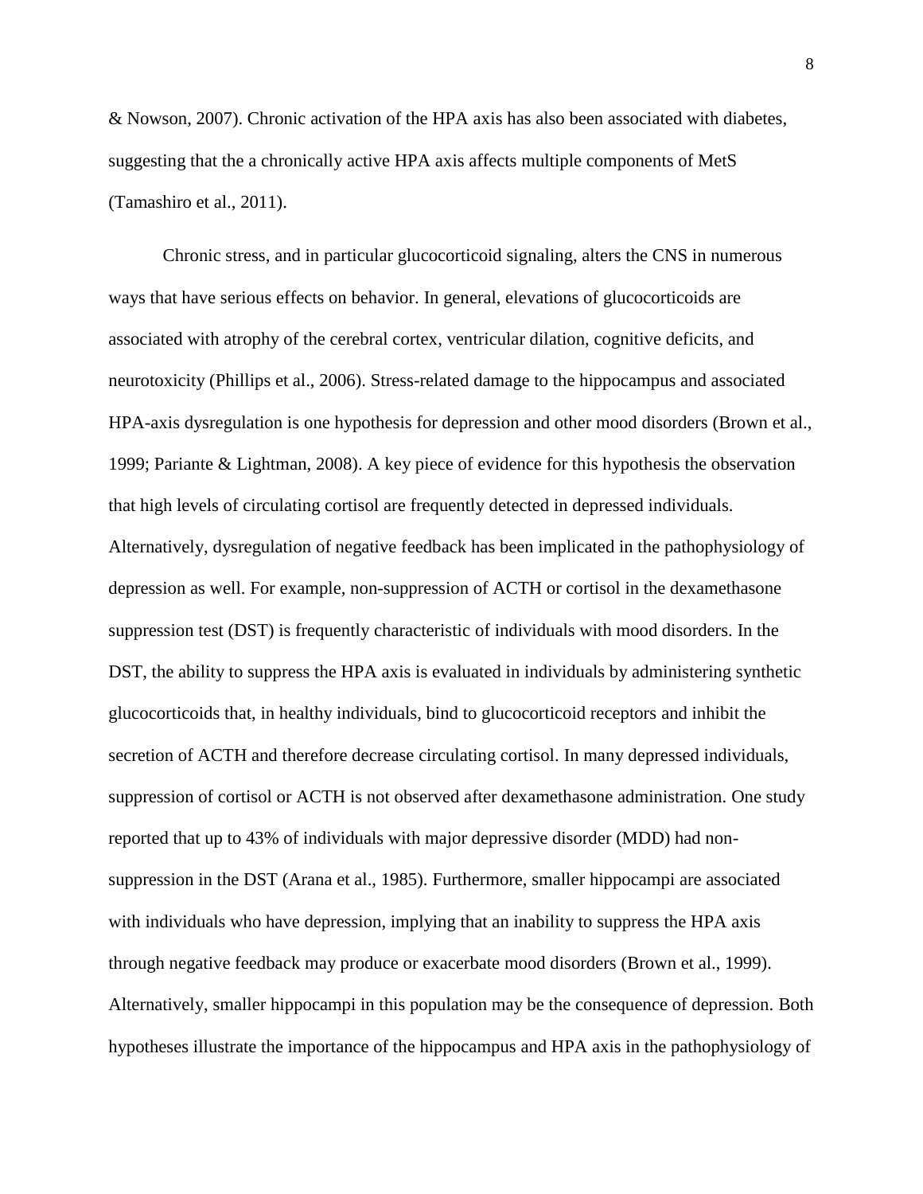& Nowson, 2007). Chronic activation of the HPA axis has also been associated with diabetes, suggesting that the a chronically active HPA axis affects multiple components of MetS (Tamashiro et al., 2011).

Chronic stress, and in particular glucocorticoid signaling, alters the CNS in numerous ways that have serious effects on behavior. In general, elevations of glucocorticoids are associated with atrophy of the cerebral cortex, ventricular dilation, cognitive deficits, and neurotoxicity (Phillips et al., 2006). Stress-related damage to the hippocampus and associated HPA-axis dysregulation is one hypothesis for depression and other mood disorders (Brown et al., 1999; Pariante & Lightman, 2008). A key piece of evidence for this hypothesis the observation that high levels of circulating cortisol are frequently detected in depressed individuals. Alternatively, dysregulation of negative feedback has been implicated in the pathophysiology of depression as well. For example, non-suppression of ACTH or cortisol in the dexamethasone suppression test (DST) is frequently characteristic of individuals with mood disorders. In the DST, the ability to suppress the HPA axis is evaluated in individuals by administering synthetic glucocorticoids that, in healthy individuals, bind to glucocorticoid receptors and inhibit the secretion of ACTH and therefore decrease circulating cortisol. In many depressed individuals, suppression of cortisol or ACTH is not observed after dexamethasone administration. One study reported that up to 43% of individuals with major depressive disorder (MDD) had non-suppression in the DST (Arana et al., 1985). Furthermore, smaller hippocampi are associated with individuals who have depression, implying that an inability to suppress the HPA axis through negative feedback may produce or exacerbate mood disorders (Brown et al., 1999). Alternatively, smaller hippocampi in this population may be the consequence of depression. Both hypotheses illustrate the importance of the hippocampus and HPA axis in the pathophysiology of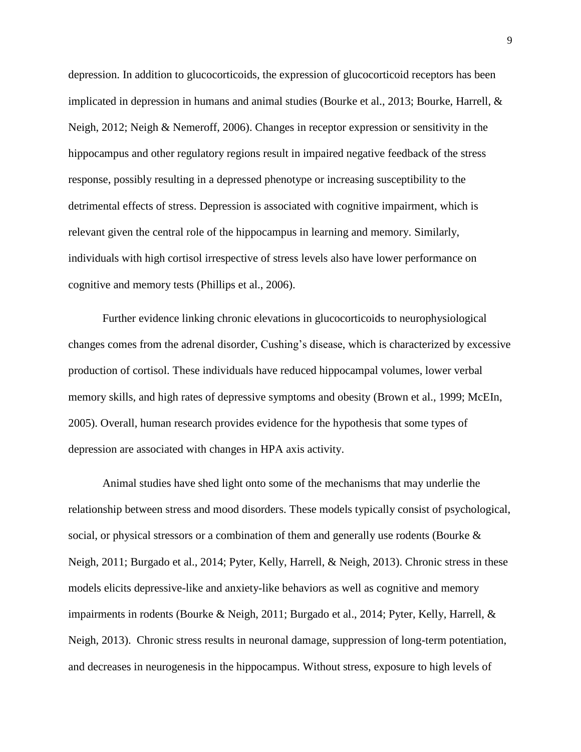depression. In addition to glucocorticoids, the expression of glucocorticoid receptors has been implicated in depression in humans and animal studies (Bourke et al., 2013; Bourke, Harrell, & Neigh, 2012; Neigh & Nemeroff, 2006). Changes in receptor expression or sensitivity in the hippocampus and other regulatory regions result in impaired negative feedback of the stress response, possibly resulting in a depressed phenotype or increasing susceptibility to the detrimental effects of stress. Depression is associated with cognitive impairment, which is relevant given the central role of the hippocampus in learning and memory. Similarly, individuals with high cortisol irrespective of stress levels also have lower performance on cognitive and memory tests (Phillips et al., 2006).

Further evidence linking chronic elevations in glucocorticoids to neurophysiological changes comes from the adrenal disorder, Cushing's disease, which is characterized by excessive production of cortisol. These individuals have reduced hippocampal volumes, lower verbal memory skills, and high rates of depressive symptoms and obesity (Brown et al., 1999; McEIn, 2005). Overall, human research provides evidence for the hypothesis that some types of depression are associated with changes in HPA axis activity.

Animal studies have shed light onto some of the mechanisms that may underlie the relationship between stress and mood disorders. These models typically consist of psychological, social, or physical stressors or a combination of them and generally use rodents (Bourke & Neigh, 2011; Burgado et al., 2014; Pyter, Kelly, Harrell, & Neigh, 2013). Chronic stress in these models elicits depressive-like and anxiety-like behaviors as well as cognitive and memory impairments in rodents (Bourke & Neigh, 2011; Burgado et al., 2014; Pyter, Kelly, Harrell, & Neigh, 2013). Chronic stress results in neuronal damage, suppression of long-term potentiation, and decreases in neurogenesis in the hippocampus. Without stress, exposure to high levels of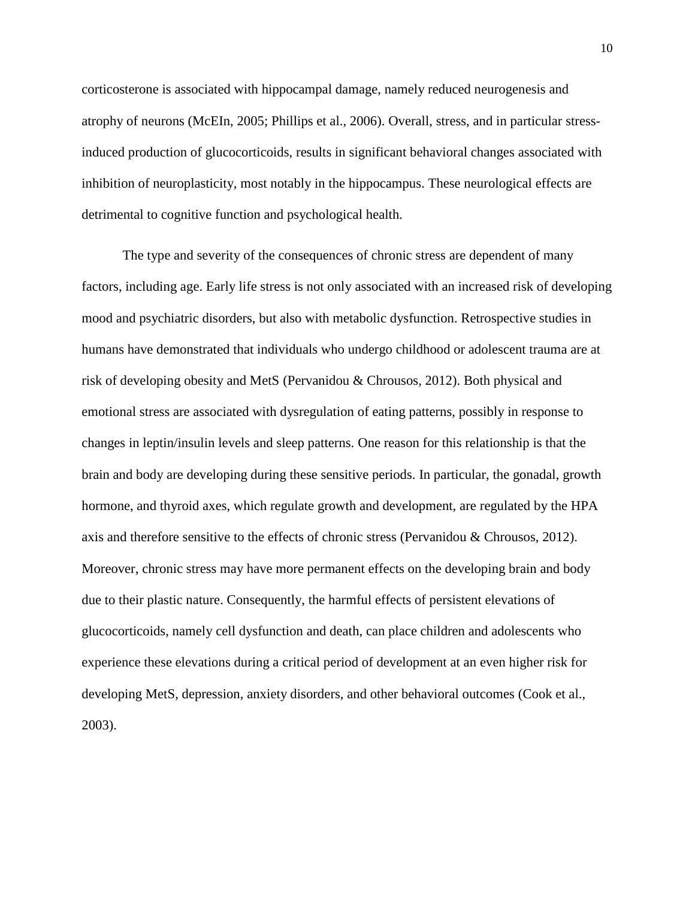corticosterone is associated with hippocampal damage, namely reduced neurogenesis and atrophy of neurons (McEIn, 2005; Phillips et al., 2006). Overall, stress, and in particular stress-induced production of glucocorticoids, results in significant behavioral changes associated with inhibition of neuroplasticity, most notably in the hippocampus. These neurological effects are detrimental to cognitive function and psychological health.

The type and severity of the consequences of chronic stress are dependent of many factors, including age. Early life stress is not only associated with an increased risk of developing mood and psychiatric disorders, but also with metabolic dysfunction. Retrospective studies in humans have demonstrated that individuals who undergo childhood or adolescent trauma are at risk of developing obesity and MetS (Pervanidou & Chrousos, 2012). Both physical and emotional stress are associated with dysregulation of eating patterns, possibly in response to changes in leptin/insulin levels and sleep patterns. One reason for this relationship is that the brain and body are developing during these sensitive periods. In particular, the gonadal, growth hormone, and thyroid axes, which regulate growth and development, are regulated by the HPA axis and therefore sensitive to the effects of chronic stress (Pervanidou & Chrousos, 2012). Moreover, chronic stress may have more permanent effects on the developing brain and body due to their plastic nature. Consequently, the harmful effects of persistent elevations of glucocorticoids, namely cell dysfunction and death, can place children and adolescents who experience these elevations during a critical period of development at an even higher risk for developing MetS, depression, anxiety disorders, and other behavioral outcomes (Cook et al., 2003).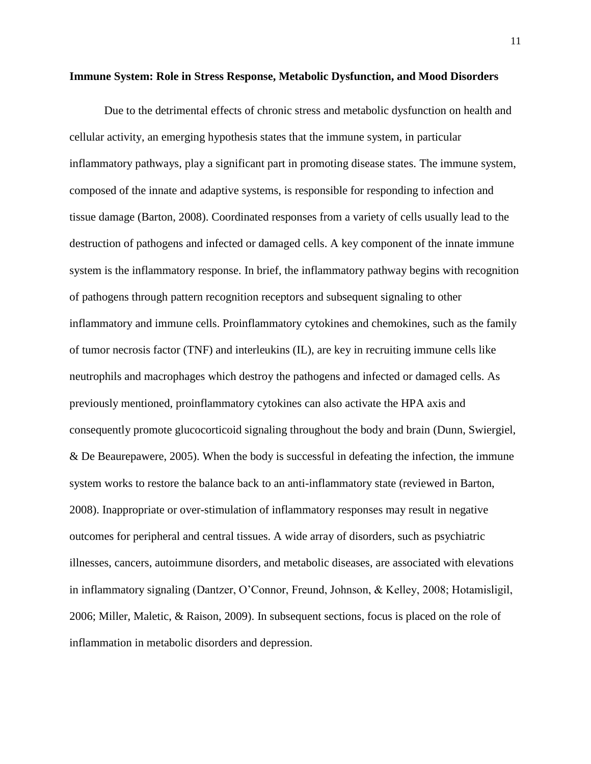## Immune System: Role in Stress Response, Metabolic Dysfunction, and Mood Disorders

Due to the detrimental effects of chronic stress and metabolic dysfunction on health and cellular activity, an emerging hypothesis states that the immune system, in particular inflammatory pathways, play a significant part in promoting disease states. The immune system, composed of the innate and adaptive systems, is responsible for responding to infection and tissue damage (Barton, 2008). Coordinated responses from a variety of cells usually lead to the destruction of pathogens and infected or damaged cells. A key component of the innate immune system is the inflammatory response. In brief, the inflammatory pathway begins with recognition of pathogens through pattern recognition receptors and subsequent signaling to other inflammatory and immune cells. Proinflammatory cytokines and chemokines, such as the family of tumor necrosis factor (TNF) and interleukins (IL), are key in recruiting immune cells like neutrophils and macrophages which destroy the pathogens and infected or damaged cells. As previously mentioned, proinflammatory cytokines can also activate the HPA axis and consequently promote glucocorticoid signaling throughout the body and brain (Dunn, Swiergiel, & De Beaurepawere, 2005). When the body is successful in defeating the infection, the immune system works to restore the balance back to an anti-inflammatory state (reviewed in Barton, 2008). Inappropriate or over-stimulation of inflammatory responses may result in negative outcomes for peripheral and central tissues. A wide array of disorders, such as psychiatric illnesses, cancers, autoimmune disorders, and metabolic diseases, are associated with elevations in inflammatory signaling (Dantzer, O'Connor, Freund, Johnson, & Kelley, 2008; Hotamisligil, 2006; Miller, Maletic, & Raison, 2009). In subsequent sections, focus is placed on the role of inflammation in metabolic disorders and depression.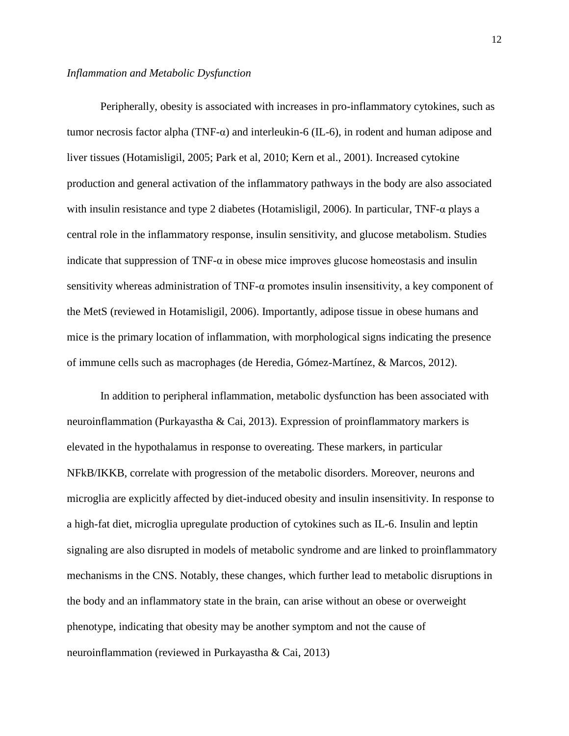*Inflammation and Metabolic Dysfunction*

Peripherally, obesity is associated with increases in pro-inflammatory cytokines, such as tumor necrosis factor alpha (TNF-α) and interleukin-6 (IL-6), in rodent and human adipose and liver tissues (Hotamisligil, 2005; Park et al, 2010; Kern et al., 2001). Increased cytokine production and general activation of the inflammatory pathways in the body are also associated with insulin resistance and type 2 diabetes (Hotamisligil, 2006). In particular, TNF-α plays a central role in the inflammatory response, insulin sensitivity, and glucose metabolism. Studies indicate that suppression of TNF-α in obese mice improves glucose homeostasis and insulin sensitivity whereas administration of TNF-α promotes insulin insensitivity, a key component of the MetS (reviewed in Hotamisligil, 2006). Importantly, adipose tissue in obese humans and mice is the primary location of inflammation, with morphological signs indicating the presence of immune cells such as macrophages (de Heredia, Gómez-Martínez, & Marcos, 2012).

In addition to peripheral inflammation, metabolic dysfunction has been associated with neuroinflammation (Purkayastha & Cai, 2013). Expression of proinflammatory markers is elevated in the hypothalamus in response to overeating. These markers, in particular NFkB/IKKB, correlate with progression of the metabolic disorders. Moreover, neurons and microglia are explicitly affected by diet-induced obesity and insulin insensitivity. In response to a high-fat diet, microglia upregulate production of cytokines such as IL-6. Insulin and leptin signaling are also disrupted in models of metabolic syndrome and are linked to proinflammatory mechanisms in the CNS. Notably, these changes, which further lead to metabolic disruptions in the body and an inflammatory state in the brain, can arise without an obese or overweight phenotype, indicating that obesity may be another symptom and not the cause of neuroinflammation (reviewed in Purkayastha & Cai, 2013)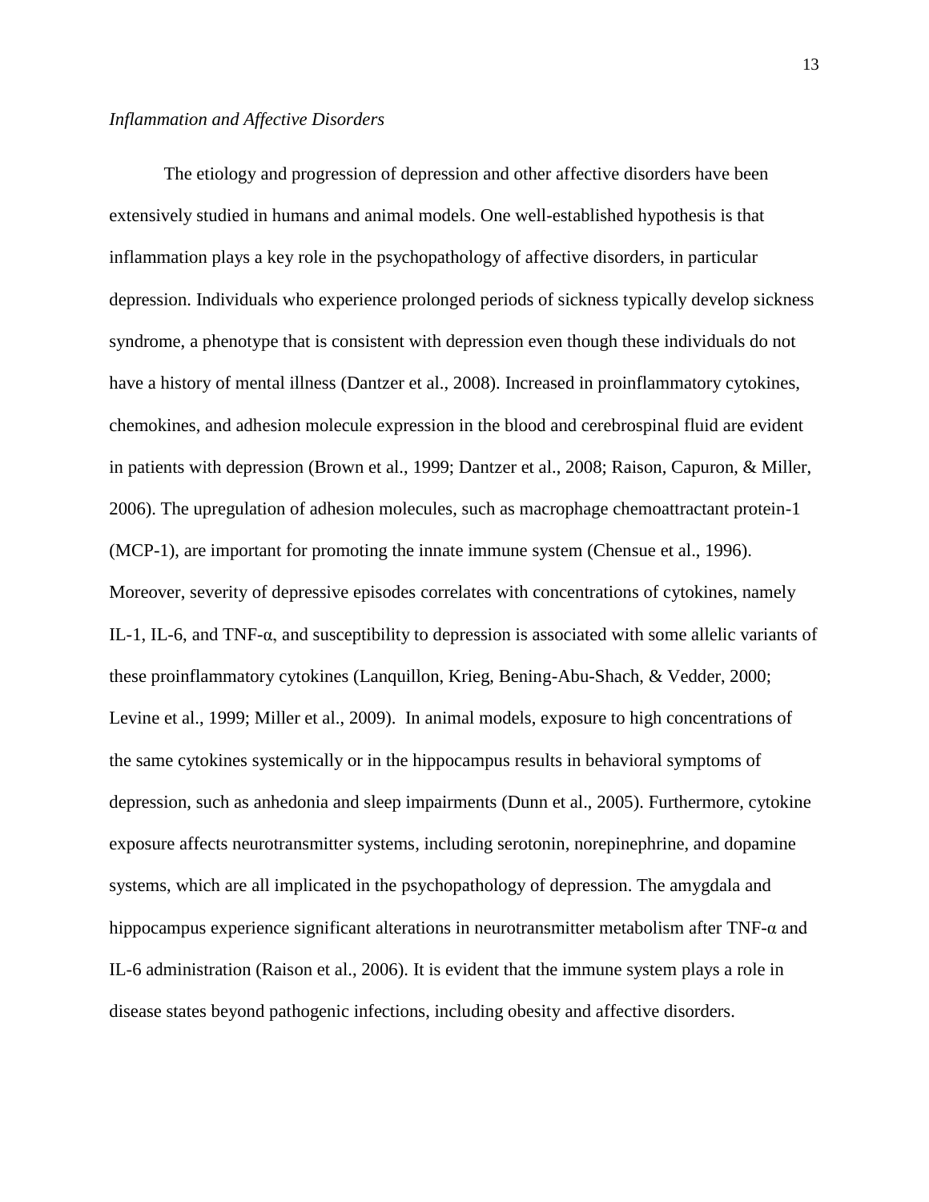*Inflammation and Affective Disorders*

The etiology and progression of depression and other affective disorders have been extensively studied in humans and animal models. One well-established hypothesis is that inflammation plays a key role in the psychopathology of affective disorders, in particular depression. Individuals who experience prolonged periods of sickness typically develop sickness syndrome, a phenotype that is consistent with depression even though these individuals do not have a history of mental illness (Dantzer et al., 2008). Increased in proinflammatory cytokines, chemokines, and adhesion molecule expression in the blood and cerebrospinal fluid are evident in patients with depression (Brown et al., 1999; Dantzer et al., 2008; Raison, Capuron, & Miller, 2006). The upregulation of adhesion molecules, such as macrophage chemoattractant protein-1 (MCP-1), are important for promoting the innate immune system (Chensue et al., 1996). Moreover, severity of depressive episodes correlates with concentrations of cytokines, namely IL-1, IL-6, and TNF-α, and susceptibility to depression is associated with some allelic variants of these proinflammatory cytokines (Lanquillon, Krieg, Bening-Abu-Shach, & Vedder, 2000; Levine et al., 1999; Miller et al., 2009). In animal models, exposure to high concentrations of the same cytokines systemically or in the hippocampus results in behavioral symptoms of depression, such as anhedonia and sleep impairments (Dunn et al., 2005). Furthermore, cytokine exposure affects neurotransmitter systems, including serotonin, norepinephrine, and dopamine systems, which are all implicated in the psychopathology of depression. The amygdala and hippocampus experience significant alterations in neurotransmitter metabolism after TNF-α and IL-6 administration (Raison et al., 2006). It is evident that the immune system plays a role in disease states beyond pathogenic infections, including obesity and affective disorders.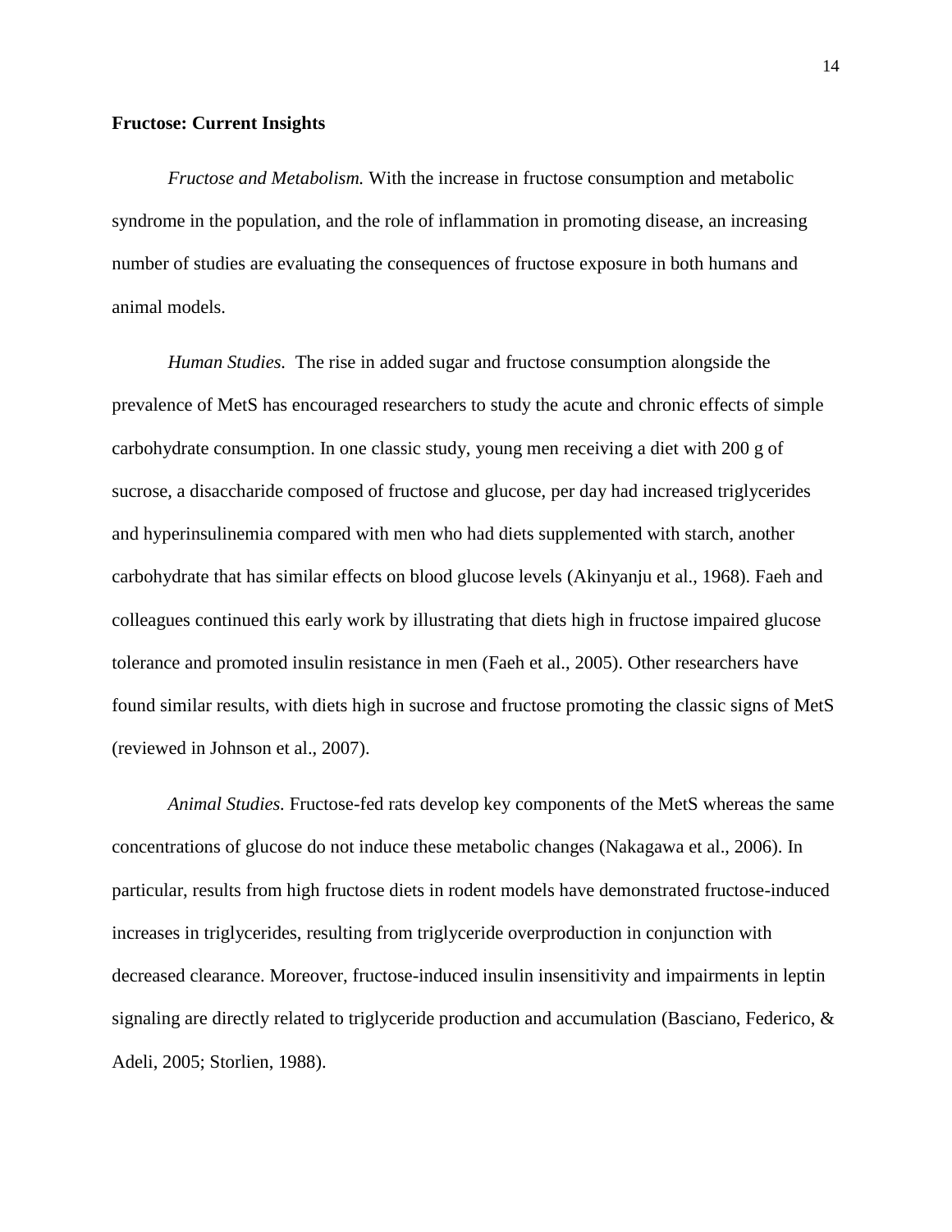**Fructose: Current Insights**

*Fructose and Metabolism.* With the increase in fructose consumption and metabolic syndrome in the population, and the role of inflammation in promoting disease, an increasing number of studies are evaluating the consequences of fructose exposure in both humans and animal models.

*Human Studies.* The rise in added sugar and fructose consumption alongside the prevalence of MetS has encouraged researchers to study the acute and chronic effects of simple carbohydrate consumption. In one classic study, young men receiving a diet with 200 g of sucrose, a disaccharide composed of fructose and glucose, per day had increased triglycerides and hyperinsulinemia compared with men who had diets supplemented with starch, another carbohydrate that has similar effects on blood glucose levels (Akinyanju et al., 1968). Faeh and colleagues continued this early work by illustrating that diets high in fructose impaired glucose tolerance and promoted insulin resistance in men (Faeh et al., 2005). Other researchers have found similar results, with diets high in sucrose and fructose promoting the classic signs of MetS (reviewed in Johnson et al., 2007).

*Animal Studies.* Fructose-fed rats develop key components of the MetS whereas the same concentrations of glucose do not induce these metabolic changes (Nakagawa et al., 2006). In particular, results from high fructose diets in rodent models have demonstrated fructose-induced increases in triglycerides, resulting from triglyceride overproduction in conjunction with decreased clearance. Moreover, fructose-induced insulin insensitivity and impairments in leptin signaling are directly related to triglyceride production and accumulation (Basciano, Federico, & Adeli, 2005; Storlien, 1988).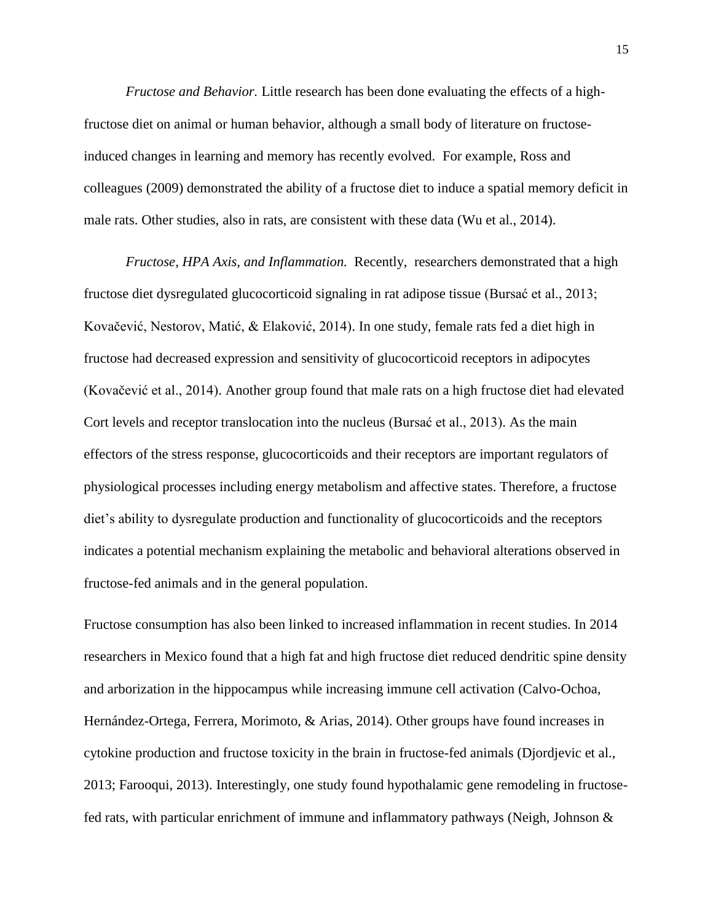*Fructose and Behavior.* Little research has been done evaluating the effects of a high-fructose diet on animal or human behavior, although a small body of literature on fructose-induced changes in learning and memory has recently evolved. For example, Ross and colleagues (2009) demonstrated the ability of a fructose diet to induce a spatial memory deficit in male rats. Other studies, also in rats, are consistent with these data (Wu et al., 2014).

*Fructose, HPA Axis, and Inflammation.* Recently, researchers demonstrated that a high fructose diet dysregulated glucocorticoid signaling in rat adipose tissue (Bursać et al., 2013; Kovačević, Nestorov, Matić, & Elaković, 2014). In one study, female rats fed a diet high in fructose had decreased expression and sensitivity of glucocorticoid receptors in adipocytes (Kovačević et al., 2014). Another group found that male rats on a high fructose diet had elevated Cort levels and receptor translocation into the nucleus (Bursać et al., 2013). As the main effectors of the stress response, glucocorticoids and their receptors are important regulators of physiological processes including energy metabolism and affective states. Therefore, a fructose diet's ability to dysregulate production and functionality of glucocorticoids and the receptors indicates a potential mechanism explaining the metabolic and behavioral alterations observed in fructose-fed animals and in the general population.

Fructose consumption has also been linked to increased inflammation in recent studies. In 2014 researchers in Mexico found that a high fat and high fructose diet reduced dendritic spine density and arborization in the hippocampus while increasing immune cell activation (Calvo-Ochoa, Hernández-Ortega, Ferrera, Morimoto, & Arias, 2014). Other groups have found increases in cytokine production and fructose toxicity in the brain in fructose-fed animals (Djordjevic et al., 2013; Farooqui, 2013). Interestingly, one study found hypothalamic gene remodeling in fructose-fed rats, with particular enrichment of immune and inflammatory pathways (Neigh, Johnson &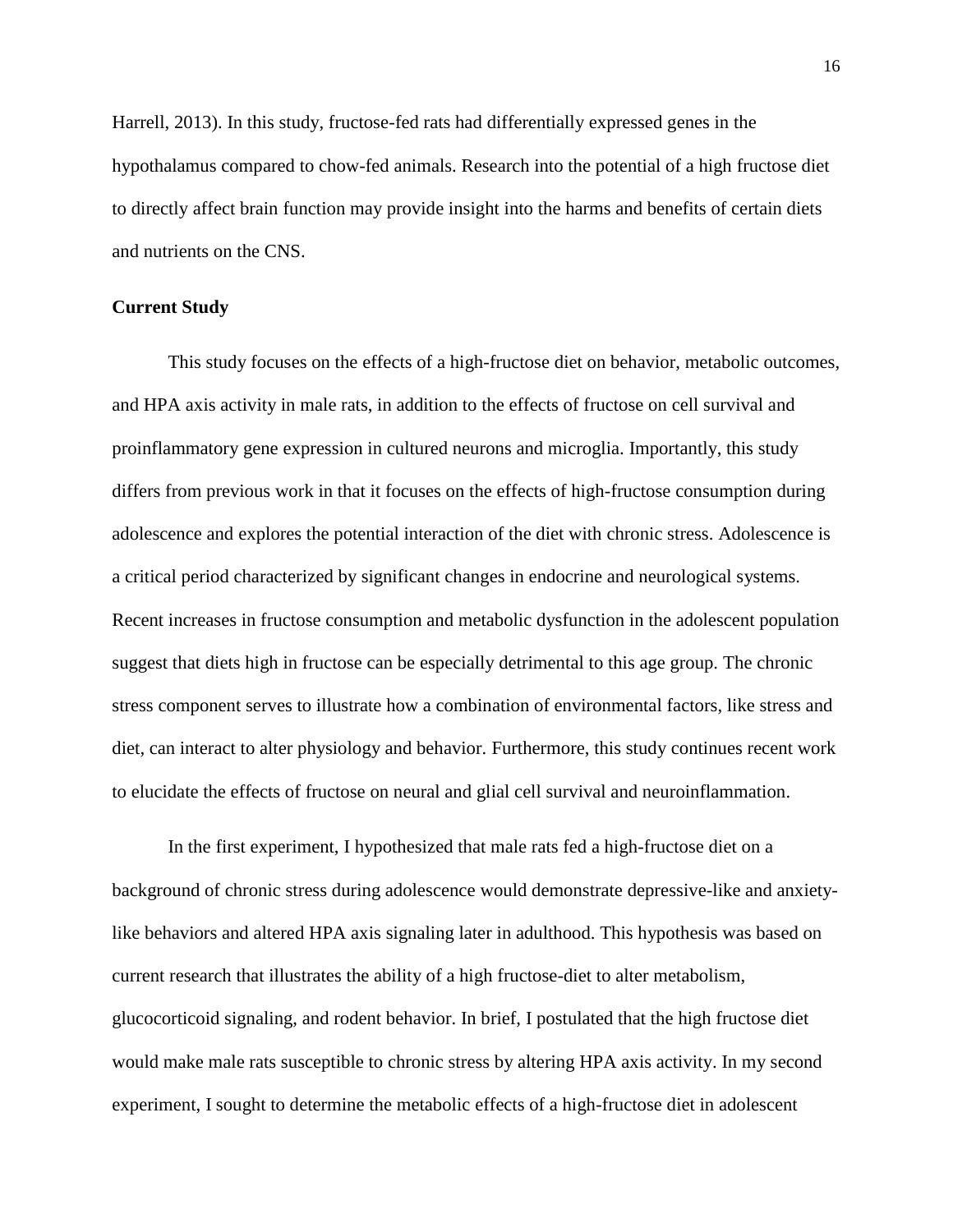Harrell, 2013). In this study, fructose-fed rats had differentially expressed genes in the hypothalamus compared to chow-fed animals. Research into the potential of a high fructose diet to directly affect brain function may provide insight into the harms and benefits of certain diets and nutrients on the CNS.

## Current Study

This study focuses on the effects of a high-fructose diet on behavior, metabolic outcomes, and HPA axis activity in male rats, in addition to the effects of fructose on cell survival and proinflammatory gene expression in cultured neurons and microglia. Importantly, this study differs from previous work in that it focuses on the effects of high-fructose consumption during adolescence and explores the potential interaction of the diet with chronic stress. Adolescence is a critical period characterized by significant changes in endocrine and neurological systems. Recent increases in fructose consumption and metabolic dysfunction in the adolescent population suggest that diets high in fructose can be especially detrimental to this age group. The chronic stress component serves to illustrate how a combination of environmental factors, like stress and diet, can interact to alter physiology and behavior. Furthermore, this study continues recent work to elucidate the effects of fructose on neural and glial cell survival and neuroinflammation.

In the first experiment, I hypothesized that male rats fed a high-fructose diet on a background of chronic stress during adolescence would demonstrate depressive-like and anxiety-like behaviors and altered HPA axis signaling later in adulthood. This hypothesis was based on current research that illustrates the ability of a high fructose-diet to alter metabolism, glucocorticoid signaling, and rodent behavior. In brief, I postulated that the high fructose diet would make male rats susceptible to chronic stress by altering HPA axis activity. In my second experiment, I sought to determine the metabolic effects of a high-fructose diet in adolescent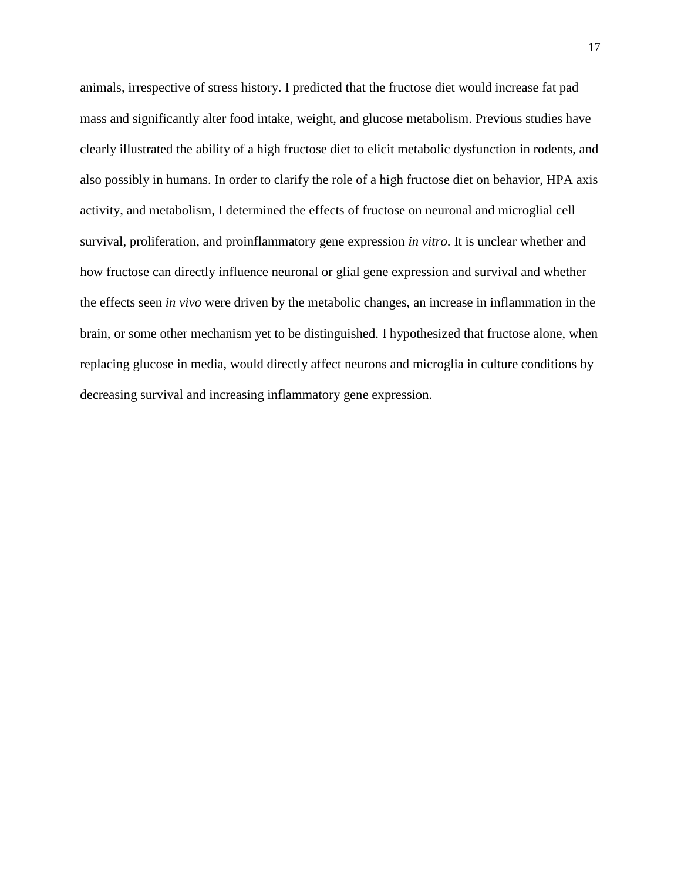animals, irrespective of stress history. I predicted that the fructose diet would increase fat pad mass and significantly alter food intake, weight, and glucose metabolism. Previous studies have clearly illustrated the ability of a high fructose diet to elicit metabolic dysfunction in rodents, and also possibly in humans. In order to clarify the role of a high fructose diet on behavior, HPA axis activity, and metabolism, I determined the effects of fructose on neuronal and microglial cell survival, proliferation, and proinflammatory gene expression *in vitro*. It is unclear whether and how fructose can directly influence neuronal or glial gene expression and survival and whether the effects seen *in vivo* were driven by the metabolic changes, an increase in inflammation in the brain, or some other mechanism yet to be distinguished. I hypothesized that fructose alone, when replacing glucose in media, would directly affect neurons and microglia in culture conditions by decreasing survival and increasing inflammatory gene expression.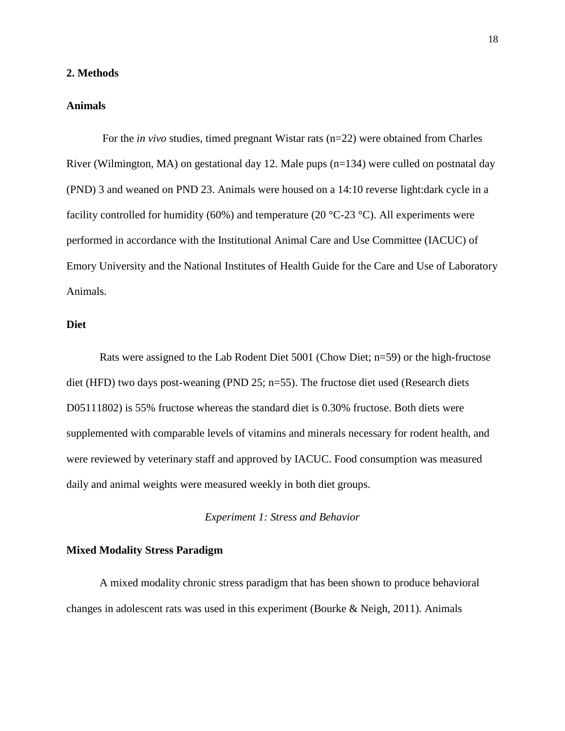## 2. Methods

### Animals

For the *in vivo* studies, timed pregnant Wistar rats (n=22) were obtained from Charles River (Wilmington, MA) on gestational day 12. Male pups (n=134) were culled on postnatal day (PND) 3 and weaned on PND 23. Animals were housed on a 14:10 reverse light:dark cycle in a facility controlled for humidity (60%) and temperature (20 °C-23 °C). All experiments were performed in accordance with the Institutional Animal Care and Use Committee (IACUC) of Emory University and the National Institutes of Health Guide for the Care and Use of Laboratory Animals.

### Diet

Rats were assigned to the Lab Rodent Diet 5001 (Chow Diet; n=59) or the high-fructose diet (HFD) two days post-weaning (PND 25; n=55). The fructose diet used (Research diets D05111802) is 55% fructose whereas the standard diet is 0.30% fructose. Both diets were supplemented with comparable levels of vitamins and minerals necessary for rodent health, and were reviewed by veterinary staff and approved by IACUC. Food consumption was measured daily and animal weights were measured weekly in both diet groups.

*Experiment 1: Stress and Behavior*

### Mixed Modality Stress Paradigm

A mixed modality chronic stress paradigm that has been shown to produce behavioral changes in adolescent rats was used in this experiment (Bourke & Neigh, 2011). Animals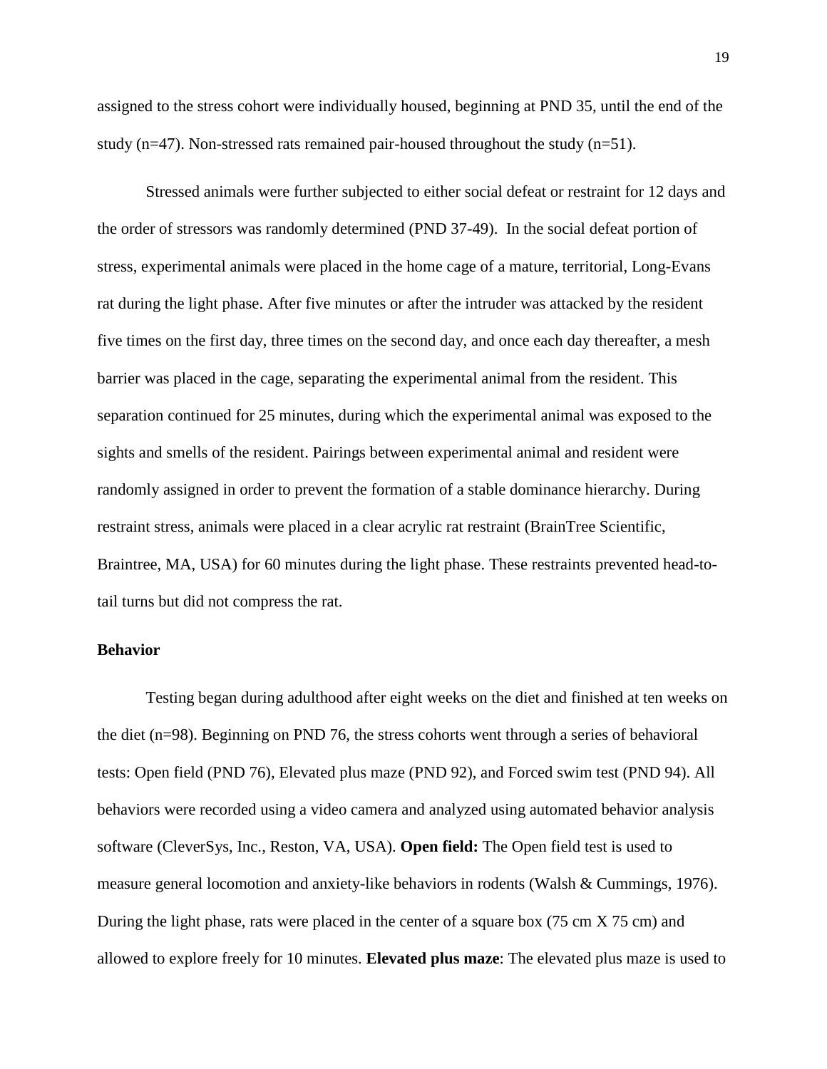assigned to the stress cohort were individually housed, beginning at PND 35, until the end of the study (n=47). Non-stressed rats remained pair-housed throughout the study (n=51).

Stressed animals were further subjected to either social defeat or restraint for 12 days and the order of stressors was randomly determined (PND 37-49). In the social defeat portion of stress, experimental animals were placed in the home cage of a mature, territorial, Long-Evans rat during the light phase. After five minutes or after the intruder was attacked by the resident five times on the first day, three times on the second day, and once each day thereafter, a mesh barrier was placed in the cage, separating the experimental animal from the resident. This separation continued for 25 minutes, during which the experimental animal was exposed to the sights and smells of the resident. Pairings between experimental animal and resident were randomly assigned in order to prevent the formation of a stable dominance hierarchy. During restraint stress, animals were placed in a clear acrylic rat restraint (BrainTree Scientific, Braintree, MA, USA) for 60 minutes during the light phase. These restraints prevented head-to-tail turns but did not compress the rat.

**Behavior**

Testing began during adulthood after eight weeks on the diet and finished at ten weeks on the diet (n=98). Beginning on PND 76, the stress cohorts went through a series of behavioral tests: Open field (PND 76), Elevated plus maze (PND 92), and Forced swim test (PND 94). All behaviors were recorded using a video camera and analyzed using automated behavior analysis software (CleverSys, Inc., Reston, VA, USA). **Open field:** The Open field test is used to measure general locomotion and anxiety-like behaviors in rodents (Walsh & Cummings, 1976). During the light phase, rats were placed in the center of a square box (75 cm X 75 cm) and allowed to explore freely for 10 minutes. **Elevated plus maze**: The elevated plus maze is used to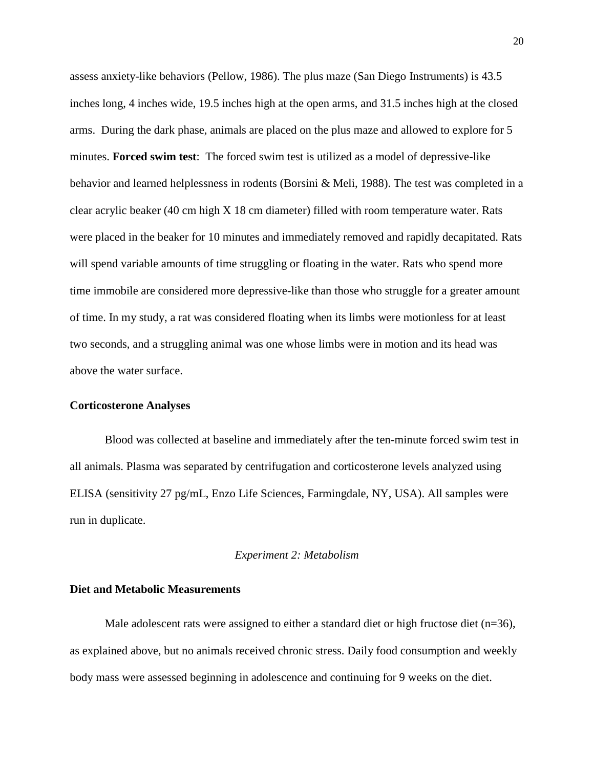assess anxiety-like behaviors (Pellow, 1986). The plus maze (San Diego Instruments) is 43.5 inches long, 4 inches wide, 19.5 inches high at the open arms, and 31.5 inches high at the closed arms. During the dark phase, animals are placed on the plus maze and allowed to explore for 5 minutes. **Forced swim test**: The forced swim test is utilized as a model of depressive-like behavior and learned helplessness in rodents (Borsini & Meli, 1988). The test was completed in a clear acrylic beaker (40 cm high X 18 cm diameter) filled with room temperature water. Rats were placed in the beaker for 10 minutes and immediately removed and rapidly decapitated. Rats will spend variable amounts of time struggling or floating in the water. Rats who spend more time immobile are considered more depressive-like than those who struggle for a greater amount of time. In my study, a rat was considered floating when its limbs were motionless for at least two seconds, and a struggling animal was one whose limbs were in motion and its head was above the water surface.

**Corticosterone Analyses**

Blood was collected at baseline and immediately after the ten-minute forced swim test in all animals. Plasma was separated by centrifugation and corticosterone levels analyzed using ELISA (sensitivity 27 pg/mL, Enzo Life Sciences, Farmingdale, NY, USA). All samples were run in duplicate.

*Experiment 2: Metabolism*

**Diet and Metabolic Measurements**

Male adolescent rats were assigned to either a standard diet or high fructose diet (n=36), as explained above, but no animals received chronic stress. Daily food consumption and weekly body mass were assessed beginning in adolescence and continuing for 9 weeks on the diet.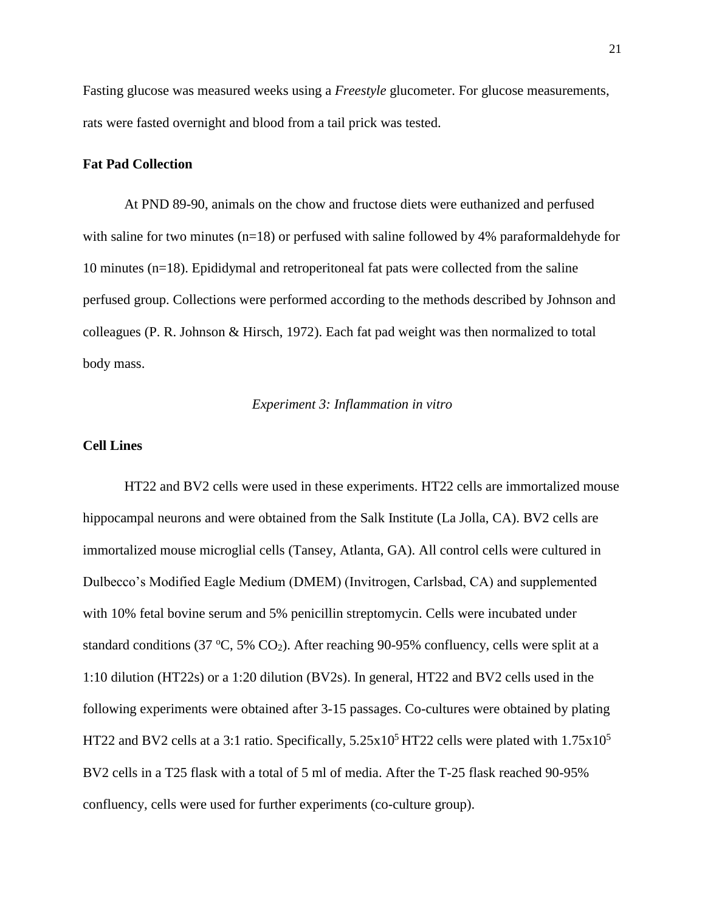Fasting glucose was measured weeks using a *Freestyle* glucometer. For glucose measurements, rats were fasted overnight and blood from a tail prick was tested.

**Fat Pad Collection**

At PND 89-90, animals on the chow and fructose diets were euthanized and perfused with saline for two minutes (n=18) or perfused with saline followed by 4% paraformaldehyde for 10 minutes (n=18). Epididymal and retroperitoneal fat pats were collected from the saline perfused group. Collections were performed according to the methods described by Johnson and colleagues (P. R. Johnson & Hirsch, 1972). Each fat pad weight was then normalized to total body mass.

*Experiment 3: Inflammation in vitro*

**Cell Lines**

HT22 and BV2 cells were used in these experiments. HT22 cells are immortalized mouse hippocampal neurons and were obtained from the Salk Institute (La Jolla, CA). BV2 cells are immortalized mouse microglial cells (Tansey, Atlanta, GA). All control cells were cultured in Dulbecco's Modified Eagle Medium (DMEM) (Invitrogen, Carlsbad, CA) and supplemented with 10% fetal bovine serum and 5% penicillin streptomycin. Cells were incubated under standard conditions (37 ºC, 5% $CO_2$). After reaching 90-95% confluency, cells were split at a 1:10 dilution (HT22s) or a 1:20 dilution (BV2s). In general, HT22 and BV2 cells used in the following experiments were obtained after 3-15 passages. Co-cultures were obtained by plating HT22 and BV2 cells at a 3:1 ratio. Specifically, $5.25 \times 10^5$ HT22 cells were plated with $1.75 \times 10^5$ BV2 cells in a T25 flask with a total of 5 ml of media. After the T-25 flask reached 90-95% confluency, cells were used for further experiments (co-culture group).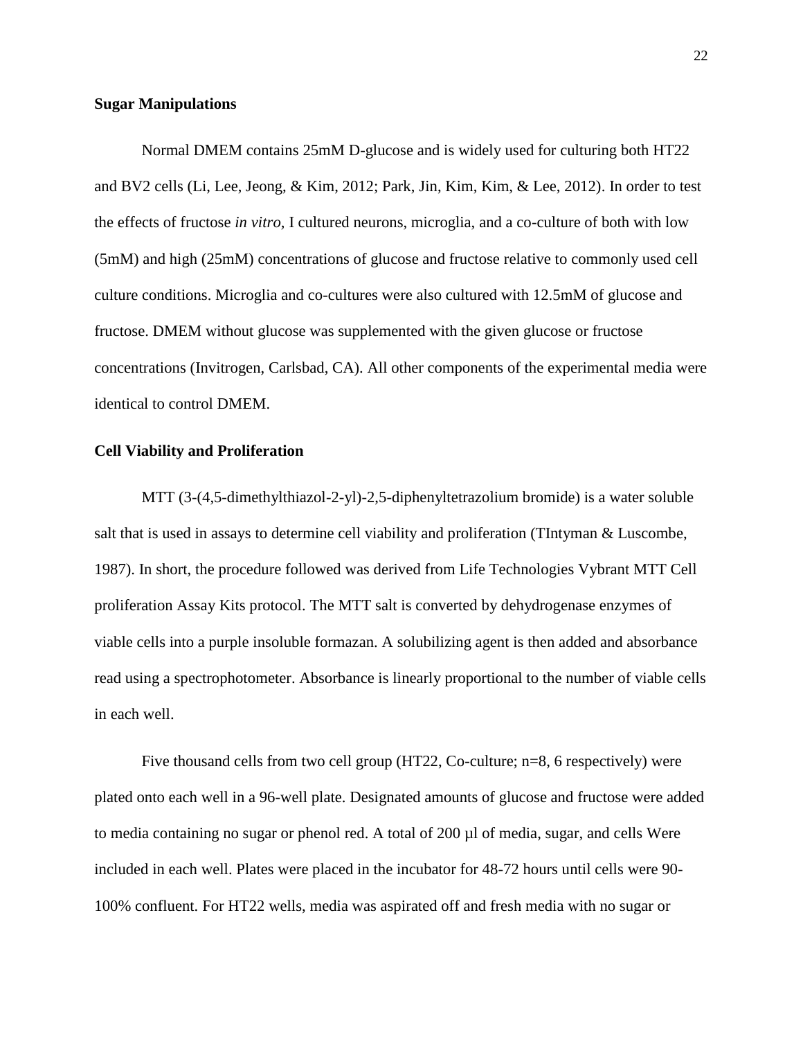**Sugar Manipulations**

Normal DMEM contains 25mM D-glucose and is widely used for culturing both HT22 and BV2 cells (Li, Lee, Jeong, & Kim, 2012; Park, Jin, Kim, Kim, & Lee, 2012). In order to test the effects of fructose *in vitro,* I cultured neurons, microglia, and a co-culture of both with low (5mM) and high (25mM) concentrations of glucose and fructose relative to commonly used cell culture conditions. Microglia and co-cultures were also cultured with 12.5mM of glucose and fructose. DMEM without glucose was supplemented with the given glucose or fructose concentrations (Invitrogen, Carlsbad, CA). All other components of the experimental media were identical to control DMEM.

**Cell Viability and Proliferation**

MTT (3-(4,5-dimethylthiazol-2-yl)-2,5-diphenyltetrazolium bromide) is a water soluble salt that is used in assays to determine cell viability and proliferation (TIntyman & Luscombe, 1987). In short, the procedure followed was derived from Life Technologies Vybrant MTT Cell proliferation Assay Kits protocol. The MTT salt is converted by dehydrogenase enzymes of viable cells into a purple insoluble formazan. A solubilizing agent is then added and absorbance read using a spectrophotometer. Absorbance is linearly proportional to the number of viable cells in each well.

Five thousand cells from two cell group (HT22, Co-culture; n=8, 6 respectively) were plated onto each well in a 96-well plate. Designated amounts of glucose and fructose were added to media containing no sugar or phenol red. A total of 200 µl of media, sugar, and cells Were included in each well. Plates were placed in the incubator for 48-72 hours until cells were 90-100% confluent. For HT22 wells, media was aspirated off and fresh media with no sugar or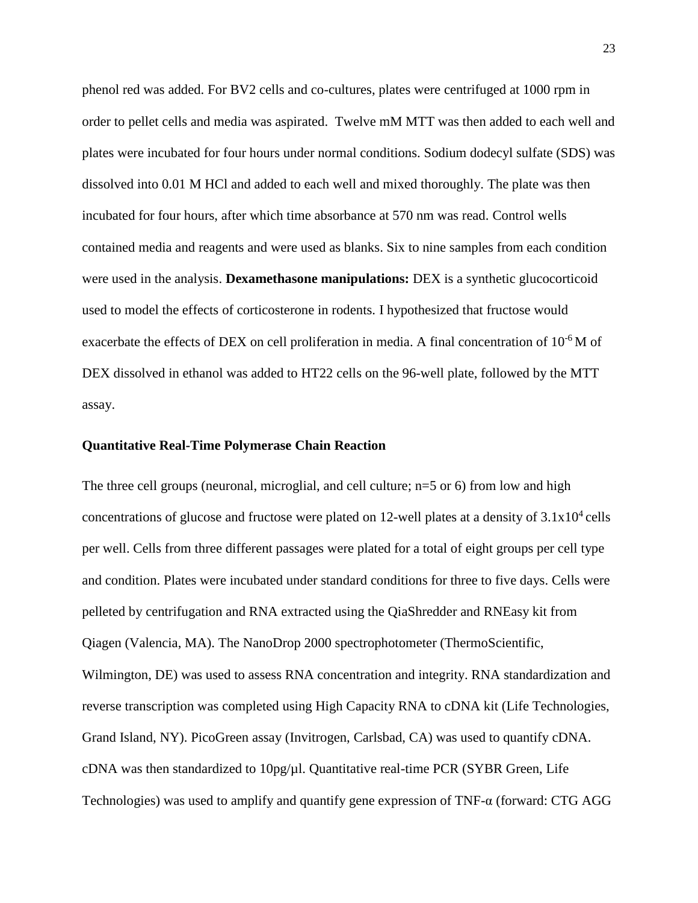phenol red was added. For BV2 cells and co-cultures, plates were centrifuged at 1000 rpm in order to pellet cells and media was aspirated. Twelve mM MTT was then added to each well and plates were incubated for four hours under normal conditions. Sodium dodecyl sulfate (SDS) was dissolved into 0.01 M HCl and added to each well and mixed thoroughly. The plate was then incubated for four hours, after which time absorbance at 570 nm was read. Control wells contained media and reagents and were used as blanks. Six to nine samples from each condition were used in the analysis. **Dexamethasone manipulations:** DEX is a synthetic glucocorticoid used to model the effects of corticosterone in rodents. I hypothesized that fructose would exacerbate the effects of DEX on cell proliferation in media. A final concentration of $10^{-6}$ M of DEX dissolved in ethanol was added to HT22 cells on the 96-well plate, followed by the MTT assay.

### Quantitative Real-Time Polymerase Chain Reaction

The three cell groups (neuronal, microglial, and cell culture; n=5 or 6) from low and high concentrations of glucose and fructose were plated on 12-well plates at a density of $3.1 \times 10^4$ cells per well. Cells from three different passages were plated for a total of eight groups per cell type and condition. Plates were incubated under standard conditions for three to five days. Cells were pelleted by centrifugation and RNA extracted using the QiaShredder and RNEasy kit from Qiagen (Valencia, MA). The NanoDrop 2000 spectrophotometer (ThermoScientific, Wilmington, DE) was used to assess RNA concentration and integrity. RNA standardization and reverse transcription was completed using High Capacity RNA to cDNA kit (Life Technologies, Grand Island, NY). PicoGreen assay (Invitrogen, Carlsbad, CA) was used to quantify cDNA. cDNA was then standardized to 10pg/µl. Quantitative real-time PCR (SYBR Green, Life Technologies) was used to amplify and quantify gene expression of TNF-α (forward: CTG AGG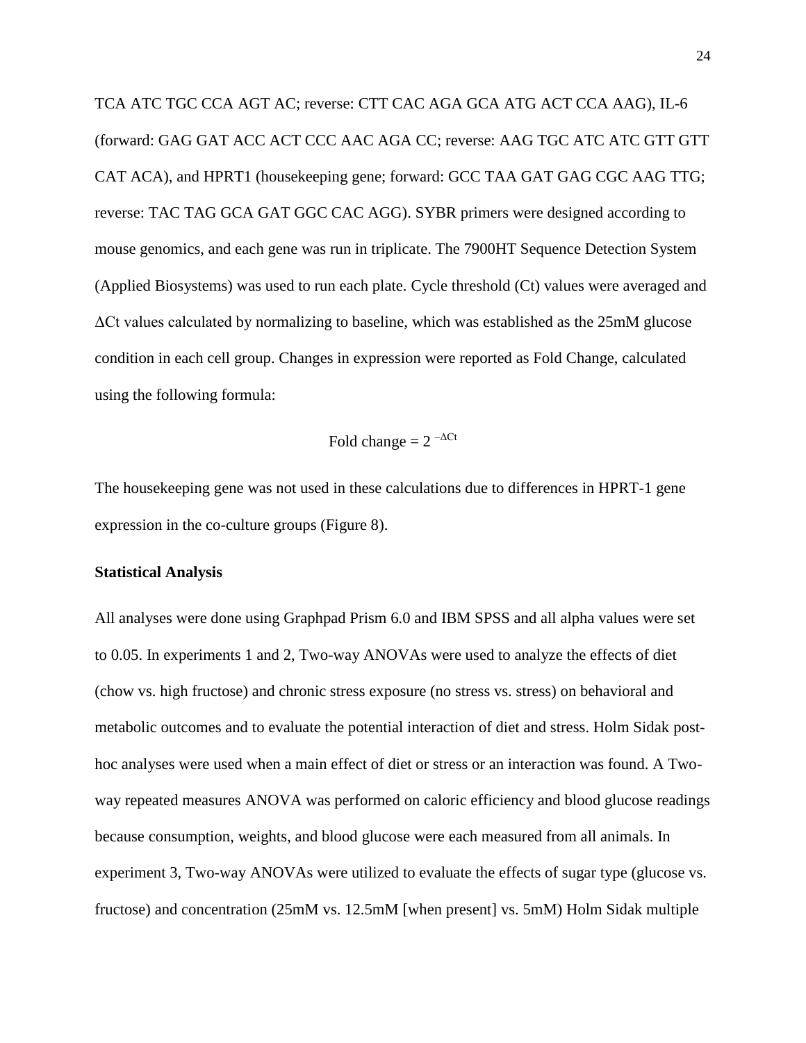TCA ATC TGC CCA AGT AC; reverse: CTT CAC AGA GCA ATG ACT CCA AAG), IL-6 (forward: GAG GAT ACC ACT CCC AAC AGA CC; reverse: AAG TGC ATC ATC GTT GTT CAT ACA), and HPRT1 (housekeeping gene; forward: GCC TAA GAT GAG CGC AAG TTG; reverse: TAC TAG GCA GAT GGC CAC AGG). SYBR primers were designed according to mouse genomics, and each gene was run in triplicate. The 7900HT Sequence Detection System (Applied Biosystems) was used to run each plate. Cycle threshold (Ct) values were averaged and ΔCt values calculated by normalizing to baseline, which was established as the 25mM glucose condition in each cell group. Changes in expression were reported as Fold Change, calculated using the following formula:

$$\text{Fold change} = 2^{-\Delta Ct}$$

The housekeeping gene was not used in these calculations due to differences in HPRT-1 gene expression in the co-culture groups (Figure 8).

**Statistical Analysis**

All analyses were done using Graphpad Prism 6.0 and IBM SPSS and all alpha values were set to 0.05. In experiments 1 and 2, Two-way ANOVAs were used to analyze the effects of diet (chow vs. high fructose) and chronic stress exposure (no stress vs. stress) on behavioral and metabolic outcomes and to evaluate the potential interaction of diet and stress. Holm Sidak post-hoc analyses were used when a main effect of diet or stress or an interaction was found. A Two-way repeated measures ANOVA was performed on caloric efficiency and blood glucose readings because consumption, weights, and blood glucose were each measured from all animals. In experiment 3, Two-way ANOVAs were utilized to evaluate the effects of sugar type (glucose vs. fructose) and concentration (25mM vs. 12.5mM [when present] vs. 5mM) Holm Sidak multiple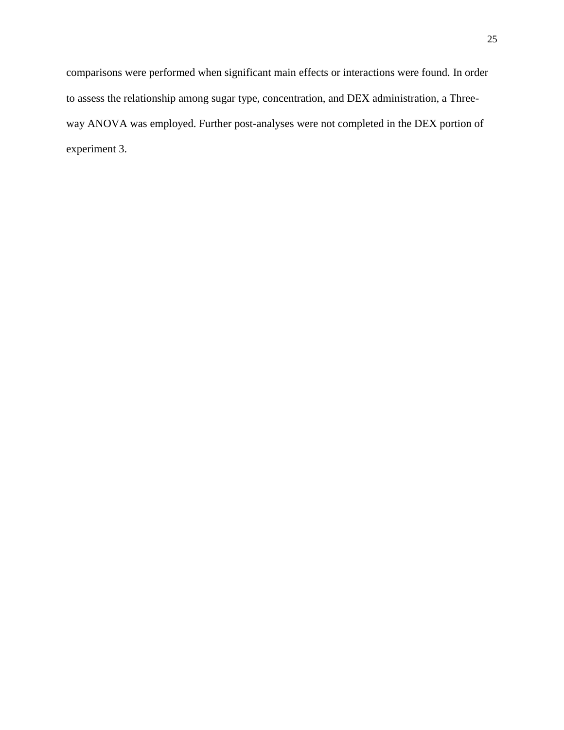comparisons were performed when significant main effects or interactions were found. In order to assess the relationship among sugar type, concentration, and DEX administration, a Three-way ANOVA was employed. Further post-analyses were not completed in the DEX portion of experiment 3.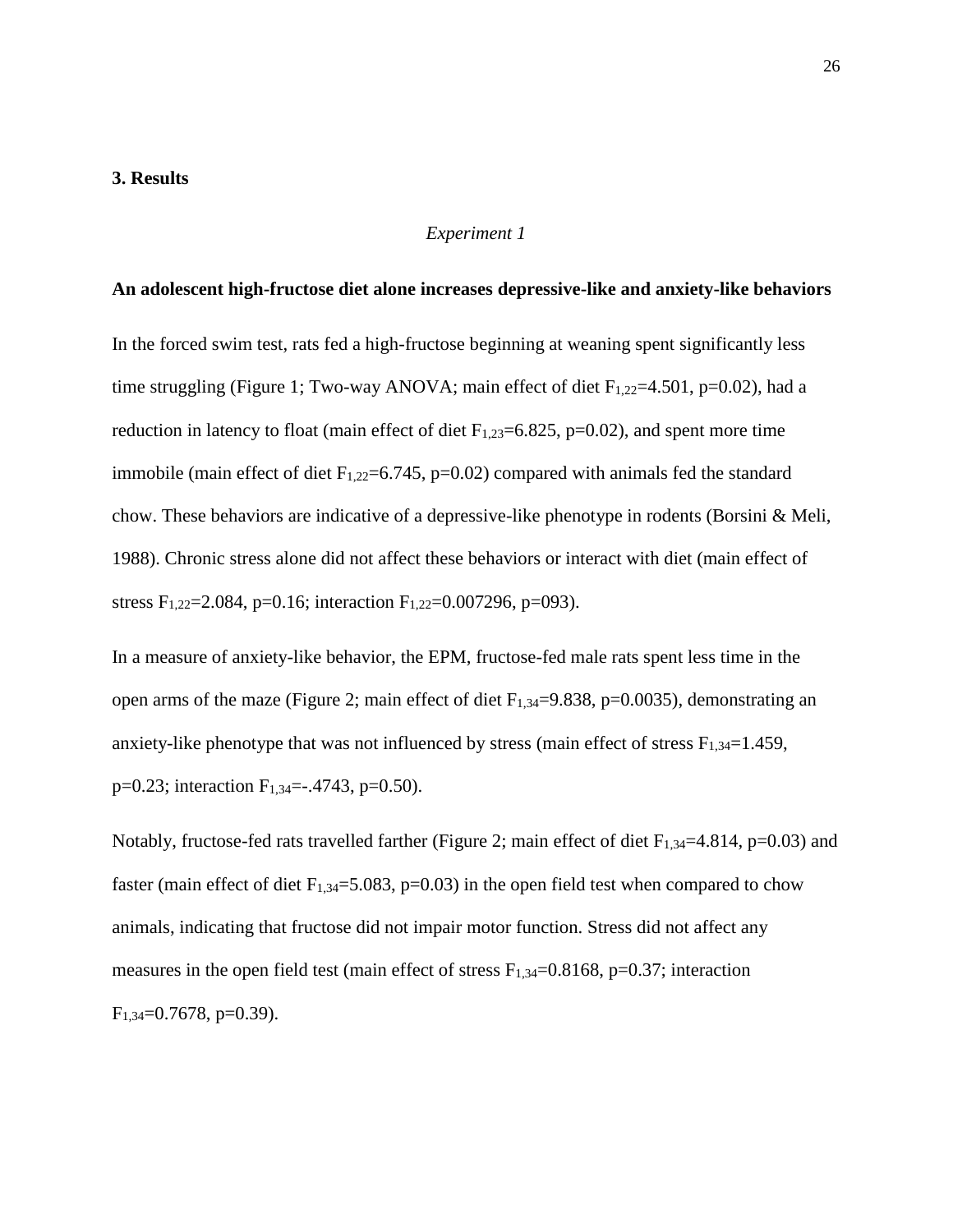## 3. Results

*Experiment 1*

**An adolescent high-fructose diet alone increases depressive-like and anxiety-like behaviors**

In the forced swim test, rats fed a high-fructose beginning at weaning spent significantly less time struggling (Figure 1; Two-way ANOVA; main effect of diet $F_{1,22}$=4.501, p=0.02), had a reduction in latency to float (main effect of diet $F_{1,23}$=6.825, p=0.02), and spent more time immobile (main effect of diet $F_{1,22}$=6.745, p=0.02) compared with animals fed the standard chow. These behaviors are indicative of a depressive-like phenotype in rodents (Borsini & Meli, 1988). Chronic stress alone did not affect these behaviors or interact with diet (main effect of stress $F_{1,22}$=2.084, p=0.16; interaction $F_{1,22}$=0.007296, p=093).

In a measure of anxiety-like behavior, the EPM, fructose-fed male rats spent less time in the open arms of the maze (Figure 2; main effect of diet $F_{1,34}$=9.838, p=0.0035), demonstrating an anxiety-like phenotype that was not influenced by stress (main effect of stress $F_{1,34}$=1.459, p=0.23; interaction $F_{1,34}$=-.4743, p=0.50).

Notably, fructose-fed rats travelled farther (Figure 2; main effect of diet $F_{1,34}$=4.814, p=0.03) and faster (main effect of diet $F_{1,34}$=5.083, p=0.03) in the open field test when compared to chow animals, indicating that fructose did not impair motor function. Stress did not affect any measures in the open field test (main effect of stress $F_{1,34}$=0.8168, p=0.37; interaction $F_{1,34}$=0.7678, p=0.39).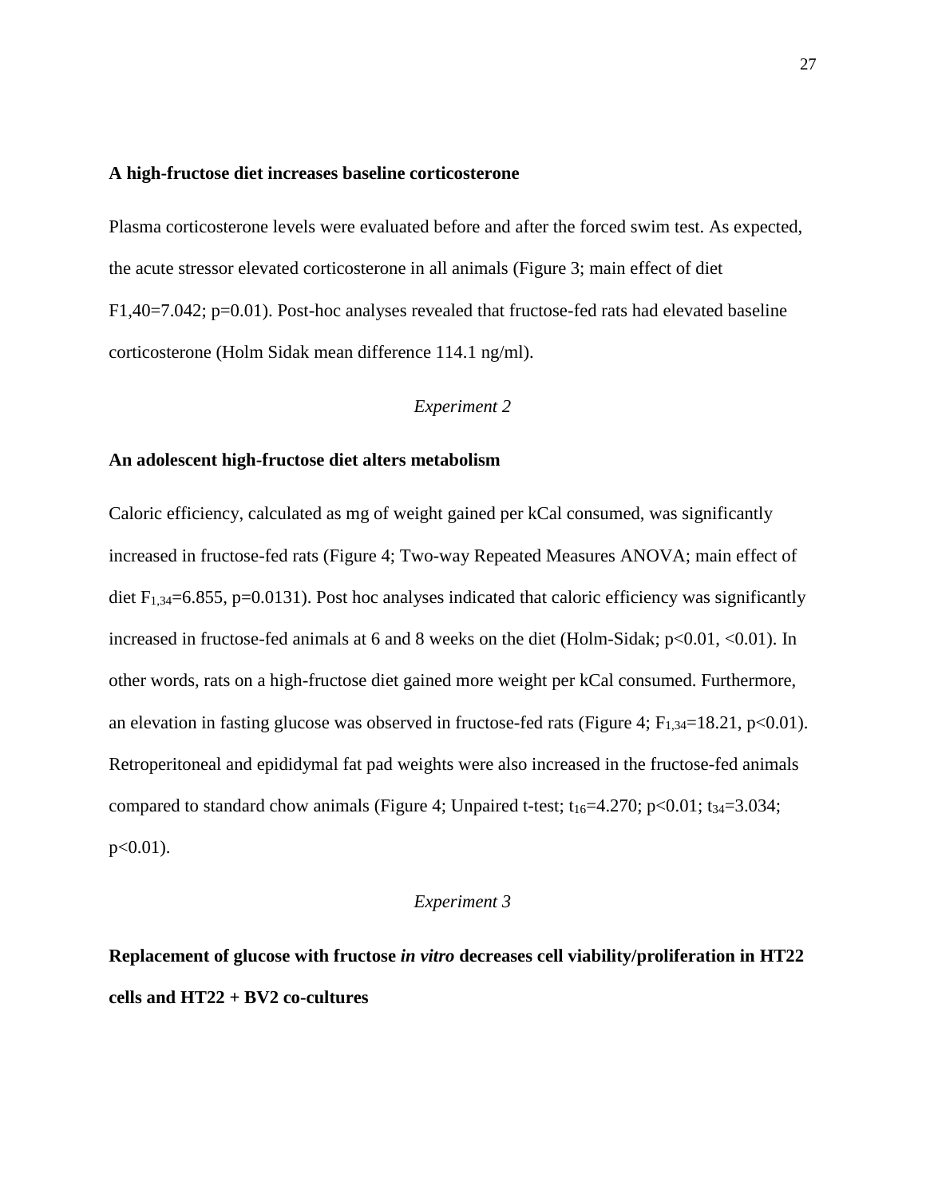**A high-fructose diet increases baseline corticosterone**

Plasma corticosterone levels were evaluated before and after the forced swim test. As expected, the acute stressor elevated corticosterone in all animals (Figure 3; main effect of diet F1,40=7.042; p=0.01). Post-hoc analyses revealed that fructose-fed rats had elevated baseline corticosterone (Holm Sidak mean difference 114.1 ng/ml).

*Experiment 2*

**An adolescent high-fructose diet alters metabolism**

Caloric efficiency, calculated as mg of weight gained per kCal consumed, was significantly increased in fructose-fed rats (Figure 4; Two-way Repeated Measures ANOVA; main effect of diet $F_{1,34}$=6.855, p=0.0131). Post hoc analyses indicated that caloric efficiency was significantly increased in fructose-fed animals at 6 and 8 weeks on the diet (Holm-Sidak; p<0.01, <0.01). In other words, rats on a high-fructose diet gained more weight per kCal consumed. Furthermore, an elevation in fasting glucose was observed in fructose-fed rats (Figure 4; $F_{1,34}$=18.21, p<0.01). Retroperitoneal and epididymal fat pad weights were also increased in the fructose-fed animals compared to standard chow animals (Figure 4; Unpaired t-test; $t_{16}$=4.270; p<0.01; $t_{34}$=3.034; p<0.01).

*Experiment 3*

**Replacement of glucose with fructose *in vitro* decreases cell viability/proliferation in HT22 cells and HT22 + BV2 co-cultures**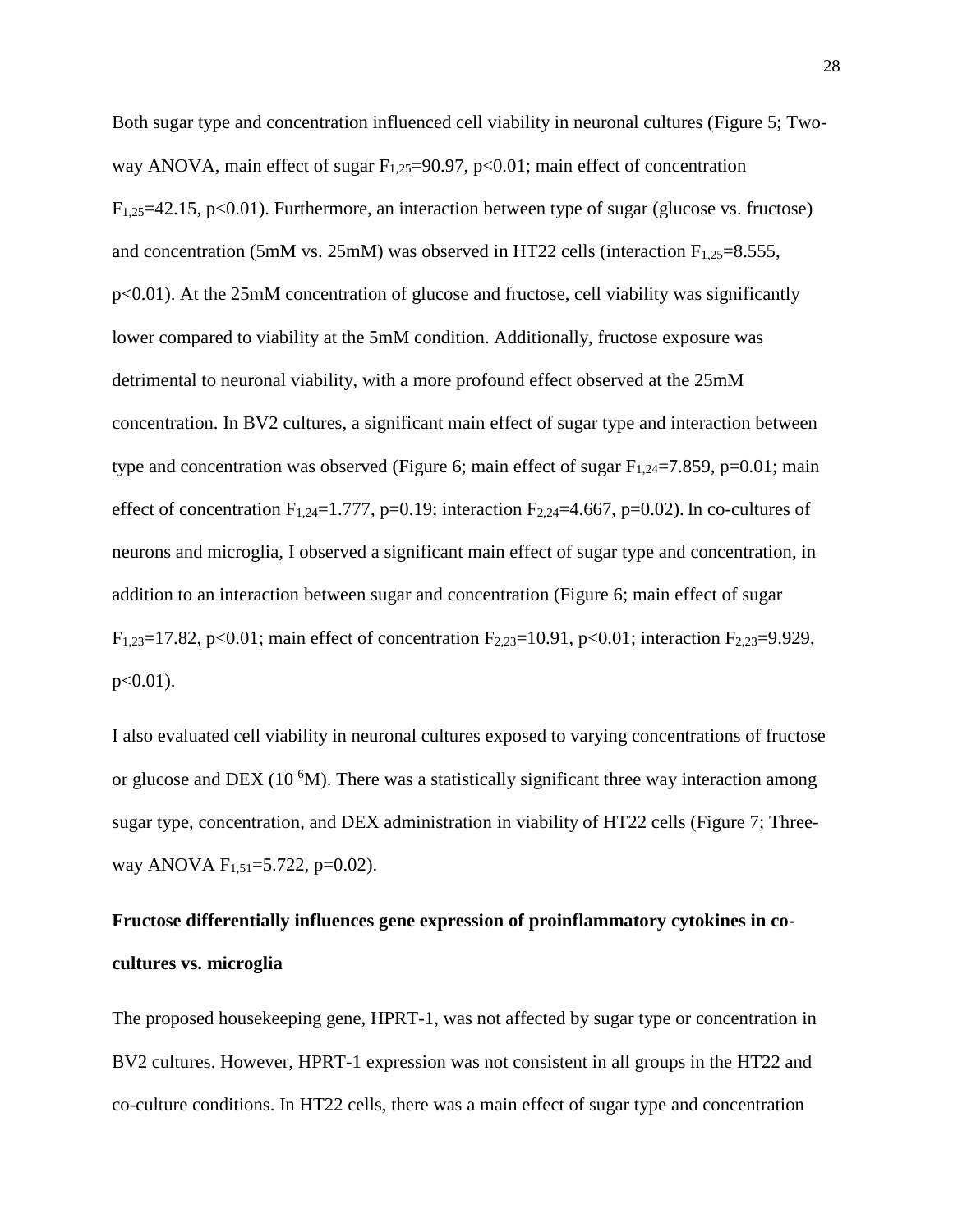Both sugar type and concentration influenced cell viability in neuronal cultures (Figure 5; Two-way ANOVA, main effect of sugar $F_{1,25}=90.97$, $p<0.01$; main effect of concentration $F_{1,25}=42.15$, $p<0.01$). Furthermore, an interaction between type of sugar (glucose vs. fructose) and concentration (5mM vs. 25mM) was observed in HT22 cells (interaction $F_{1,25}=8.555$, $p<0.01$). At the 25mM concentration of glucose and fructose, cell viability was significantly lower compared to viability at the 5mM condition. Additionally, fructose exposure was detrimental to neuronal viability, with a more profound effect observed at the 25mM concentration. In BV2 cultures, a significant main effect of sugar type and interaction between type and concentration was observed (Figure 6; main effect of sugar $F_{1,24}=7.859$, $p=0.01$; main effect of concentration $F_{1,24}=1.777$, $p=0.19$; interaction $F_{2,24}=4.667$, $p=0.02$). In co-cultures of neurons and microglia, I observed a significant main effect of sugar type and concentration, in addition to an interaction between sugar and concentration (Figure 6; main effect of sugar $F_{1,23}=17.82$, $p<0.01$; main effect of concentration $F_{2,23}=10.91$, $p<0.01$; interaction $F_{2,23}=9.929$, $p<0.01$).

I also evaluated cell viability in neuronal cultures exposed to varying concentrations of fructose or glucose and DEX ($10^{-6}$M). There was a statistically significant three way interaction among sugar type, concentration, and DEX administration in viability of HT22 cells (Figure 7; Three-way ANOVA $F_{1,51}=5.722$, $p=0.02$).

**Fructose differentially influences gene expression of proinflammatory cytokines in co-cultures vs. microglia**

The proposed housekeeping gene, HPRT-1, was not affected by sugar type or concentration in BV2 cultures. However, HPRT-1 expression was not consistent in all groups in the HT22 and co-culture conditions. In HT22 cells, there was a main effect of sugar type and concentration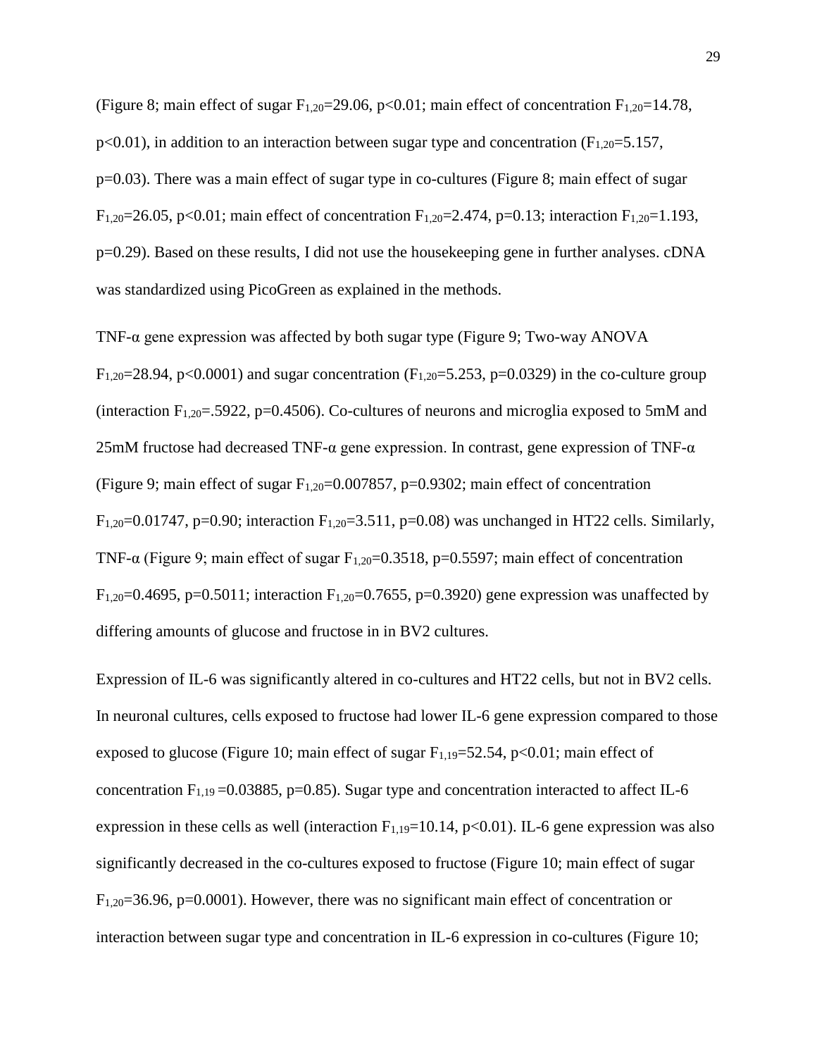(Figure 8; main effect of sugar $F_{1,20}$=29.06, $p<0.01$; main effect of concentration $F_{1,20}$=14.78, $p<0.01$), in addition to an interaction between sugar type and concentration ($F_{1,20}$=5.157, $p=0.03$). There was a main effect of sugar type in co-cultures (Figure 8; main effect of sugar $F_{1,20}$=26.05, $p<0.01$; main effect of concentration $F_{1,20}$=2.474, $p=0.13$; interaction $F_{1,20}$=1.193, $p=0.29$). Based on these results, I did not use the housekeeping gene in further analyses. cDNA was standardized using PicoGreen as explained in the methods.

TNF-α gene expression was affected by both sugar type (Figure 9; Two-way ANOVA $F_{1,20}$=28.94, $p<0.0001$) and sugar concentration ($F_{1,20}$=5.253, $p=0.0329$) in the co-culture group (interaction $F_{1,20}$=.5922, $p=0.4506$). Co-cultures of neurons and microglia exposed to 5mM and 25mM fructose had decreased TNF-α gene expression. In contrast, gene expression of TNF-α (Figure 9; main effect of sugar $F_{1,20}$=0.007857, $p=0.9302$; main effect of concentration $F_{1,20}$=0.01747, $p=0.90$; interaction $F_{1,20}$=3.511, $p=0.08$) was unchanged in HT22 cells. Similarly, TNF-α (Figure 9; main effect of sugar $F_{1,20}$=0.3518, $p=0.5597$; main effect of concentration $F_{1,20}$=0.4695, $p=0.5011$; interaction $F_{1,20}$=0.7655, $p=0.3920$) gene expression was unaffected by differing amounts of glucose and fructose in in BV2 cultures.

Expression of IL-6 was significantly altered in co-cultures and HT22 cells, but not in BV2 cells. In neuronal cultures, cells exposed to fructose had lower IL-6 gene expression compared to those exposed to glucose (Figure 10; main effect of sugar $F_{1,19}$=52.54, $p<0.01$; main effect of concentration $F_{1,19}$ =0.03885, $p=0.85$). Sugar type and concentration interacted to affect IL-6 expression in these cells as well (interaction $F_{1,19}$=10.14, $p<0.01$). IL-6 gene expression was also significantly decreased in the co-cultures exposed to fructose (Figure 10; main effect of sugar $F_{1,20}$=36.96, $p=0.0001$). However, there was no significant main effect of concentration or interaction between sugar type and concentration in IL-6 expression in co-cultures (Figure 10;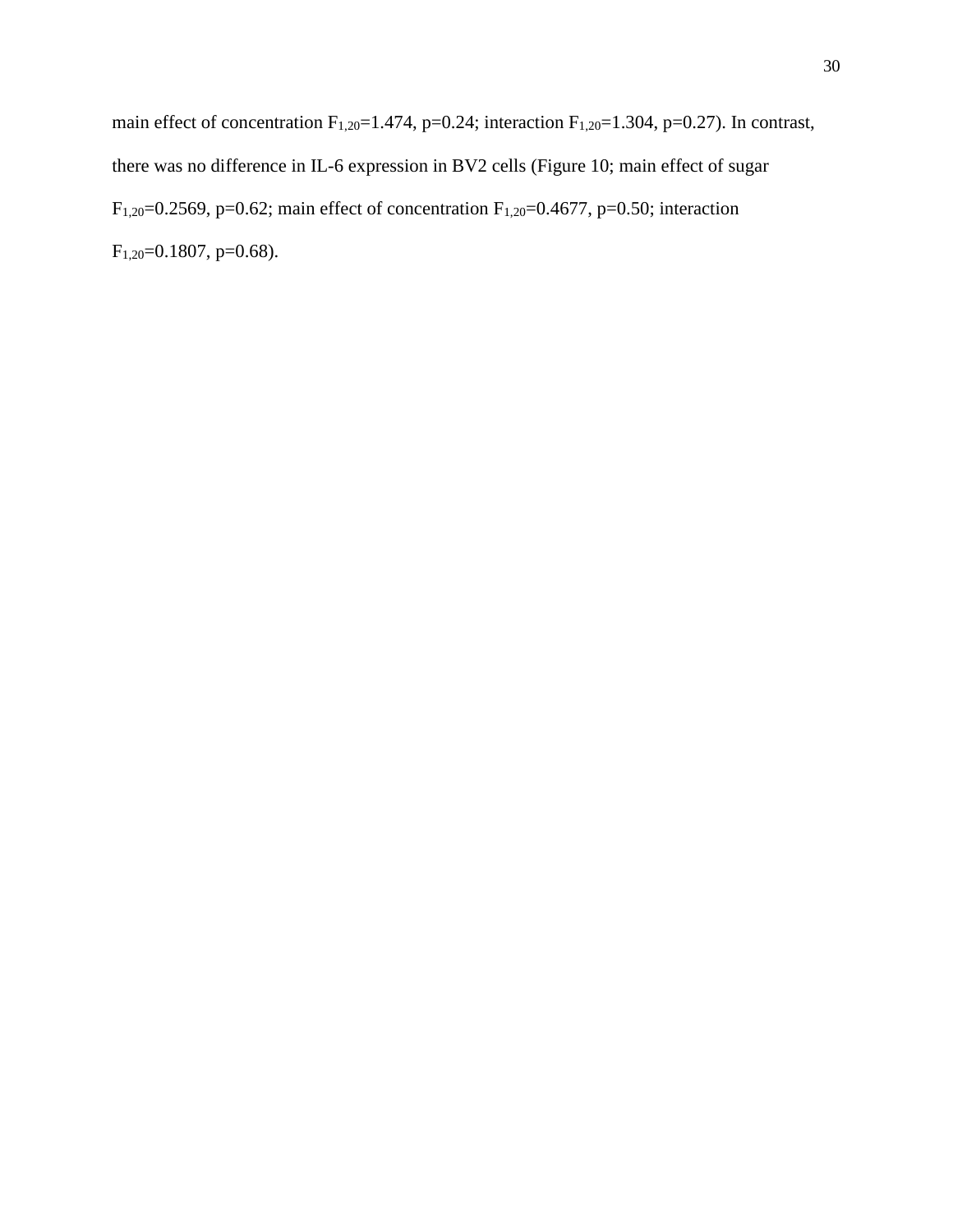main effect of concentration $F_{1,20}$=1.474, p=0.24; interaction $F_{1,20}$=1.304, p=0.27). In contrast, there was no difference in IL-6 expression in BV2 cells (Figure 10; main effect of sugar $F_{1,20}$=0.2569, p=0.62; main effect of concentration $F_{1,20}$=0.4677, p=0.50; interaction $F_{1,20}$=0.1807, p=0.68).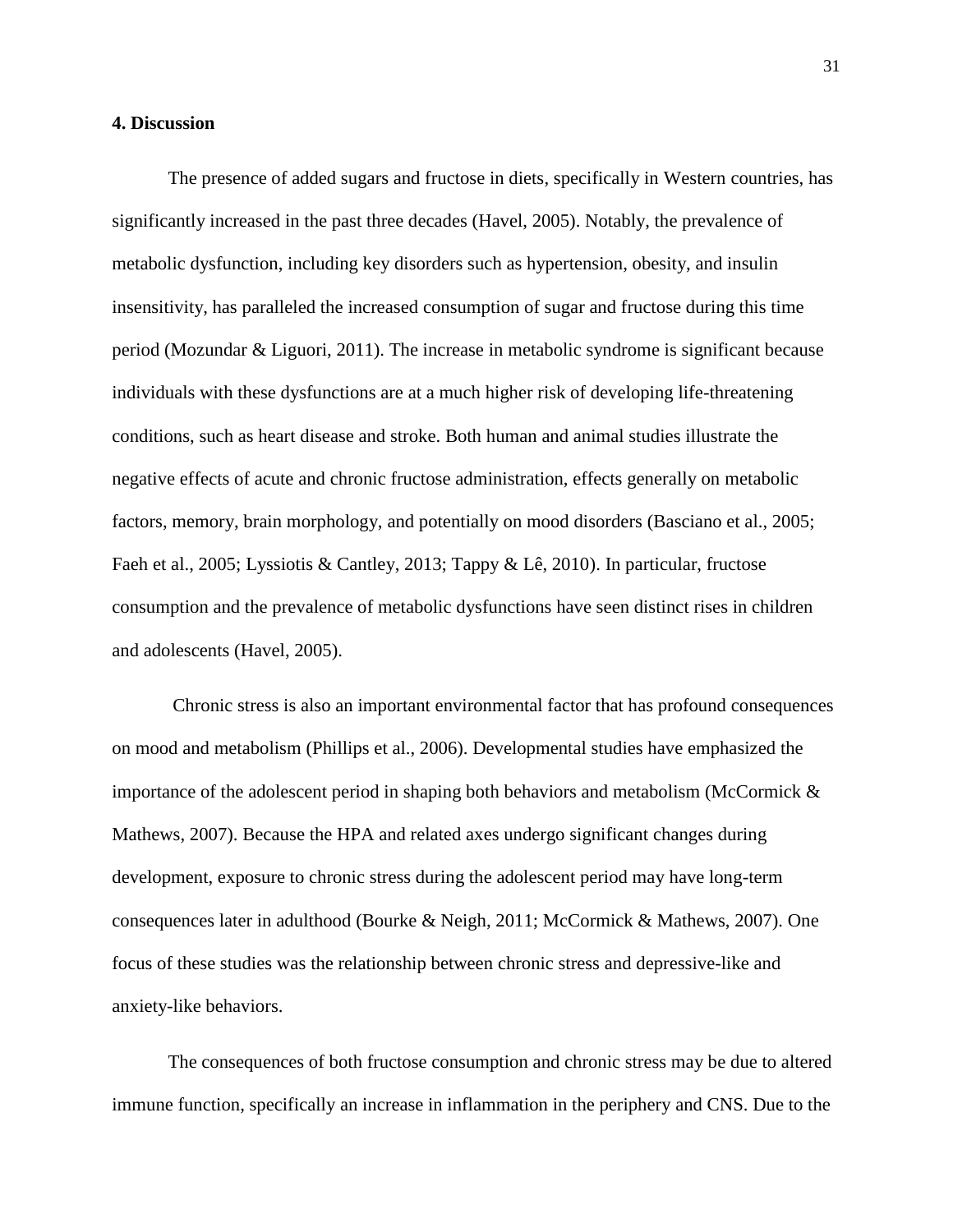## 4. Discussion

The presence of added sugars and fructose in diets, specifically in Western countries, has significantly increased in the past three decades (Havel, 2005). Notably, the prevalence of metabolic dysfunction, including key disorders such as hypertension, obesity, and insulin insensitivity, has paralleled the increased consumption of sugar and fructose during this time period (Mozundar & Liguori, 2011). The increase in metabolic syndrome is significant because individuals with these dysfunctions are at a much higher risk of developing life-threatening conditions, such as heart disease and stroke. Both human and animal studies illustrate the negative effects of acute and chronic fructose administration, effects generally on metabolic factors, memory, brain morphology, and potentially on mood disorders (Basciano et al., 2005; Faeh et al., 2005; Lyssiotis & Cantley, 2013; Tappy & Lê, 2010). In particular, fructose consumption and the prevalence of metabolic dysfunctions have seen distinct rises in children and adolescents (Havel, 2005).

Chronic stress is also an important environmental factor that has profound consequences on mood and metabolism (Phillips et al., 2006). Developmental studies have emphasized the importance of the adolescent period in shaping both behaviors and metabolism (McCormick & Mathews, 2007). Because the HPA and related axes undergo significant changes during development, exposure to chronic stress during the adolescent period may have long-term consequences later in adulthood (Bourke & Neigh, 2011; McCormick & Mathews, 2007). One focus of these studies was the relationship between chronic stress and depressive-like and anxiety-like behaviors.

The consequences of both fructose consumption and chronic stress may be due to altered immune function, specifically an increase in inflammation in the periphery and CNS. Due to the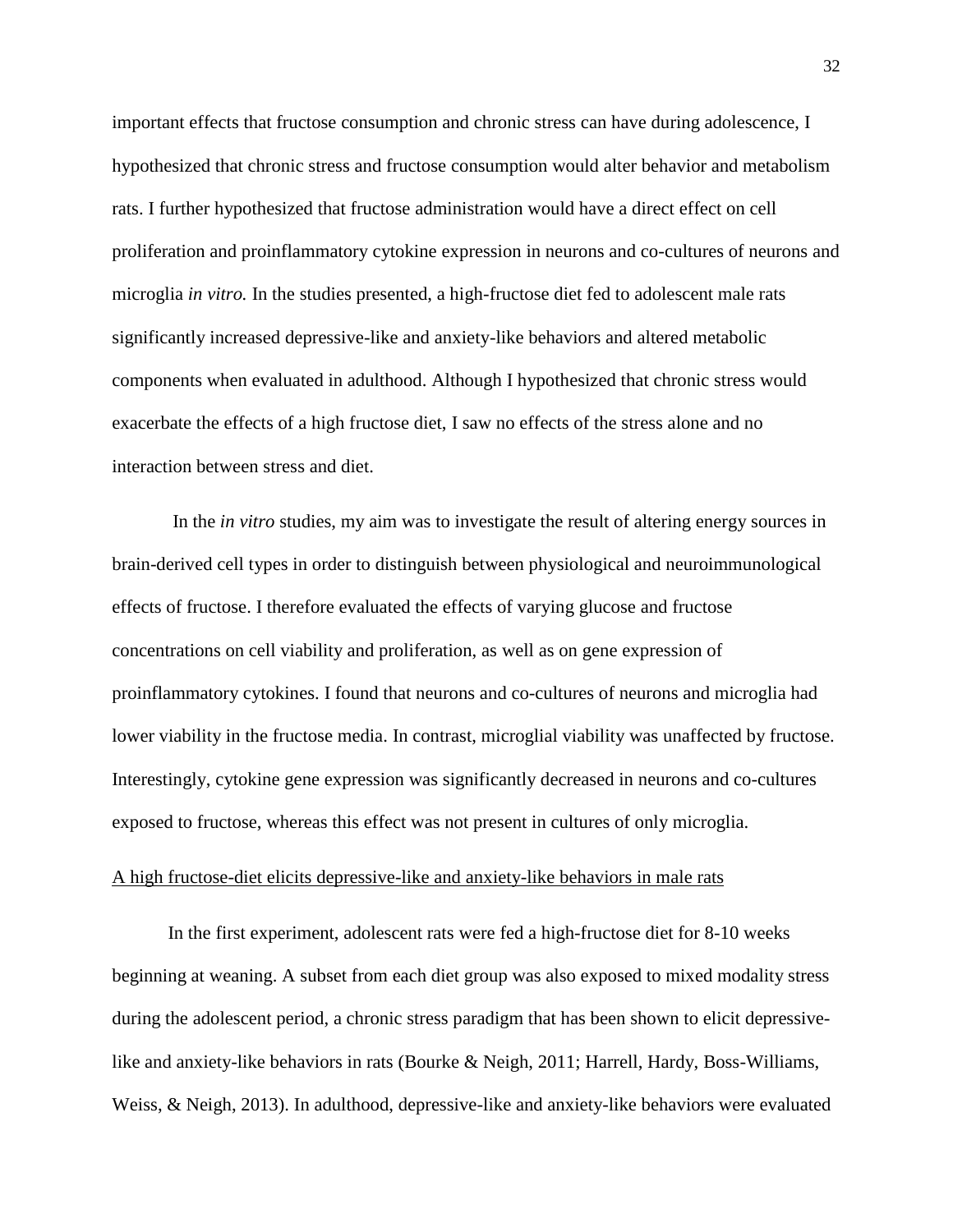important effects that fructose consumption and chronic stress can have during adolescence, I hypothesized that chronic stress and fructose consumption would alter behavior and metabolism rats. I further hypothesized that fructose administration would have a direct effect on cell proliferation and proinflammatory cytokine expression in neurons and co-cultures of neurons and microglia *in vitro.* In the studies presented, a high-fructose diet fed to adolescent male rats significantly increased depressive-like and anxiety-like behaviors and altered metabolic components when evaluated in adulthood. Although I hypothesized that chronic stress would exacerbate the effects of a high fructose diet, I saw no effects of the stress alone and no interaction between stress and diet.

In the *in vitro* studies, my aim was to investigate the result of altering energy sources in brain-derived cell types in order to distinguish between physiological and neuroimmunological effects of fructose. I therefore evaluated the effects of varying glucose and fructose concentrations on cell viability and proliferation, as well as on gene expression of proinflammatory cytokines. I found that neurons and co-cultures of neurons and microglia had lower viability in the fructose media. In contrast, microglial viability was unaffected by fructose. Interestingly, cytokine gene expression was significantly decreased in neurons and co-cultures exposed to fructose, whereas this effect was not present in cultures of only microglia.

<u>A high fructose-diet elicits depressive-like and anxiety-like behaviors in male rats</u>

In the first experiment, adolescent rats were fed a high-fructose diet for 8-10 weeks beginning at weaning. A subset from each diet group was also exposed to mixed modality stress during the adolescent period, a chronic stress paradigm that has been shown to elicit depressive-like and anxiety-like behaviors in rats (Bourke & Neigh, 2011; Harrell, Hardy, Boss-Williams, Weiss, & Neigh, 2013). In adulthood, depressive-like and anxiety-like behaviors were evaluated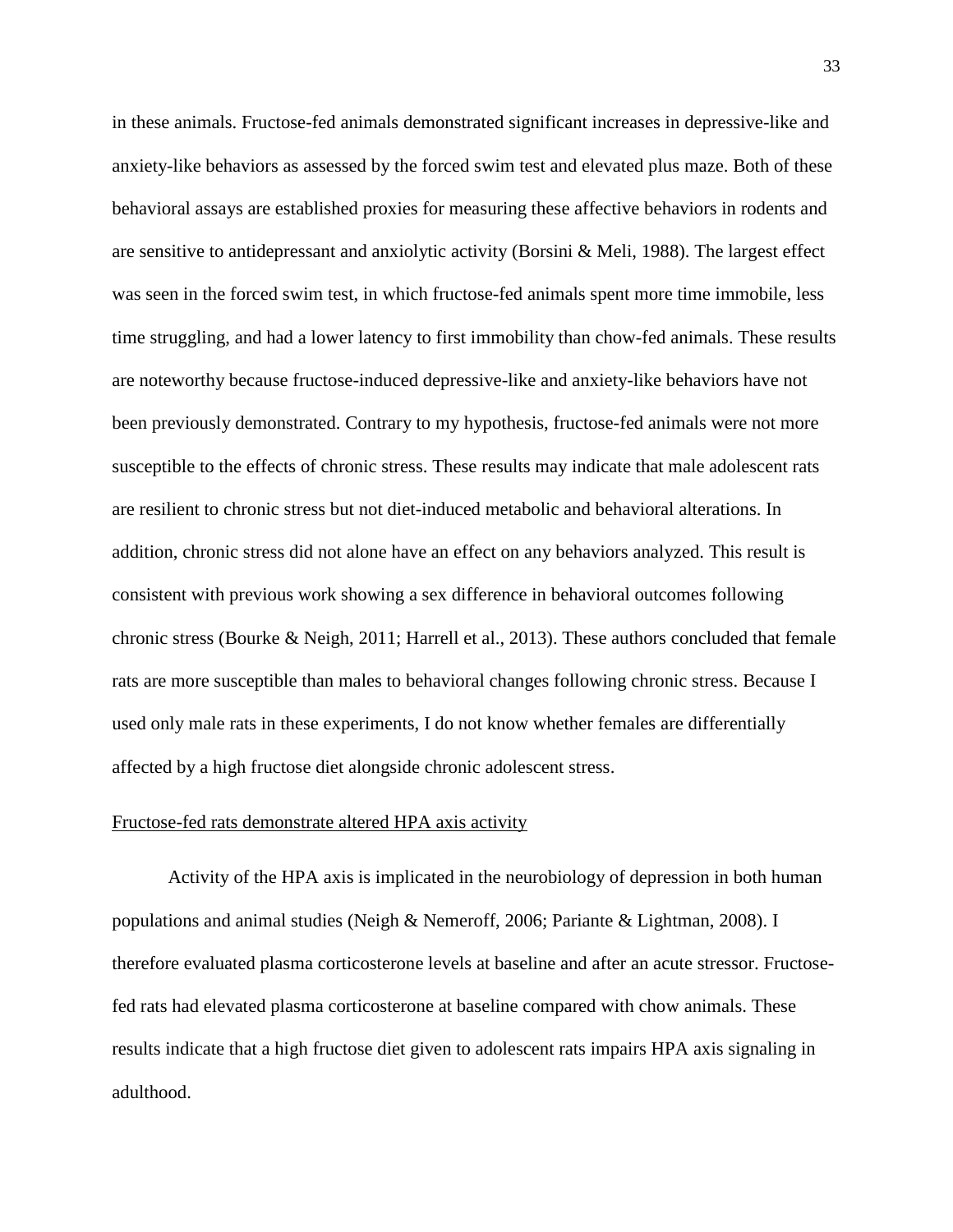in these animals. Fructose-fed animals demonstrated significant increases in depressive-like and anxiety-like behaviors as assessed by the forced swim test and elevated plus maze. Both of these behavioral assays are established proxies for measuring these affective behaviors in rodents and are sensitive to antidepressant and anxiolytic activity (Borsini & Meli, 1988). The largest effect was seen in the forced swim test, in which fructose-fed animals spent more time immobile, less time struggling, and had a lower latency to first immobility than chow-fed animals. These results are noteworthy because fructose-induced depressive-like and anxiety-like behaviors have not been previously demonstrated. Contrary to my hypothesis, fructose-fed animals were not more susceptible to the effects of chronic stress. These results may indicate that male adolescent rats are resilient to chronic stress but not diet-induced metabolic and behavioral alterations. In addition, chronic stress did not alone have an effect on any behaviors analyzed. This result is consistent with previous work showing a sex difference in behavioral outcomes following chronic stress (Bourke & Neigh, 2011; Harrell et al., 2013). These authors concluded that female rats are more susceptible than males to behavioral changes following chronic stress. Because I used only male rats in these experiments, I do not know whether females are differentially affected by a high fructose diet alongside chronic adolescent stress.

<u>Fructose-fed rats demonstrate altered HPA axis activity</u>

Activity of the HPA axis is implicated in the neurobiology of depression in both human populations and animal studies (Neigh & Nemeroff, 2006; Pariante & Lightman, 2008). I therefore evaluated plasma corticosterone levels at baseline and after an acute stressor. Fructose-fed rats had elevated plasma corticosterone at baseline compared with chow animals. These results indicate that a high fructose diet given to adolescent rats impairs HPA axis signaling in adulthood.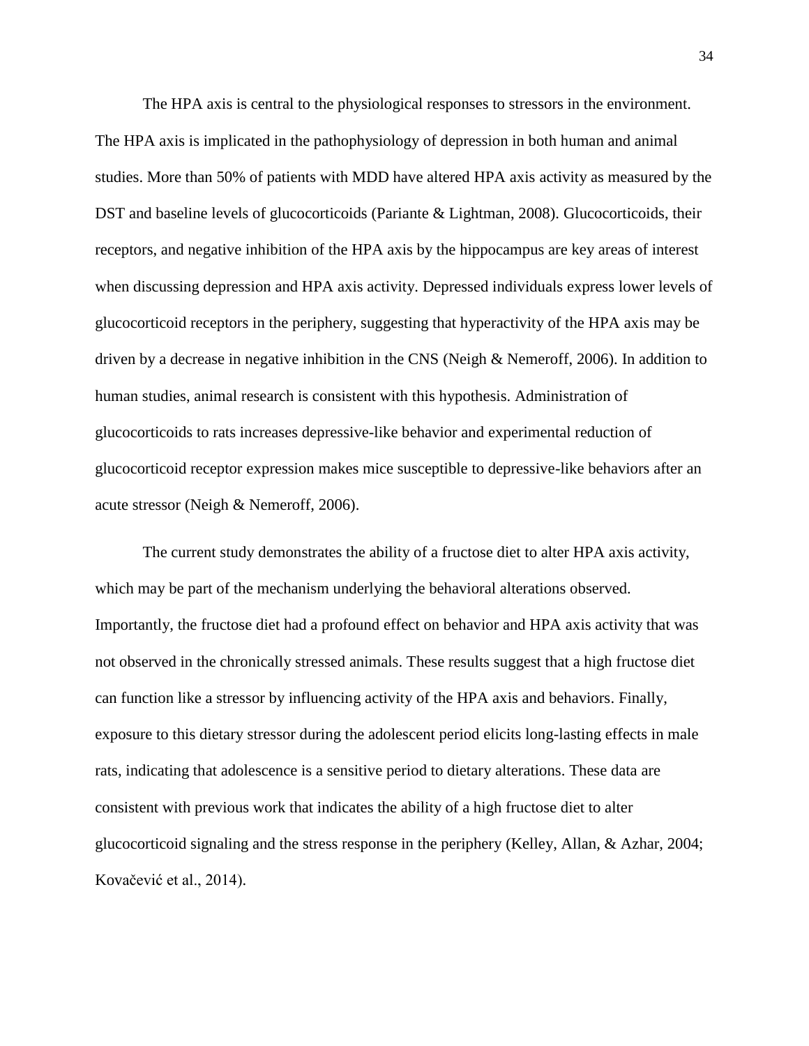The HPA axis is central to the physiological responses to stressors in the environment. The HPA axis is implicated in the pathophysiology of depression in both human and animal studies. More than 50% of patients with MDD have altered HPA axis activity as measured by the DST and baseline levels of glucocorticoids (Pariante & Lightman, 2008). Glucocorticoids, their receptors, and negative inhibition of the HPA axis by the hippocampus are key areas of interest when discussing depression and HPA axis activity. Depressed individuals express lower levels of glucocorticoid receptors in the periphery, suggesting that hyperactivity of the HPA axis may be driven by a decrease in negative inhibition in the CNS (Neigh & Nemeroff, 2006). In addition to human studies, animal research is consistent with this hypothesis. Administration of glucocorticoids to rats increases depressive-like behavior and experimental reduction of glucocorticoid receptor expression makes mice susceptible to depressive-like behaviors after an acute stressor (Neigh & Nemeroff, 2006).

The current study demonstrates the ability of a fructose diet to alter HPA axis activity, which may be part of the mechanism underlying the behavioral alterations observed. Importantly, the fructose diet had a profound effect on behavior and HPA axis activity that was not observed in the chronically stressed animals. These results suggest that a high fructose diet can function like a stressor by influencing activity of the HPA axis and behaviors. Finally, exposure to this dietary stressor during the adolescent period elicits long-lasting effects in male rats, indicating that adolescence is a sensitive period to dietary alterations. These data are consistent with previous work that indicates the ability of a high fructose diet to alter glucocorticoid signaling and the stress response in the periphery (Kelley, Allan, & Azhar, 2004; Kovačević et al., 2014).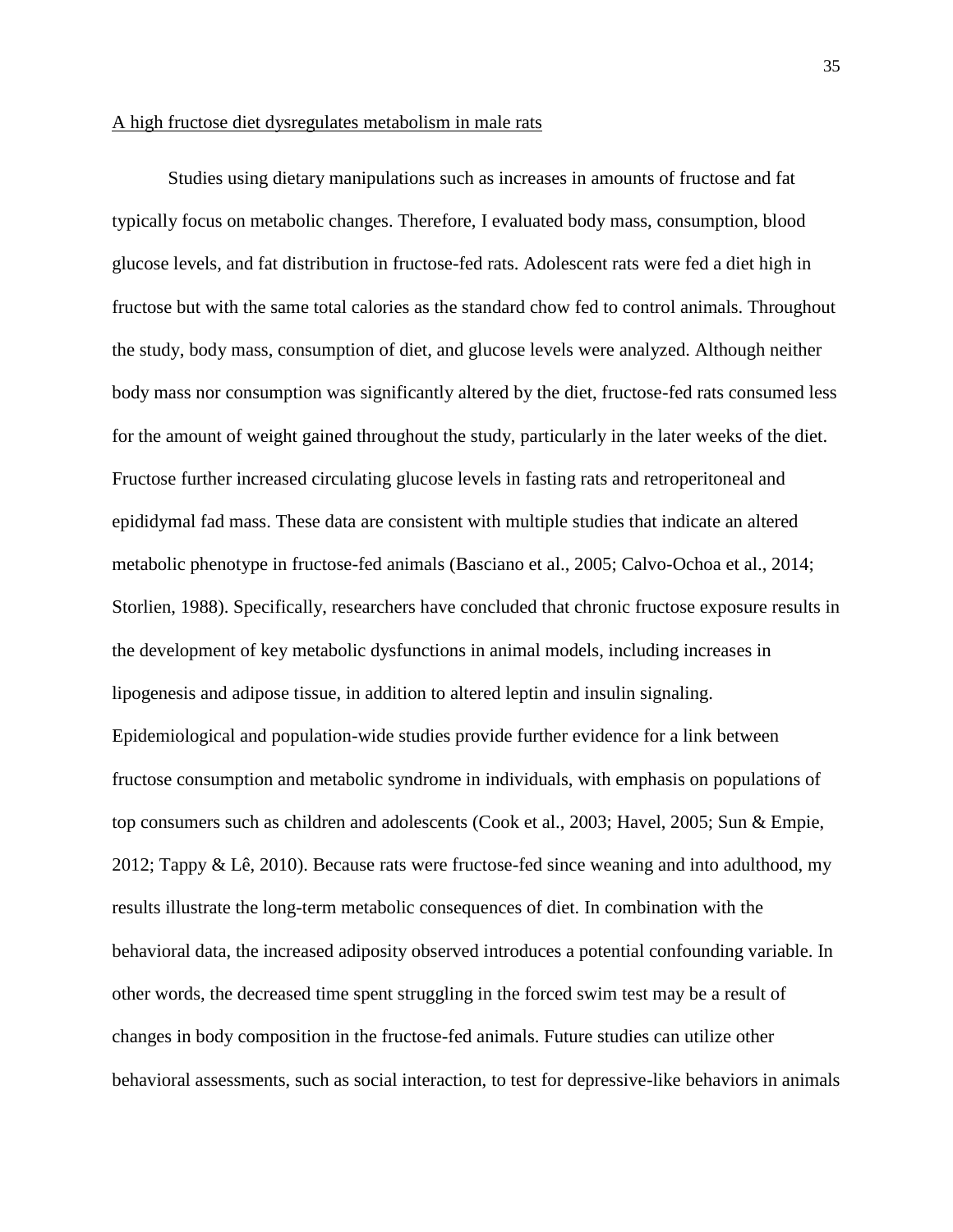A high fructose diet dysregulates metabolism in male rats

Studies using dietary manipulations such as increases in amounts of fructose and fat typically focus on metabolic changes. Therefore, I evaluated body mass, consumption, blood glucose levels, and fat distribution in fructose-fed rats. Adolescent rats were fed a diet high in fructose but with the same total calories as the standard chow fed to control animals. Throughout the study, body mass, consumption of diet, and glucose levels were analyzed. Although neither body mass nor consumption was significantly altered by the diet, fructose-fed rats consumed less for the amount of weight gained throughout the study, particularly in the later weeks of the diet. Fructose further increased circulating glucose levels in fasting rats and retroperitoneal and epididymal fad mass. These data are consistent with multiple studies that indicate an altered metabolic phenotype in fructose-fed animals (Basciano et al., 2005; Calvo-Ochoa et al., 2014; Storlien, 1988). Specifically, researchers have concluded that chronic fructose exposure results in the development of key metabolic dysfunctions in animal models, including increases in lipogenesis and adipose tissue, in addition to altered leptin and insulin signaling. Epidemiological and population-wide studies provide further evidence for a link between fructose consumption and metabolic syndrome in individuals, with emphasis on populations of top consumers such as children and adolescents (Cook et al., 2003; Havel, 2005; Sun & Empie, 2012; Tappy & Lê, 2010). Because rats were fructose-fed since weaning and into adulthood, my results illustrate the long-term metabolic consequences of diet. In combination with the behavioral data, the increased adiposity observed introduces a potential confounding variable. In other words, the decreased time spent struggling in the forced swim test may be a result of changes in body composition in the fructose-fed animals. Future studies can utilize other behavioral assessments, such as social interaction, to test for depressive-like behaviors in animals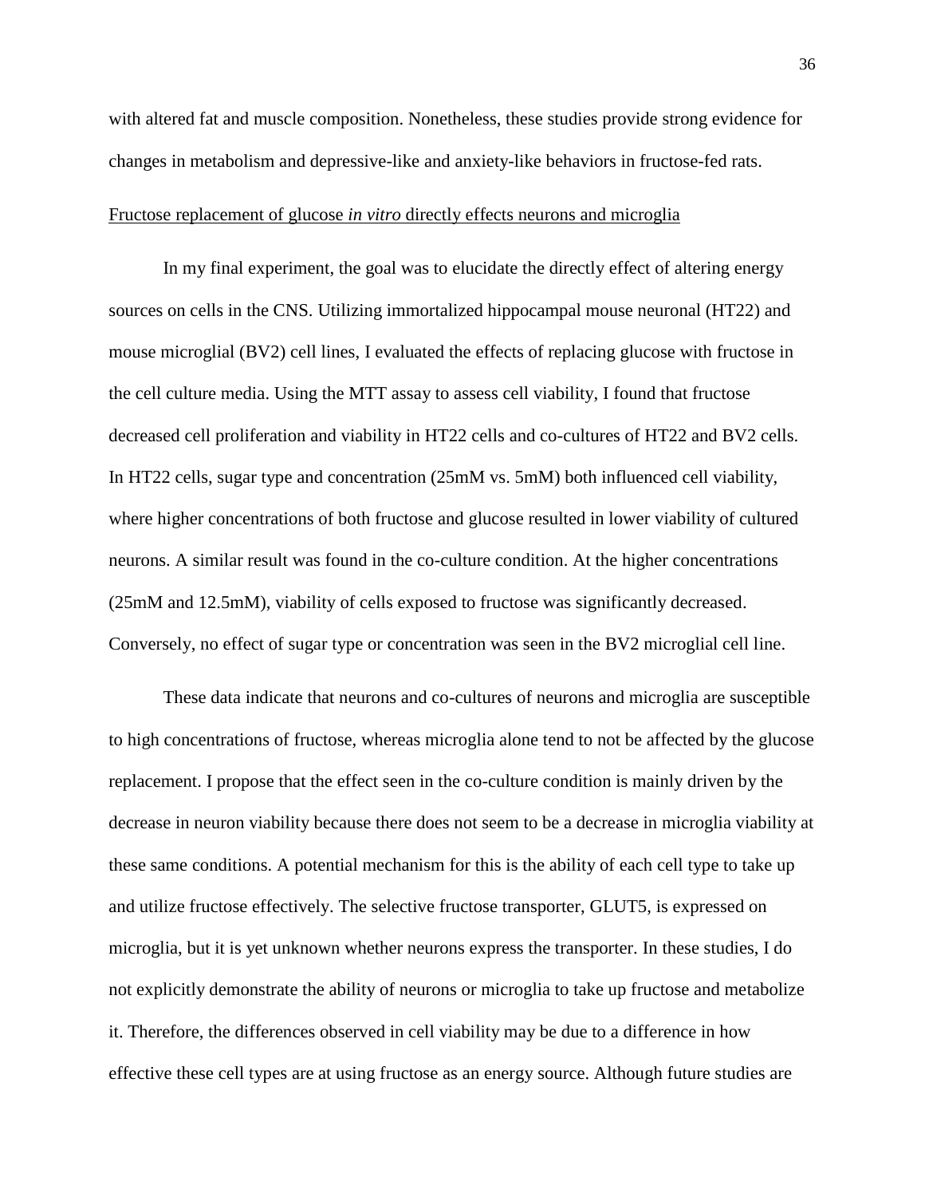with altered fat and muscle composition. Nonetheless, these studies provide strong evidence for changes in metabolism and depressive-like and anxiety-like behaviors in fructose-fed rats.

### Fructose replacement of glucose *in vitro* directly effects neurons and microglia

In my final experiment, the goal was to elucidate the directly effect of altering energy sources on cells in the CNS. Utilizing immortalized hippocampal mouse neuronal (HT22) and mouse microglial (BV2) cell lines, I evaluated the effects of replacing glucose with fructose in the cell culture media. Using the MTT assay to assess cell viability, I found that fructose decreased cell proliferation and viability in HT22 cells and co-cultures of HT22 and BV2 cells. In HT22 cells, sugar type and concentration (25mM vs. 5mM) both influenced cell viability, where higher concentrations of both fructose and glucose resulted in lower viability of cultured neurons. A similar result was found in the co-culture condition. At the higher concentrations (25mM and 12.5mM), viability of cells exposed to fructose was significantly decreased. Conversely, no effect of sugar type or concentration was seen in the BV2 microglial cell line.

These data indicate that neurons and co-cultures of neurons and microglia are susceptible to high concentrations of fructose, whereas microglia alone tend to not be affected by the glucose replacement. I propose that the effect seen in the co-culture condition is mainly driven by the decrease in neuron viability because there does not seem to be a decrease in microglia viability at these same conditions. A potential mechanism for this is the ability of each cell type to take up and utilize fructose effectively. The selective fructose transporter, GLUT5, is expressed on microglia, but it is yet unknown whether neurons express the transporter. In these studies, I do not explicitly demonstrate the ability of neurons or microglia to take up fructose and metabolize it. Therefore, the differences observed in cell viability may be due to a difference in how effective these cell types are at using fructose as an energy source. Although future studies are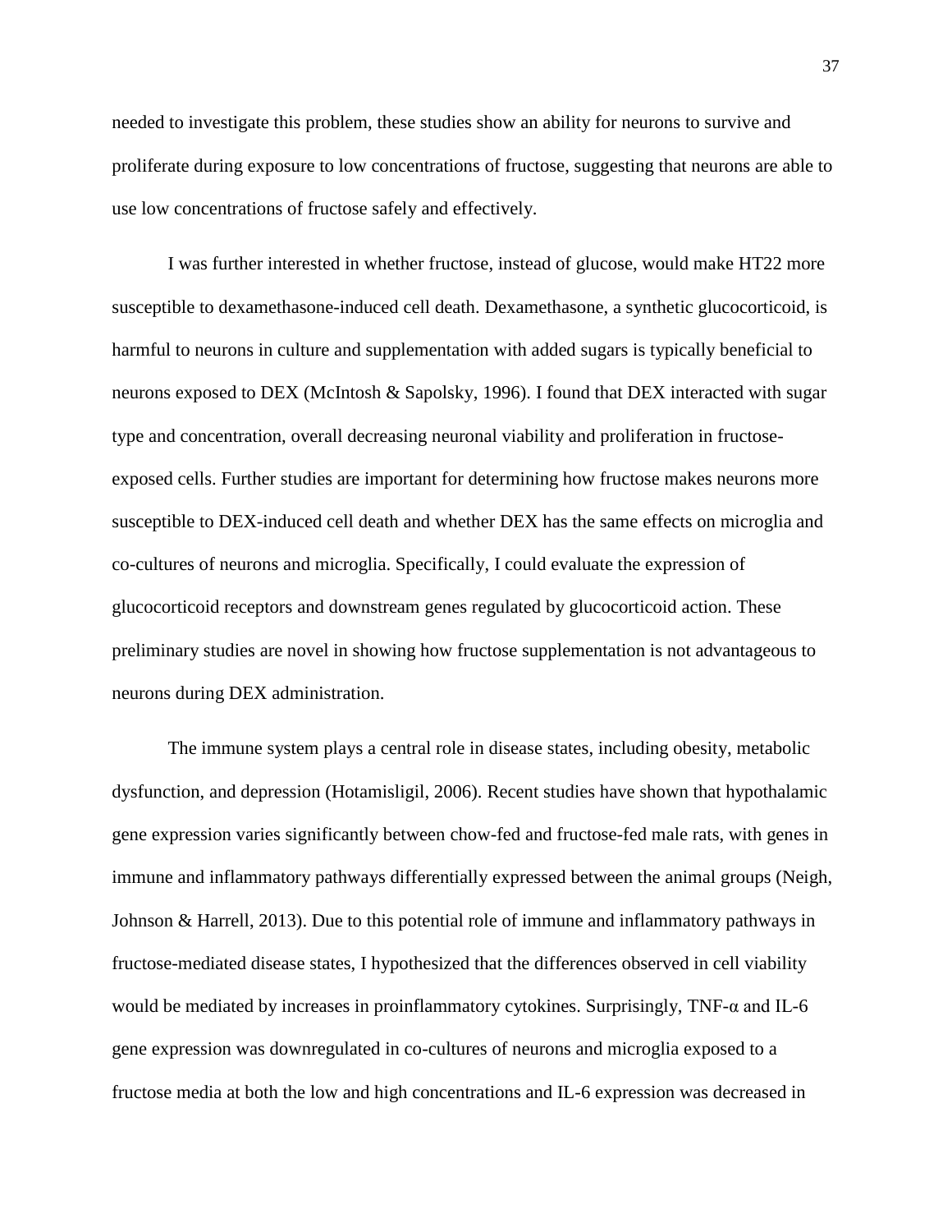needed to investigate this problem, these studies show an ability for neurons to survive and proliferate during exposure to low concentrations of fructose, suggesting that neurons are able to use low concentrations of fructose safely and effectively.

I was further interested in whether fructose, instead of glucose, would make HT22 more susceptible to dexamethasone-induced cell death. Dexamethasone, a synthetic glucocorticoid, is harmful to neurons in culture and supplementation with added sugars is typically beneficial to neurons exposed to DEX (McIntosh & Sapolsky, 1996). I found that DEX interacted with sugar type and concentration, overall decreasing neuronal viability and proliferation in fructose-exposed cells. Further studies are important for determining how fructose makes neurons more susceptible to DEX-induced cell death and whether DEX has the same effects on microglia and co-cultures of neurons and microglia. Specifically, I could evaluate the expression of glucocorticoid receptors and downstream genes regulated by glucocorticoid action. These preliminary studies are novel in showing how fructose supplementation is not advantageous to neurons during DEX administration.

The immune system plays a central role in disease states, including obesity, metabolic dysfunction, and depression (Hotamisligil, 2006). Recent studies have shown that hypothalamic gene expression varies significantly between chow-fed and fructose-fed male rats, with genes in immune and inflammatory pathways differentially expressed between the animal groups (Neigh, Johnson & Harrell, 2013). Due to this potential role of immune and inflammatory pathways in fructose-mediated disease states, I hypothesized that the differences observed in cell viability would be mediated by increases in proinflammatory cytokines. Surprisingly, TNF-α and IL-6 gene expression was downregulated in co-cultures of neurons and microglia exposed to a fructose media at both the low and high concentrations and IL-6 expression was decreased in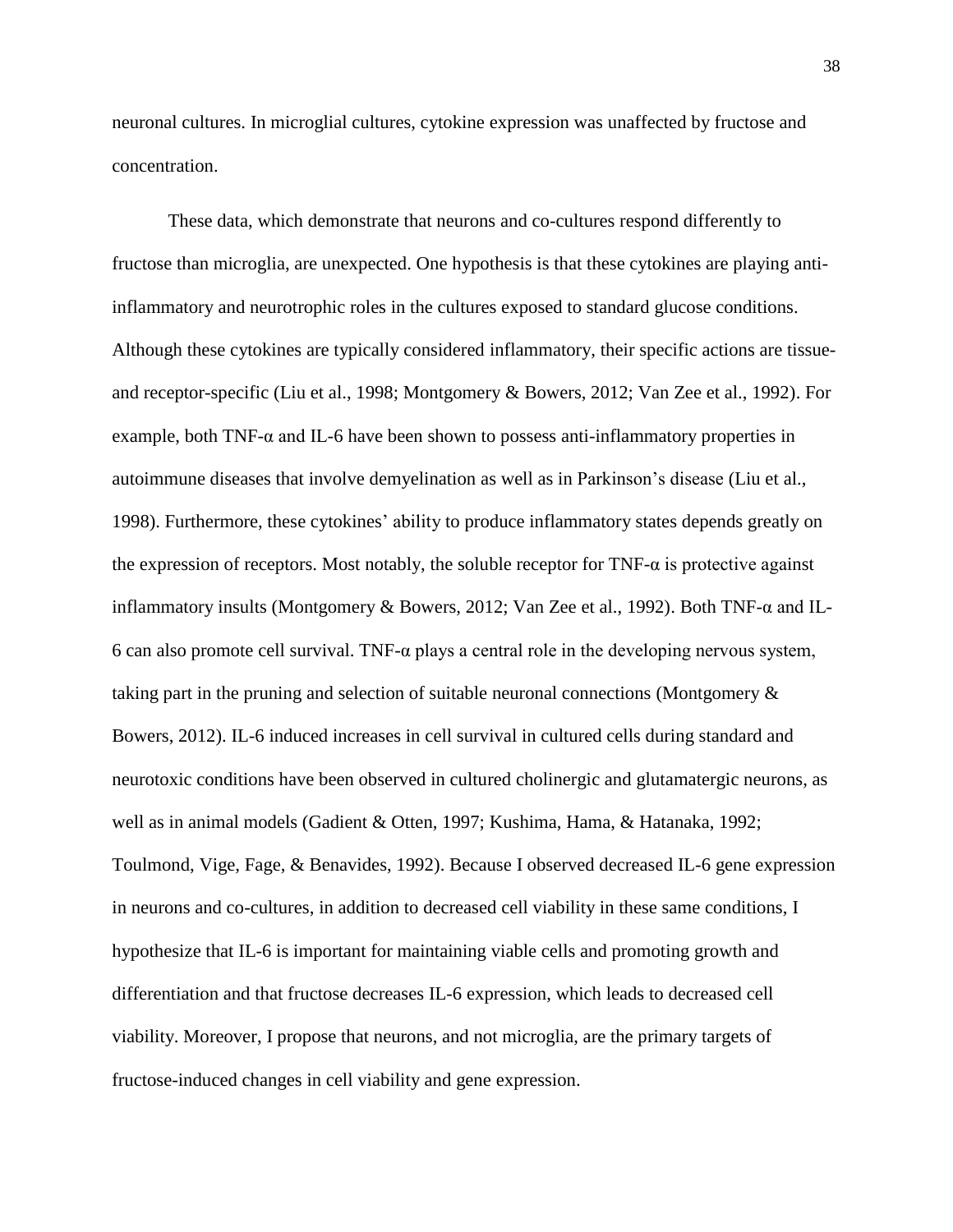neuronal cultures. In microglial cultures, cytokine expression was unaffected by fructose and concentration.

These data, which demonstrate that neurons and co-cultures respond differently to fructose than microglia, are unexpected. One hypothesis is that these cytokines are playing anti-inflammatory and neurotrophic roles in the cultures exposed to standard glucose conditions. Although these cytokines are typically considered inflammatory, their specific actions are tissue- and receptor-specific (Liu et al., 1998; Montgomery & Bowers, 2012; Van Zee et al., 1992). For example, both TNF-α and IL-6 have been shown to possess anti-inflammatory properties in autoimmune diseases that involve demyelination as well as in Parkinson's disease (Liu et al., 1998). Furthermore, these cytokines' ability to produce inflammatory states depends greatly on the expression of receptors. Most notably, the soluble receptor for TNF-α is protective against inflammatory insults (Montgomery & Bowers, 2012; Van Zee et al., 1992). Both TNF-α and IL-6 can also promote cell survival. TNF-α plays a central role in the developing nervous system, taking part in the pruning and selection of suitable neuronal connections (Montgomery & Bowers, 2012). IL-6 induced increases in cell survival in cultured cells during standard and neurotoxic conditions have been observed in cultured cholinergic and glutamatergic neurons, as well as in animal models (Gadient & Otten, 1997; Kushima, Hama, & Hatanaka, 1992; Toulmond, Vige, Fage, & Benavides, 1992). Because I observed decreased IL-6 gene expression in neurons and co-cultures, in addition to decreased cell viability in these same conditions, I hypothesize that IL-6 is important for maintaining viable cells and promoting growth and differentiation and that fructose decreases IL-6 expression, which leads to decreased cell viability. Moreover, I propose that neurons, and not microglia, are the primary targets of fructose-induced changes in cell viability and gene expression.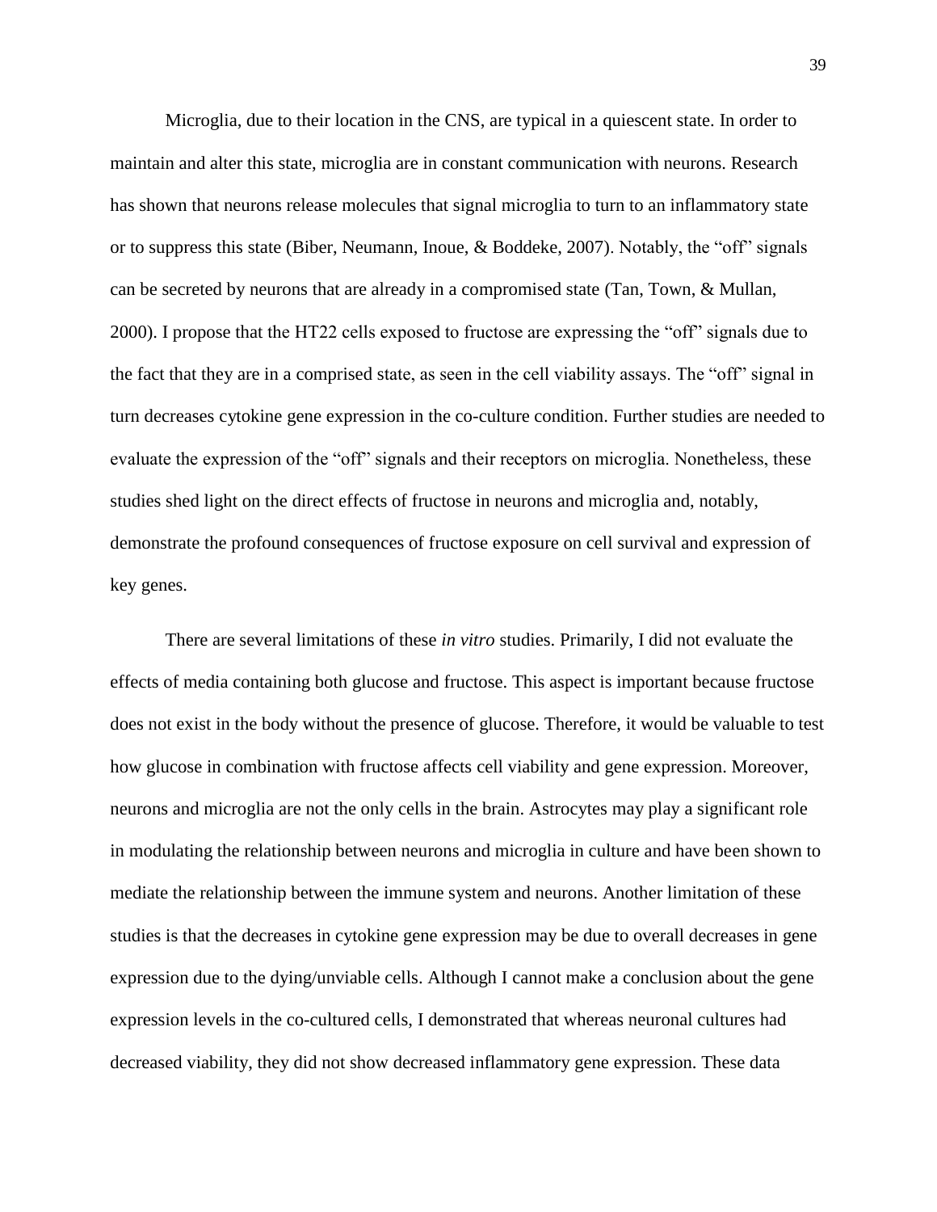Microglia, due to their location in the CNS, are typical in a quiescent state. In order to maintain and alter this state, microglia are in constant communication with neurons. Research has shown that neurons release molecules that signal microglia to turn to an inflammatory state or to suppress this state (Biber, Neumann, Inoue, & Boddeke, 2007). Notably, the “off” signals can be secreted by neurons that are already in a compromised state (Tan, Town, & Mullan, 2000). I propose that the HT22 cells exposed to fructose are expressing the “off” signals due to the fact that they are in a comprised state, as seen in the cell viability assays. The “off” signal in turn decreases cytokine gene expression in the co-culture condition. Further studies are needed to evaluate the expression of the “off” signals and their receptors on microglia. Nonetheless, these studies shed light on the direct effects of fructose in neurons and microglia and, notably, demonstrate the profound consequences of fructose exposure on cell survival and expression of key genes.

There are several limitations of these *in vitro* studies. Primarily, I did not evaluate the effects of media containing both glucose and fructose. This aspect is important because fructose does not exist in the body without the presence of glucose. Therefore, it would be valuable to test how glucose in combination with fructose affects cell viability and gene expression. Moreover, neurons and microglia are not the only cells in the brain. Astrocytes may play a significant role in modulating the relationship between neurons and microglia in culture and have been shown to mediate the relationship between the immune system and neurons. Another limitation of these studies is that the decreases in cytokine gene expression may be due to overall decreases in gene expression due to the dying/unviable cells. Although I cannot make a conclusion about the gene expression levels in the co-cultured cells, I demonstrated that whereas neuronal cultures had decreased viability, they did not show decreased inflammatory gene expression. These data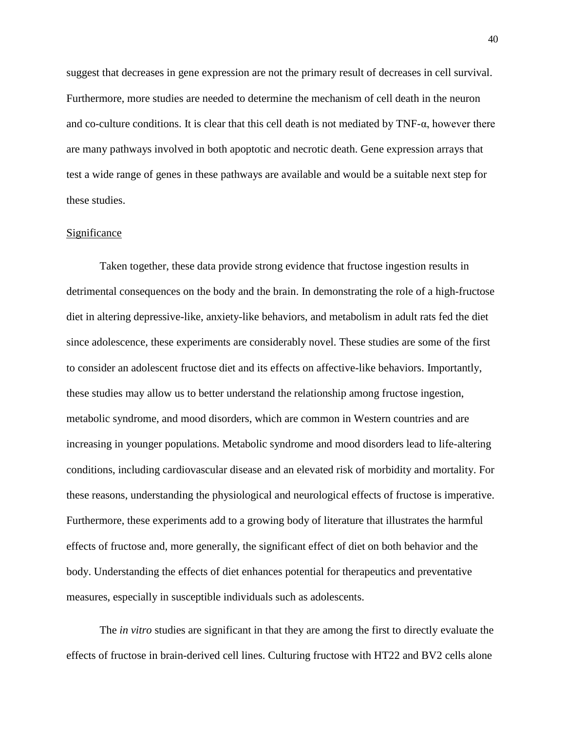suggest that decreases in gene expression are not the primary result of decreases in cell survival. Furthermore, more studies are needed to determine the mechanism of cell death in the neuron and co-culture conditions. It is clear that this cell death is not mediated by TNF-α, however there are many pathways involved in both apoptotic and necrotic death. Gene expression arrays that test a wide range of genes in these pathways are available and would be a suitable next step for these studies.

### Significance

Taken together, these data provide strong evidence that fructose ingestion results in detrimental consequences on the body and the brain. In demonstrating the role of a high-fructose diet in altering depressive-like, anxiety-like behaviors, and metabolism in adult rats fed the diet since adolescence, these experiments are considerably novel. These studies are some of the first to consider an adolescent fructose diet and its effects on affective-like behaviors. Importantly, these studies may allow us to better understand the relationship among fructose ingestion, metabolic syndrome, and mood disorders, which are common in Western countries and are increasing in younger populations. Metabolic syndrome and mood disorders lead to life-altering conditions, including cardiovascular disease and an elevated risk of morbidity and mortality. For these reasons, understanding the physiological and neurological effects of fructose is imperative. Furthermore, these experiments add to a growing body of literature that illustrates the harmful effects of fructose and, more generally, the significant effect of diet on both behavior and the body. Understanding the effects of diet enhances potential for therapeutics and preventative measures, especially in susceptible individuals such as adolescents.

The *in vitro* studies are significant in that they are among the first to directly evaluate the effects of fructose in brain-derived cell lines. Culturing fructose with HT22 and BV2 cells alone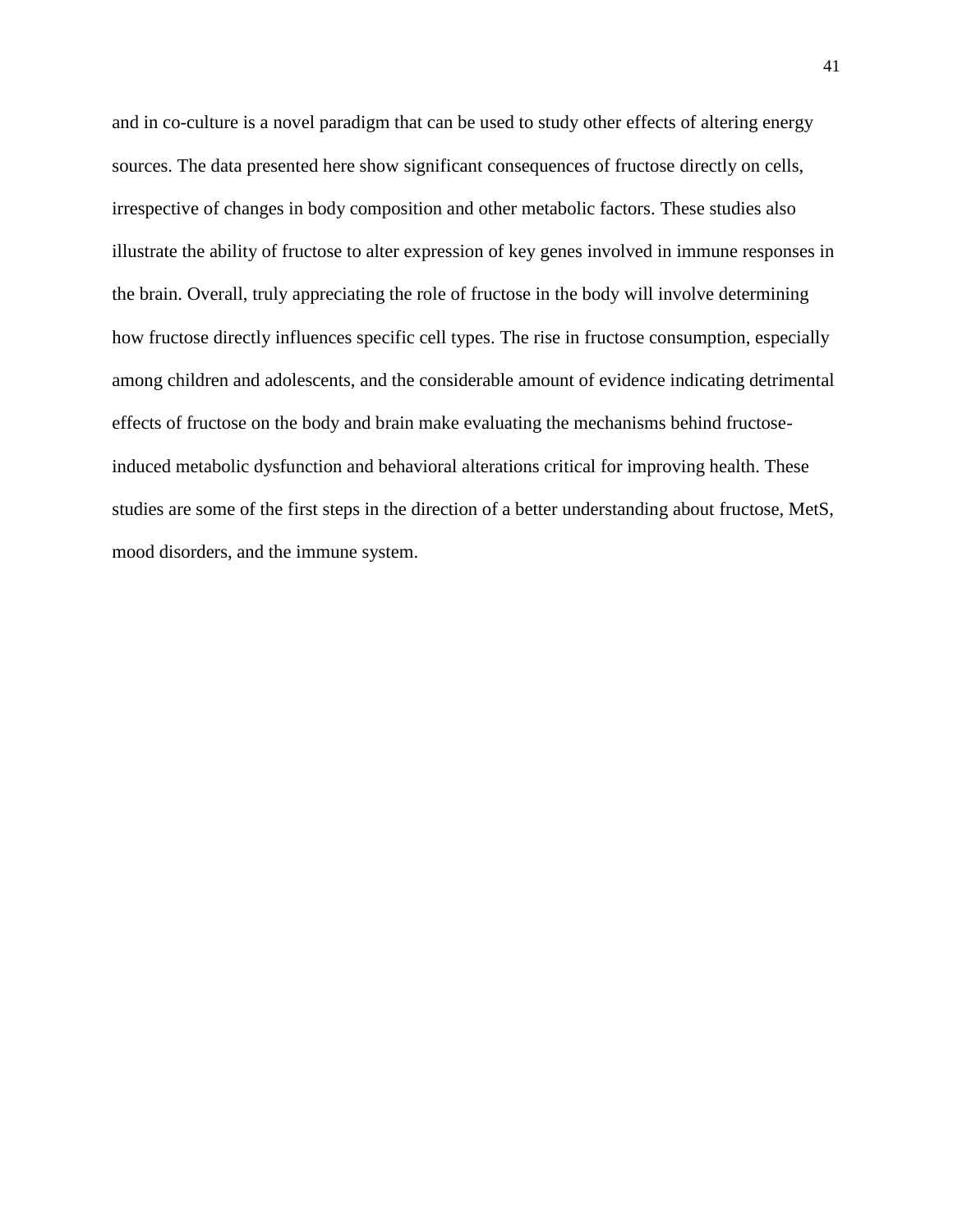and in co-culture is a novel paradigm that can be used to study other effects of altering energy sources. The data presented here show significant consequences of fructose directly on cells, irrespective of changes in body composition and other metabolic factors. These studies also illustrate the ability of fructose to alter expression of key genes involved in immune responses in the brain. Overall, truly appreciating the role of fructose in the body will involve determining how fructose directly influences specific cell types. The rise in fructose consumption, especially among children and adolescents, and the considerable amount of evidence indicating detrimental effects of fructose on the body and brain make evaluating the mechanisms behind fructose-induced metabolic dysfunction and behavioral alterations critical for improving health. These studies are some of the first steps in the direction of a better understanding about fructose, MetS, mood disorders, and the immune system.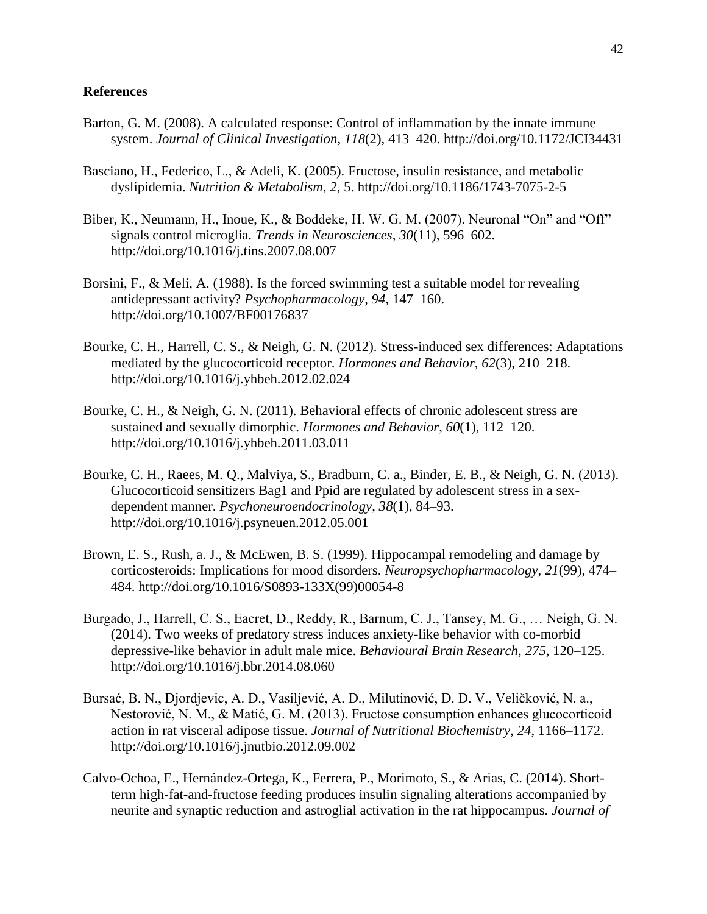**References**

Barton, G. M. (2008). A calculated response: Control of inflammation by the innate immune system. *Journal of Clinical Investigation*, *118*(2), 413–420. http://doi.org/10.1172/JCI34431

Basciano, H., Federico, L., & Adeli, K. (2005). Fructose, insulin resistance, and metabolic dyslipidemia. *Nutrition & Metabolism*, *2*, 5. http://doi.org/10.1186/1743-7075-2-5

Biber, K., Neumann, H., Inoue, K., & Boddeke, H. W. G. M. (2007). Neuronal "On" and "Off" signals control microglia. *Trends in Neurosciences*, *30*(11), 596–602. http://doi.org/10.1016/j.tins.2007.08.007

Borsini, F., & Meli, A. (1988). Is the forced swimming test a suitable model for revealing antidepressant activity? *Psychopharmacology*, *94*, 147–160. http://doi.org/10.1007/BF00176837

Bourke, C. H., Harrell, C. S., & Neigh, G. N. (2012). Stress-induced sex differences: Adaptations mediated by the glucocorticoid receptor. *Hormones and Behavior*, *62*(3), 210–218. http://doi.org/10.1016/j.yhbeh.2012.02.024

Bourke, C. H., & Neigh, G. N. (2011). Behavioral effects of chronic adolescent stress are sustained and sexually dimorphic. *Hormones and Behavior*, *60*(1), 112–120. http://doi.org/10.1016/j.yhbeh.2011.03.011

Bourke, C. H., Raees, M. Q., Malviya, S., Bradburn, C. a., Binder, E. B., & Neigh, G. N. (2013). Glucocorticoid sensitizers Bag1 and Ppid are regulated by adolescent stress in a sex-dependent manner. *Psychoneuroendocrinology*, *38*(1), 84–93. http://doi.org/10.1016/j.psyneuen.2012.05.001

Brown, E. S., Rush, a. J., & McEwen, B. S. (1999). Hippocampal remodeling and damage by corticosteroids: Implications for mood disorders. *Neuropsychopharmacology*, *21*(99), 474–484. http://doi.org/10.1016/S0893-133X(99)00054-8

Burgado, J., Harrell, C. S., Eacret, D., Reddy, R., Barnum, C. J., Tansey, M. G., … Neigh, G. N. (2014). Two weeks of predatory stress induces anxiety-like behavior with co-morbid depressive-like behavior in adult male mice. *Behavioural Brain Research*, *275*, 120–125. http://doi.org/10.1016/j.bbr.2014.08.060

Bursać, B. N., Djordjevic, A. D., Vasiljević, A. D., Milutinović, D. D. V., Veličković, N. a., Nestorović, N. M., & Matić, G. M. (2013). Fructose consumption enhances glucocorticoid action in rat visceral adipose tissue. *Journal of Nutritional Biochemistry*, *24*, 1166–1172. http://doi.org/10.1016/j.jnutbio.2012.09.002

Calvo-Ochoa, E., Hernández-Ortega, K., Ferrera, P., Morimoto, S., & Arias, C. (2014). Short-term high-fat-and-fructose feeding produces insulin signaling alterations accompanied by neurite and synaptic reduction and astroglial activation in the rat hippocampus. *Journal of*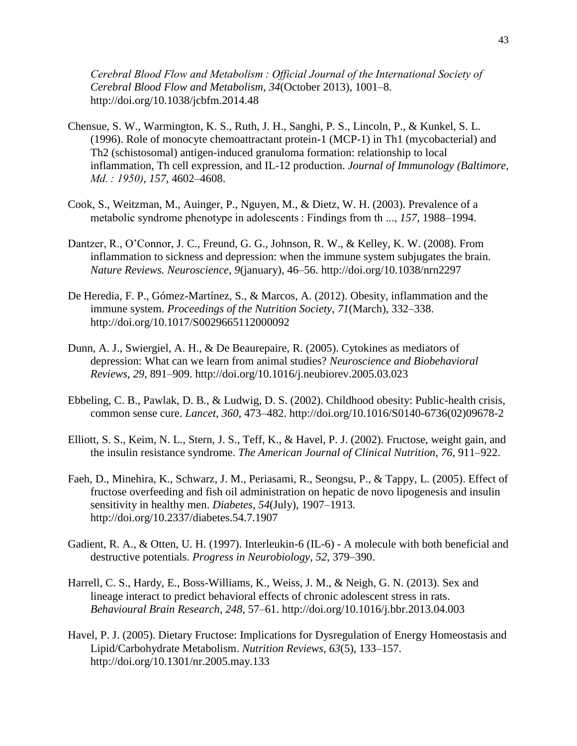*Cerebral Blood Flow and Metabolism : Official Journal of the International Society of Cerebral Blood Flow and Metabolism*, *34*(October 2013), 1001–8. http://doi.org/10.1038/jcbfm.2014.48

Chensue, S. W., Warmington, K. S., Ruth, J. H., Sanghi, P. S., Lincoln, P., & Kunkel, S. L. (1996). Role of monocyte chemoattractant protein-1 (MCP-1) in Th1 (mycobacterial) and Th2 (schistosomal) antigen-induced granuloma formation: relationship to local inflammation, Th cell expression, and IL-12 production. *Journal of Immunology (Baltimore, Md. : 1950)*, *157*, 4602–4608.

Cook, S., Weitzman, M., Auinger, P., Nguyen, M., & Dietz, W. H. (2003). Prevalence of a metabolic syndrome phenotype in adolescents : Findings from th ..., *157*, 1988–1994.

Dantzer, R., O'Connor, J. C., Freund, G. G., Johnson, R. W., & Kelley, K. W. (2008). From inflammation to sickness and depression: when the immune system subjugates the brain. *Nature Reviews. Neuroscience*, *9*(january), 46–56. http://doi.org/10.1038/nrn2297

De Heredia, F. P., Gómez-Martínez, S., & Marcos, A. (2012). Obesity, inflammation and the immune system. *Proceedings of the Nutrition Society*, *71*(March), 332–338. http://doi.org/10.1017/S0029665112000092

Dunn, A. J., Swiergiel, A. H., & De Beaurepaire, R. (2005). Cytokines as mediators of depression: What can we learn from animal studies? *Neuroscience and Biobehavioral Reviews*, *29*, 891–909. http://doi.org/10.1016/j.neubiorev.2005.03.023

Ebbeling, C. B., Pawlak, D. B., & Ludwig, D. S. (2002). Childhood obesity: Public-health crisis, common sense cure. *Lancet*, *360*, 473–482. http://doi.org/10.1016/S0140-6736(02)09678-2

Elliott, S. S., Keim, N. L., Stern, J. S., Teff, K., & Havel, P. J. (2002). Fructose, weight gain, and the insulin resistance syndrome. *The American Journal of Clinical Nutrition*, *76*, 911–922.

Faeh, D., Minehira, K., Schwarz, J. M., Periasami, R., Seongsu, P., & Tappy, L. (2005). Effect of fructose overfeeding and fish oil administration on hepatic de novo lipogenesis and insulin sensitivity in healthy men. *Diabetes*, *54*(July), 1907–1913. http://doi.org/10.2337/diabetes.54.7.1907

Gadient, R. A., & Otten, U. H. (1997). Interleukin-6 (IL-6) - A molecule with both beneficial and destructive potentials. *Progress in Neurobiology*, *52*, 379–390.

Harrell, C. S., Hardy, E., Boss-Williams, K., Weiss, J. M., & Neigh, G. N. (2013). Sex and lineage interact to predict behavioral effects of chronic adolescent stress in rats. *Behavioural Brain Research*, *248*, 57–61. http://doi.org/10.1016/j.bbr.2013.04.003

Havel, P. J. (2005). Dietary Fructose: Implications for Dysregulation of Energy Homeostasis and Lipid/Carbohydrate Metabolism. *Nutrition Reviews*, *63*(5), 133–157. http://doi.org/10.1301/nr.2005.may.133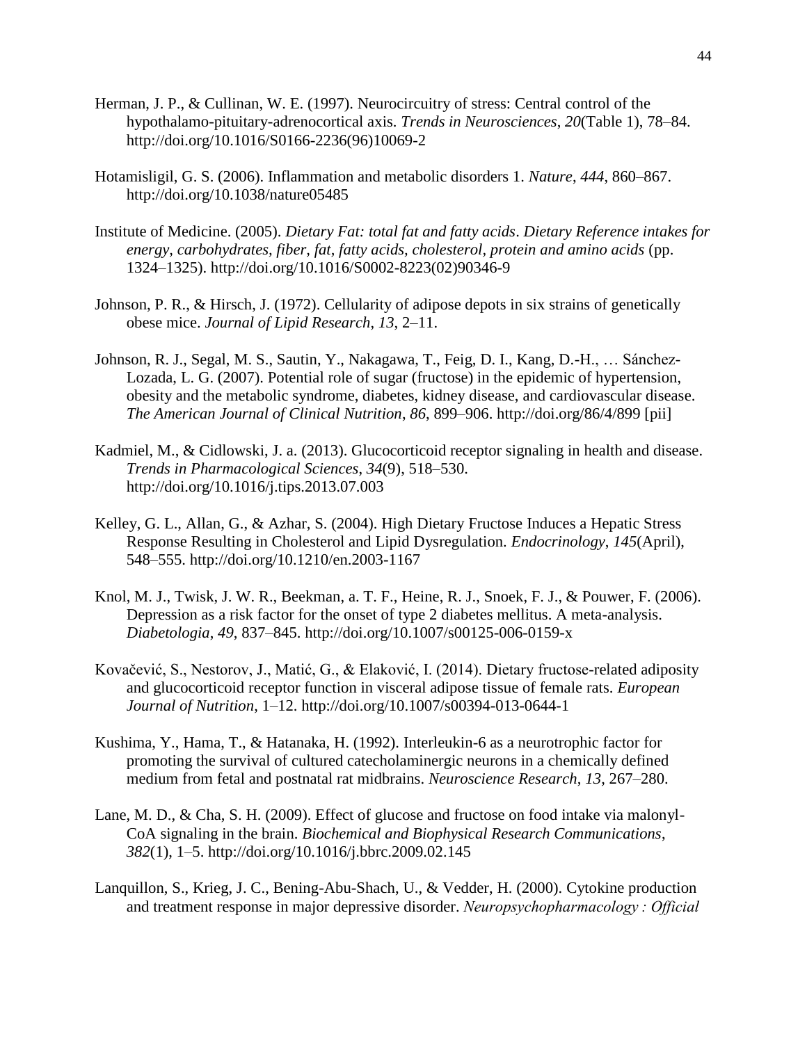Herman, J. P., & Cullinan, W. E. (1997). Neurocircuitry of stress: Central control of the hypothalamo-pituitary-adrenocortical axis. *Trends in Neurosciences*, *20*(Table 1), 78–84. http://doi.org/10.1016/S0166-2236(96)10069-2

Hotamisligil, G. S. (2006). Inflammation and metabolic disorders 1. *Nature*, *444*, 860–867. http://doi.org/10.1038/nature05485

Institute of Medicine. (2005). *Dietary Fat: total fat and fatty acids*. *Dietary Reference intakes for energy, carbohydrates, fiber, fat, fatty acids, cholesterol, protein and amino acids* (pp. 1324–1325). http://doi.org/10.1016/S0002-8223(02)90346-9

Johnson, P. R., & Hirsch, J. (1972). Cellularity of adipose depots in six strains of genetically obese mice. *Journal of Lipid Research*, *13*, 2–11.

Johnson, R. J., Segal, M. S., Sautin, Y., Nakagawa, T., Feig, D. I., Kang, D.-H., … Sánchez-Lozada, L. G. (2007). Potential role of sugar (fructose) in the epidemic of hypertension, obesity and the metabolic syndrome, diabetes, kidney disease, and cardiovascular disease. *The American Journal of Clinical Nutrition*, *86*, 899–906. http://doi.org/86/4/899 [pii]

Kadmiel, M., & Cidlowski, J. a. (2013). Glucocorticoid receptor signaling in health and disease. *Trends in Pharmacological Sciences*, *34*(9), 518–530. http://doi.org/10.1016/j.tips.2013.07.003

Kelley, G. L., Allan, G., & Azhar, S. (2004). High Dietary Fructose Induces a Hepatic Stress Response Resulting in Cholesterol and Lipid Dysregulation. *Endocrinology*, *145*(April), 548–555. http://doi.org/10.1210/en.2003-1167

Knol, M. J., Twisk, J. W. R., Beekman, a. T. F., Heine, R. J., Snoek, F. J., & Pouwer, F. (2006). Depression as a risk factor for the onset of type 2 diabetes mellitus. A meta-analysis. *Diabetologia*, *49*, 837–845. http://doi.org/10.1007/s00125-006-0159-x

Kovačević, S., Nestorov, J., Matić, G., & Elaković, I. (2014). Dietary fructose-related adiposity and glucocorticoid receptor function in visceral adipose tissue of female rats. *European Journal of Nutrition*, 1–12. http://doi.org/10.1007/s00394-013-0644-1

Kushima, Y., Hama, T., & Hatanaka, H. (1992). Interleukin-6 as a neurotrophic factor for promoting the survival of cultured catecholaminergic neurons in a chemically defined medium from fetal and postnatal rat midbrains. *Neuroscience Research*, *13*, 267–280.

Lane, M. D., & Cha, S. H. (2009). Effect of glucose and fructose on food intake via malonyl-CoA signaling in the brain. *Biochemical and Biophysical Research Communications*, *382*(1), 1–5. http://doi.org/10.1016/j.bbrc.2009.02.145

Lanquillon, S., Krieg, J. C., Bening-Abu-Shach, U., & Vedder, H. (2000). Cytokine production and treatment response in major depressive disorder. *Neuropsychopharmacology : Official*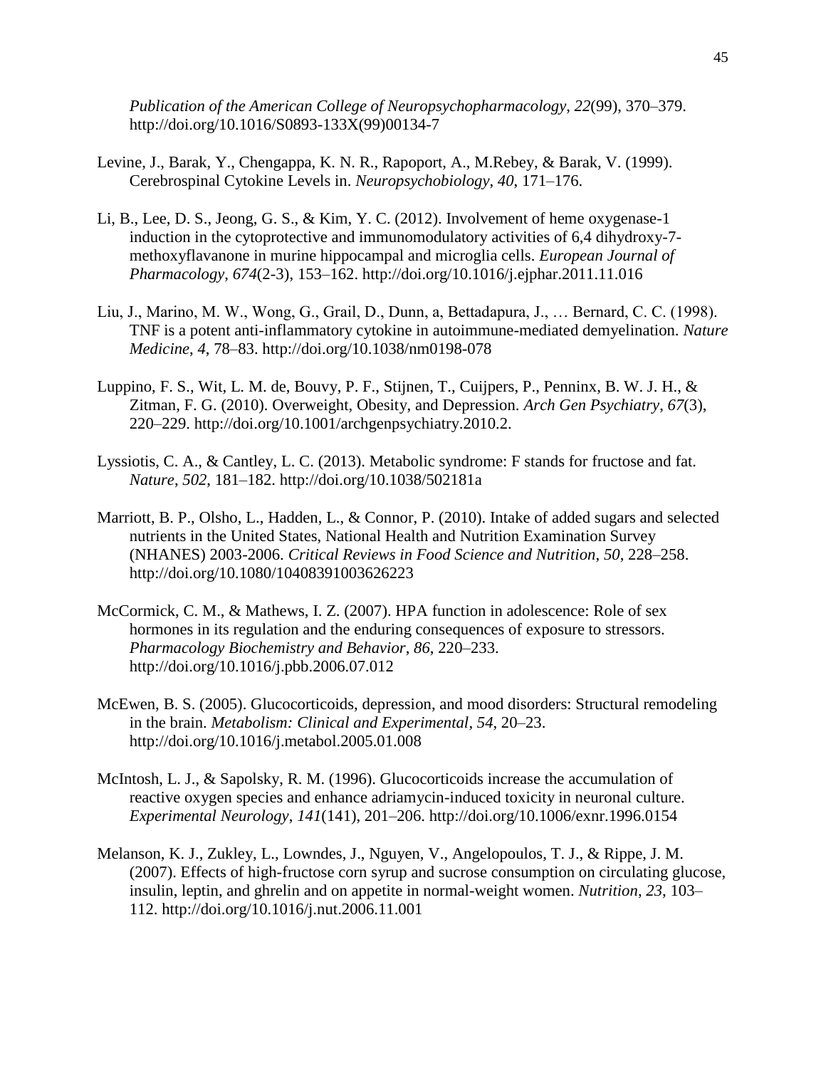*Publication of the American College of Neuropsychopharmacology*, *22*(99), 370–379. http://doi.org/10.1016/S0893-133X(99)00134-7

Levine, J., Barak, Y., Chengappa, K. N. R., Rapoport, A., M.Rebey, & Barak, V. (1999). Cerebrospinal Cytokine Levels in. *Neuropsychobiology*, *40*, 171–176.

Li, B., Lee, D. S., Jeong, G. S., & Kim, Y. C. (2012). Involvement of heme oxygenase-1 induction in the cytoprotective and immunomodulatory activities of 6,4 dihydroxy-7-methoxyflavanone in murine hippocampal and microglia cells. *European Journal of Pharmacology*, *674*(2-3), 153–162. http://doi.org/10.1016/j.ejphar.2011.11.016

Liu, J., Marino, M. W., Wong, G., Grail, D., Dunn, a, Bettadapura, J., … Bernard, C. C. (1998). TNF is a potent anti-inflammatory cytokine in autoimmune-mediated demyelination. *Nature Medicine*, *4*, 78–83. http://doi.org/10.1038/nm0198-078

Luppino, F. S., Wit, L. M. de, Bouvy, P. F., Stijnen, T., Cuijpers, P., Penninx, B. W. J. H., & Zitman, F. G. (2010). Overweight, Obesity, and Depression. *Arch Gen Psychiatry*, *67*(3), 220–229. http://doi.org/10.1001/archgenpsychiatry.2010.2.

Lyssiotis, C. A., & Cantley, L. C. (2013). Metabolic syndrome: F stands for fructose and fat. *Nature*, *502*, 181–182. http://doi.org/10.1038/502181a

Marriott, B. P., Olsho, L., Hadden, L., & Connor, P. (2010). Intake of added sugars and selected nutrients in the United States, National Health and Nutrition Examination Survey (NHANES) 2003-2006. *Critical Reviews in Food Science and Nutrition*, *50*, 228–258. http://doi.org/10.1080/10408391003626223

McCormick, C. M., & Mathews, I. Z. (2007). HPA function in adolescence: Role of sex hormones in its regulation and the enduring consequences of exposure to stressors. *Pharmacology Biochemistry and Behavior*, *86*, 220–233. http://doi.org/10.1016/j.pbb.2006.07.012

McEwen, B. S. (2005). Glucocorticoids, depression, and mood disorders: Structural remodeling in the brain. *Metabolism: Clinical and Experimental*, *54*, 20–23. http://doi.org/10.1016/j.metabol.2005.01.008

McIntosh, L. J., & Sapolsky, R. M. (1996). Glucocorticoids increase the accumulation of reactive oxygen species and enhance adriamycin-induced toxicity in neuronal culture. *Experimental Neurology*, *141*(141), 201–206. http://doi.org/10.1006/exnr.1996.0154

Melanson, K. J., Zukley, L., Lowndes, J., Nguyen, V., Angelopoulos, T. J., & Rippe, J. M. (2007). Effects of high-fructose corn syrup and sucrose consumption on circulating glucose, insulin, leptin, and ghrelin and on appetite in normal-weight women. *Nutrition*, *23*, 103–112. http://doi.org/10.1016/j.nut.2006.11.001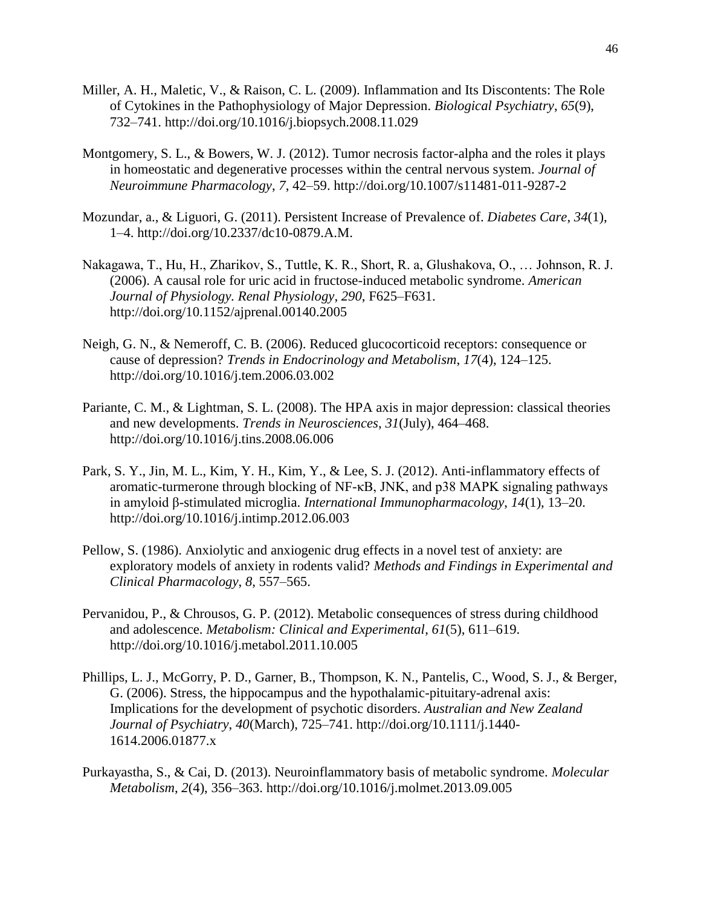Miller, A. H., Maletic, V., & Raison, C. L. (2009). Inflammation and Its Discontents: The Role of Cytokines in the Pathophysiology of Major Depression. *Biological Psychiatry*, *65*(9), 732–741. http://doi.org/10.1016/j.biopsych.2008.11.029

Montgomery, S. L., & Bowers, W. J. (2012). Tumor necrosis factor-alpha and the roles it plays in homeostatic and degenerative processes within the central nervous system. *Journal of Neuroimmune Pharmacology*, *7*, 42–59. http://doi.org/10.1007/s11481-011-9287-2

Mozundar, a., & Liguori, G. (2011). Persistent Increase of Prevalence of. *Diabetes Care*, *34*(1), 1–4. http://doi.org/10.2337/dc10-0879.A.M.

Nakagawa, T., Hu, H., Zharikov, S., Tuttle, K. R., Short, R. a, Glushakova, O., … Johnson, R. J. (2006). A causal role for uric acid in fructose-induced metabolic syndrome. *American Journal of Physiology. Renal Physiology*, *290*, F625–F631. http://doi.org/10.1152/ajprenal.00140.2005

Neigh, G. N., & Nemeroff, C. B. (2006). Reduced glucocorticoid receptors: consequence or cause of depression? *Trends in Endocrinology and Metabolism*, *17*(4), 124–125. http://doi.org/10.1016/j.tem.2006.03.002

Pariante, C. M., & Lightman, S. L. (2008). The HPA axis in major depression: classical theories and new developments. *Trends in Neurosciences*, *31*(July), 464–468. http://doi.org/10.1016/j.tins.2008.06.006

Park, S. Y., Jin, M. L., Kim, Y. H., Kim, Y., & Lee, S. J. (2012). Anti-inflammatory effects of aromatic-turmerone through blocking of NF-κB, JNK, and p38 MAPK signaling pathways in amyloid β-stimulated microglia. *International Immunopharmacology*, *14*(1), 13–20. http://doi.org/10.1016/j.intimp.2012.06.003

Pellow, S. (1986). Anxiolytic and anxiogenic drug effects in a novel test of anxiety: are exploratory models of anxiety in rodents valid? *Methods and Findings in Experimental and Clinical Pharmacology*, *8*, 557–565.

Pervanidou, P., & Chrousos, G. P. (2012). Metabolic consequences of stress during childhood and adolescence. *Metabolism: Clinical and Experimental*, *61*(5), 611–619. http://doi.org/10.1016/j.metabol.2011.10.005

Phillips, L. J., McGorry, P. D., Garner, B., Thompson, K. N., Pantelis, C., Wood, S. J., & Berger, G. (2006). Stress, the hippocampus and the hypothalamic-pituitary-adrenal axis: Implications for the development of psychotic disorders. *Australian and New Zealand Journal of Psychiatry*, *40*(March), 725–741. http://doi.org/10.1111/j.1440-1614.2006.01877.x

Purkayastha, S., & Cai, D. (2013). Neuroinflammatory basis of metabolic syndrome. *Molecular Metabolism*, *2*(4), 356–363. http://doi.org/10.1016/j.molmet.2013.09.005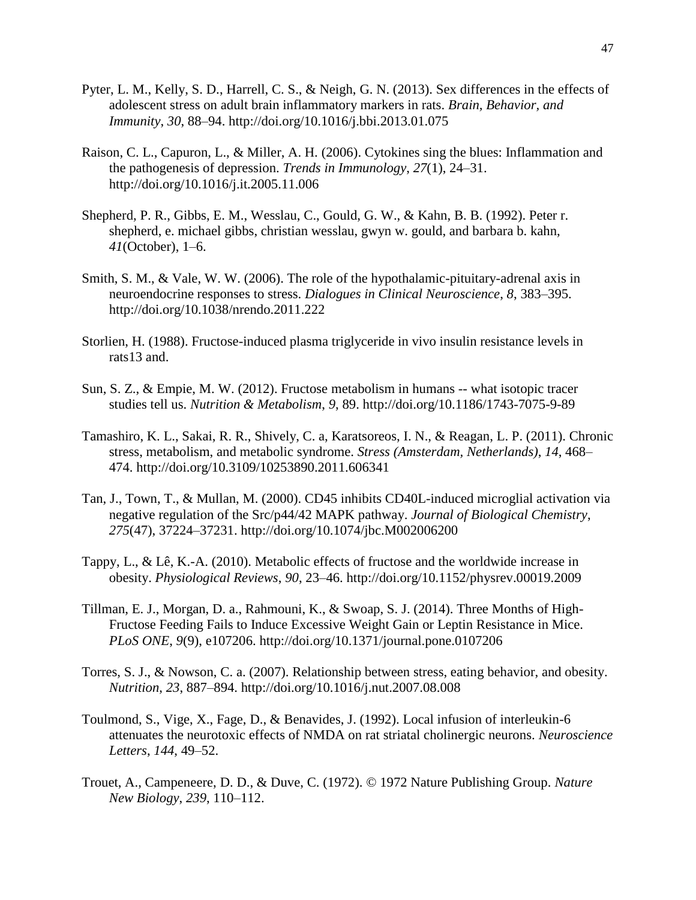Pyter, L. M., Kelly, S. D., Harrell, C. S., & Neigh, G. N. (2013). Sex differences in the effects of adolescent stress on adult brain inflammatory markers in rats. *Brain, Behavior, and Immunity*, *30*, 88–94. http://doi.org/10.1016/j.bbi.2013.01.075

Raison, C. L., Capuron, L., & Miller, A. H. (2006). Cytokines sing the blues: Inflammation and the pathogenesis of depression. *Trends in Immunology*, *27*(1), 24–31. http://doi.org/10.1016/j.it.2005.11.006

Shepherd, P. R., Gibbs, E. M., Wesslau, C., Gould, G. W., & Kahn, B. B. (1992). Peter r. shepherd, e. michael gibbs, christian wesslau, gwyn w. gould, and barbara b. kahn, *41*(October), 1–6.

Smith, S. M., & Vale, W. W. (2006). The role of the hypothalamic-pituitary-adrenal axis in neuroendocrine responses to stress. *Dialogues in Clinical Neuroscience*, *8*, 383–395. http://doi.org/10.1038/nrendo.2011.222

Storlien, H. (1988). Fructose-induced plasma triglyceride in vivo insulin resistance levels in rats13 and.

Sun, S. Z., & Empie, M. W. (2012). Fructose metabolism in humans -- what isotopic tracer studies tell us. *Nutrition & Metabolism*, *9*, 89. http://doi.org/10.1186/1743-7075-9-89

Tamashiro, K. L., Sakai, R. R., Shively, C. a, Karatsoreos, I. N., & Reagan, L. P. (2011). Chronic stress, metabolism, and metabolic syndrome. *Stress (Amsterdam, Netherlands)*, *14*, 468–474. http://doi.org/10.3109/10253890.2011.606341

Tan, J., Town, T., & Mullan, M. (2000). CD45 inhibits CD40L-induced microglial activation via negative regulation of the Src/p44/42 MAPK pathway. *Journal of Biological Chemistry*, *275*(47), 37224–37231. http://doi.org/10.1074/jbc.M002006200

Tappy, L., & Lê, K.-A. (2010). Metabolic effects of fructose and the worldwide increase in obesity. *Physiological Reviews*, *90*, 23–46. http://doi.org/10.1152/physrev.00019.2009

Tillman, E. J., Morgan, D. a., Rahmouni, K., & Swoap, S. J. (2014). Three Months of High-Fructose Feeding Fails to Induce Excessive Weight Gain or Leptin Resistance in Mice. *PLoS ONE*, *9*(9), e107206. http://doi.org/10.1371/journal.pone.0107206

Torres, S. J., & Nowson, C. a. (2007). Relationship between stress, eating behavior, and obesity. *Nutrition*, *23*, 887–894. http://doi.org/10.1016/j.nut.2007.08.008

Toulmond, S., Vige, X., Fage, D., & Benavides, J. (1992). Local infusion of interleukin-6 attenuates the neurotoxic effects of NMDA on rat striatal cholinergic neurons. *Neuroscience Letters*, *144*, 49–52.

Trouet, A., Campeneere, D. D., & Duve, C. (1972). © 1972 Nature Publishing Group. *Nature New Biology*, *239*, 110–112.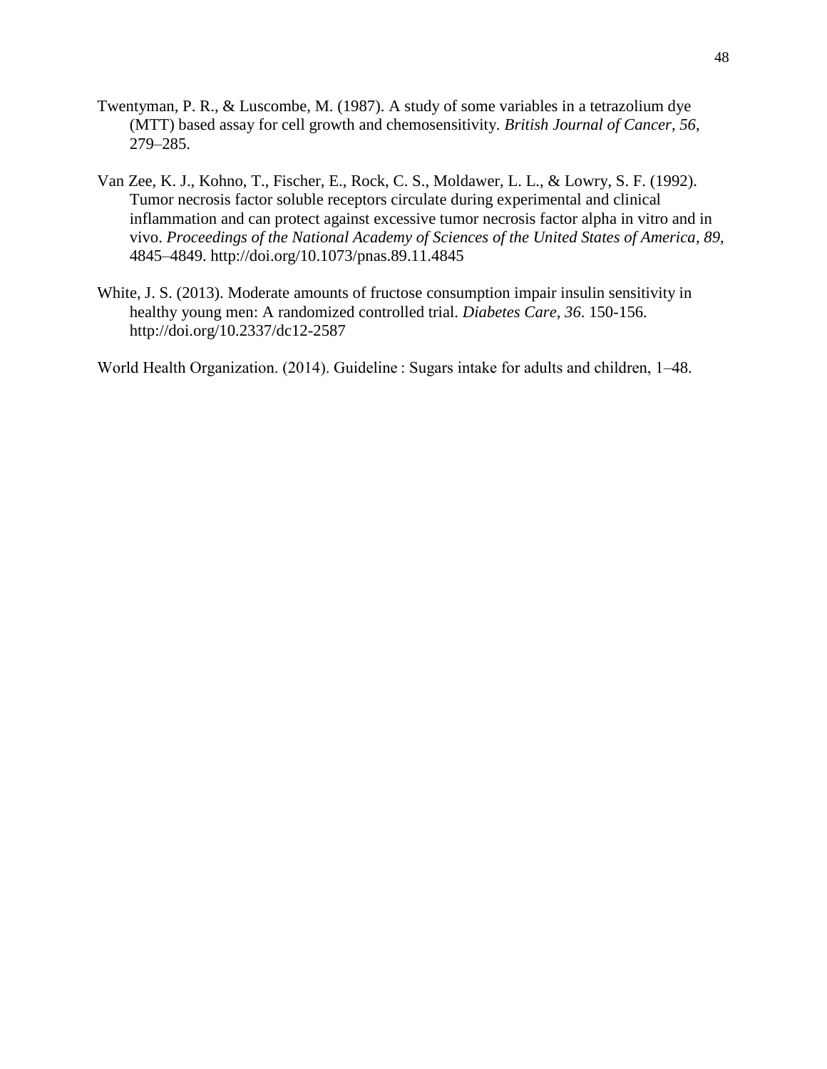Twentyman, P. R., & Luscombe, M. (1987). A study of some variables in a tetrazolium dye (MTT) based assay for cell growth and chemosensitivity. *British Journal of Cancer*, *56*, 279–285.

Van Zee, K. J., Kohno, T., Fischer, E., Rock, C. S., Moldawer, L. L., & Lowry, S. F. (1992). Tumor necrosis factor soluble receptors circulate during experimental and clinical inflammation and can protect against excessive tumor necrosis factor alpha in vitro and in vivo. *Proceedings of the National Academy of Sciences of the United States of America*, *89*, 4845–4849. http://doi.org/10.1073/pnas.89.11.4845

White, J. S. (2013). Moderate amounts of fructose consumption impair insulin sensitivity in healthy young men: A randomized controlled trial. *Diabetes Care*, *36*. 150-156. http://doi.org/10.2337/dc12-2587

World Health Organization. (2014). Guideline : Sugars intake for adults and children, 1–48.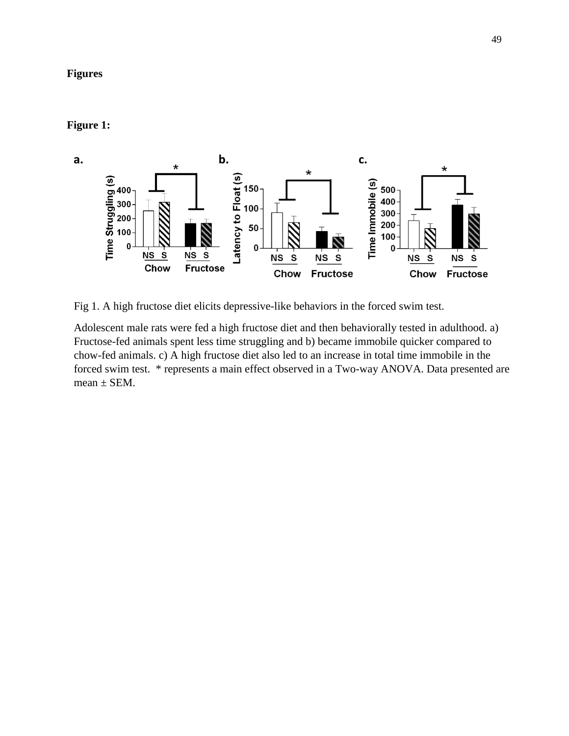**Figures**

**Figure 1:**

Fig 1. A high fructose diet elicits depressive-like behaviors in the forced swim test.

Adolescent male rats were fed a high fructose diet and then behaviorally tested in adulthood. a) Fructose-fed animals spent less time struggling and b) became immobile quicker compared to chow-fed animals. c) A high fructose diet also led to an increase in total time immobile in the forced swim test. * represents a main effect observed in a Two-way ANOVA. Data presented are mean ± SEM.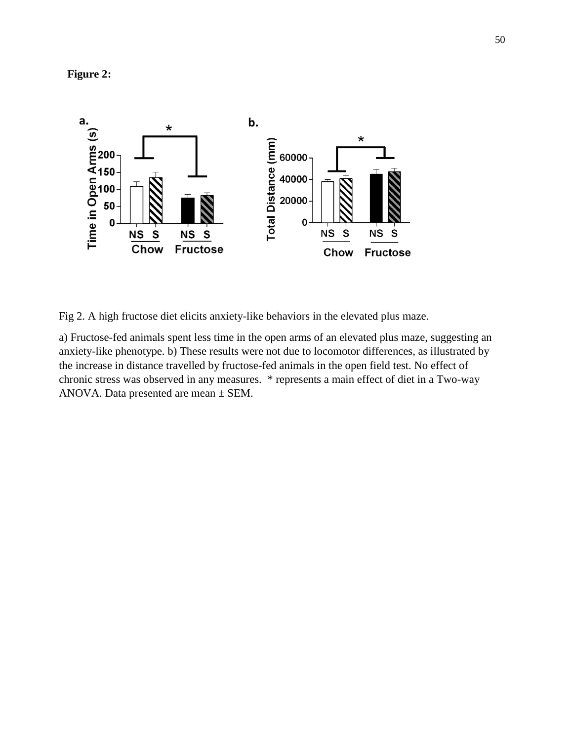**Figure 2:**

Fig 2. A high fructose diet elicits anxiety-like behaviors in the elevated plus maze.

a) Fructose-fed animals spent less time in the open arms of an elevated plus maze, suggesting an anxiety-like phenotype. b) These results were not due to locomotor differences, as illustrated by the increase in distance travelled by fructose-fed animals in the open field test. No effect of chronic stress was observed in any measures. * represents a main effect of diet in a Two-way ANOVA. Data presented are mean ± SEM.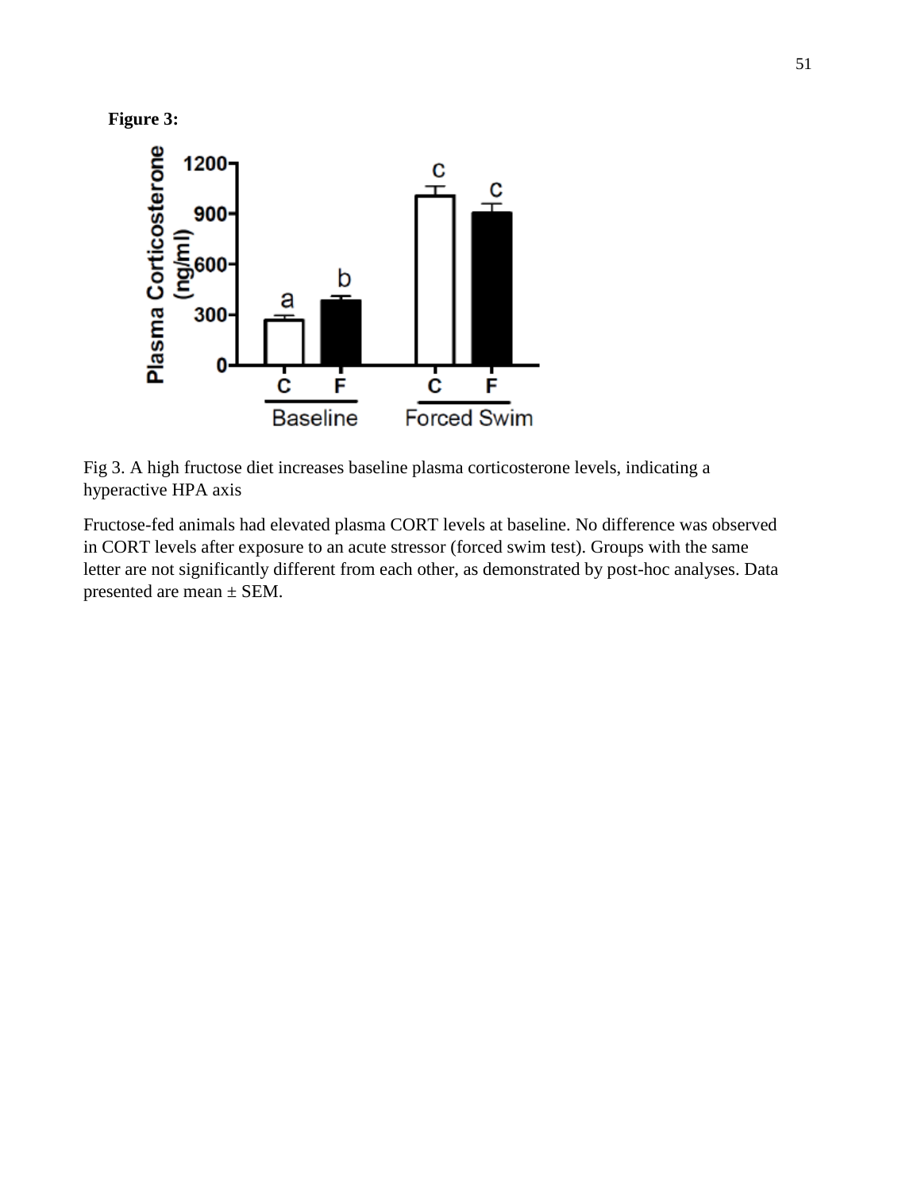**Figure 3:**

Fig 3. A high fructose diet increases baseline plasma corticosterone levels, indicating a hyperactive HPA axis

Fructose-fed animals had elevated plasma CORT levels at baseline. No difference was observed in CORT levels after exposure to an acute stressor (forced swim test). Groups with the same letter are not significantly different from each other, as demonstrated by post-hoc analyses. Data presented are mean ± SEM.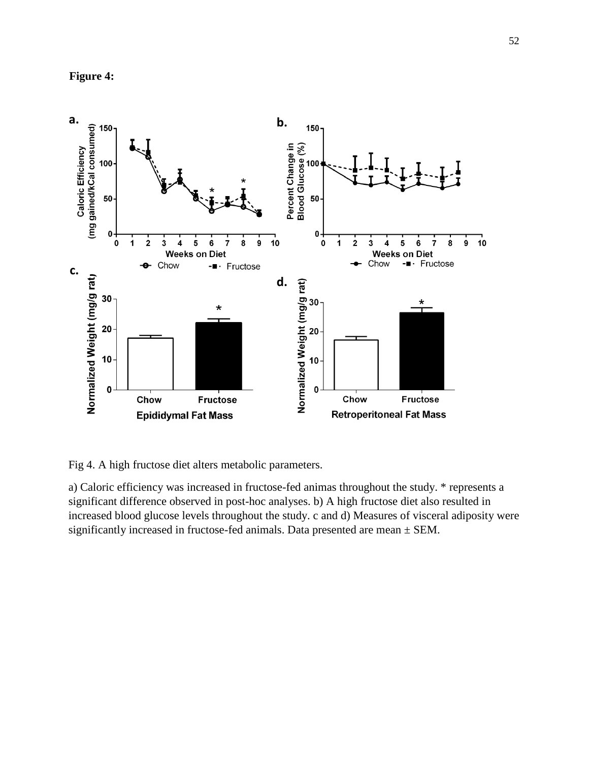**Figure 4:**

Fig 4. A high fructose diet alters metabolic parameters.

a) Caloric efficiency was increased in fructose-fed animas throughout the study. * represents a significant difference observed in post-hoc analyses. b) A high fructose diet also resulted in increased blood glucose levels throughout the study. c and d) Measures of visceral adiposity were significantly increased in fructose-fed animals. Data presented are mean ± SEM.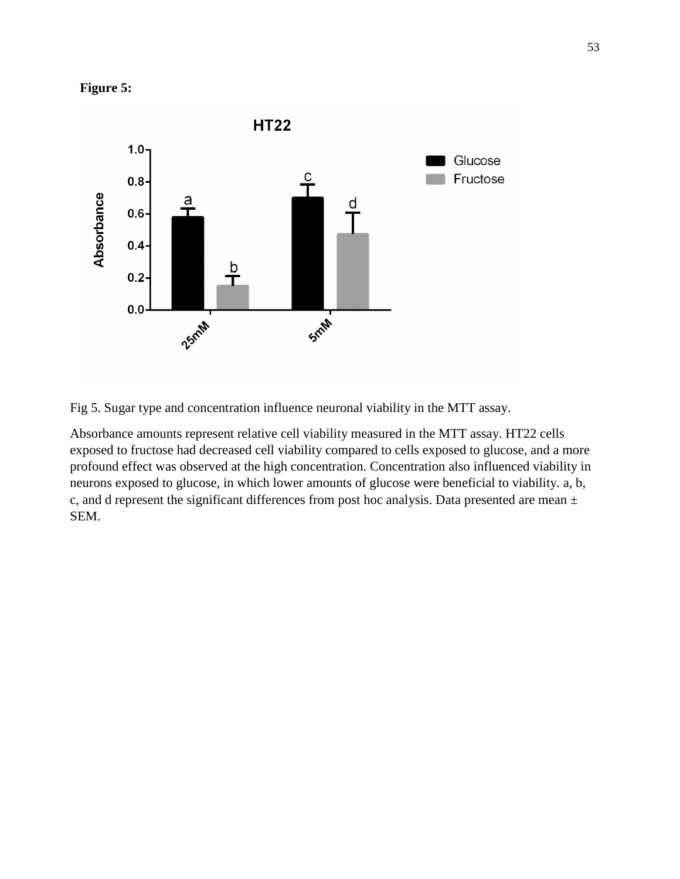**Figure 5:**

Fig 5. Sugar type and concentration influence neuronal viability in the MTT assay.

Absorbance amounts represent relative cell viability measured in the MTT assay. HT22 cells exposed to fructose had decreased cell viability compared to cells exposed to glucose, and a more profound effect was observed at the high concentration. Concentration also influenced viability in neurons exposed to glucose, in which lower amounts of glucose were beneficial to viability. a, b, c, and d represent the significant differences from post hoc analysis. Data presented are mean ± SEM.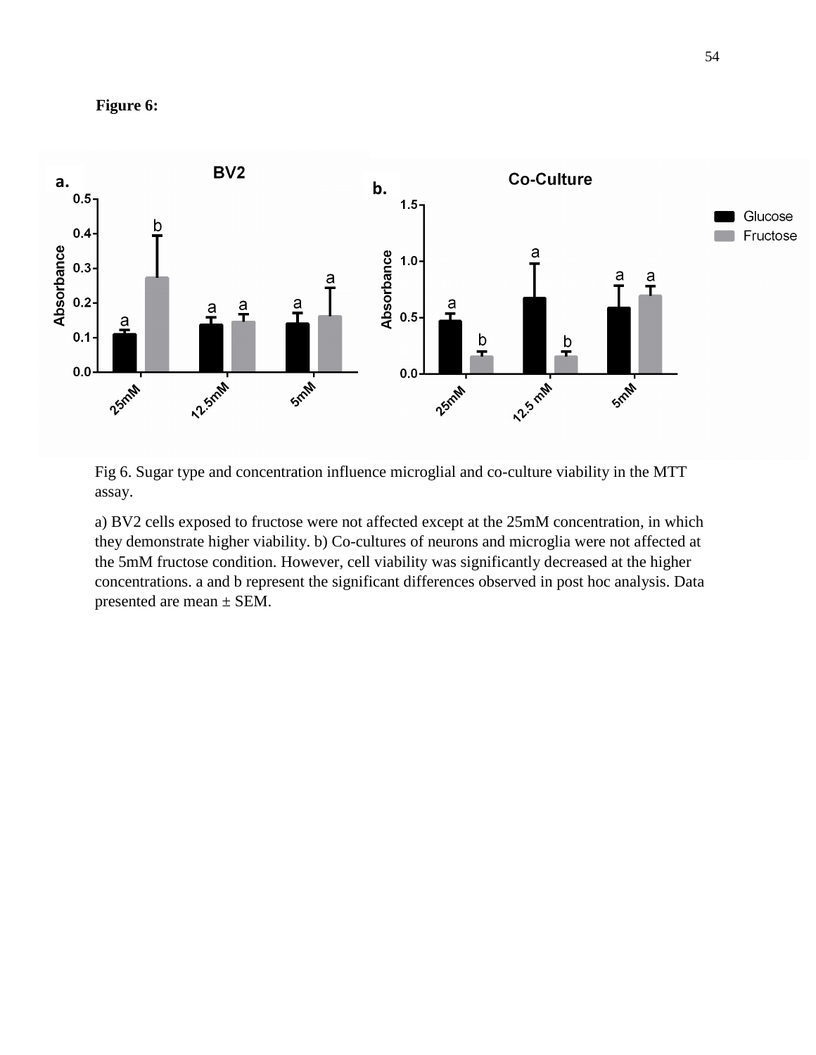**Figure 6:**

Fig 6. Sugar type and concentration influence microglial and co-culture viability in the MTT assay.

a) BV2 cells exposed to fructose were not affected except at the 25mM concentration, in which they demonstrate higher viability. b) Co-cultures of neurons and microglia were not affected at the 5mM fructose condition. However, cell viability was significantly decreased at the higher concentrations. a and b represent the significant differences observed in post hoc analysis. Data presented are mean ± SEM.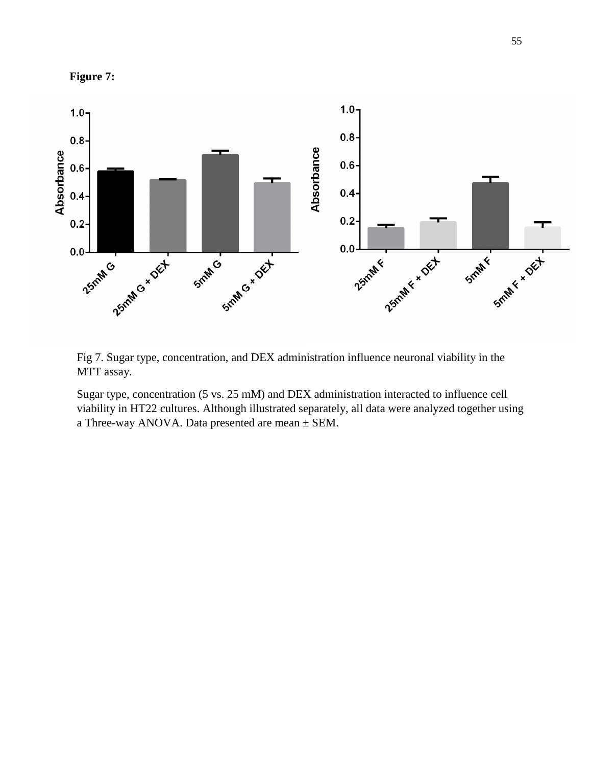**Figure 7:**

Fig 7. Sugar type, concentration, and DEX administration influence neuronal viability in the MTT assay.

Sugar type, concentration (5 vs. 25 mM) and DEX administration interacted to influence cell viability in HT22 cultures. Although illustrated separately, all data were analyzed together using a Three-way ANOVA. Data presented are mean ± SEM.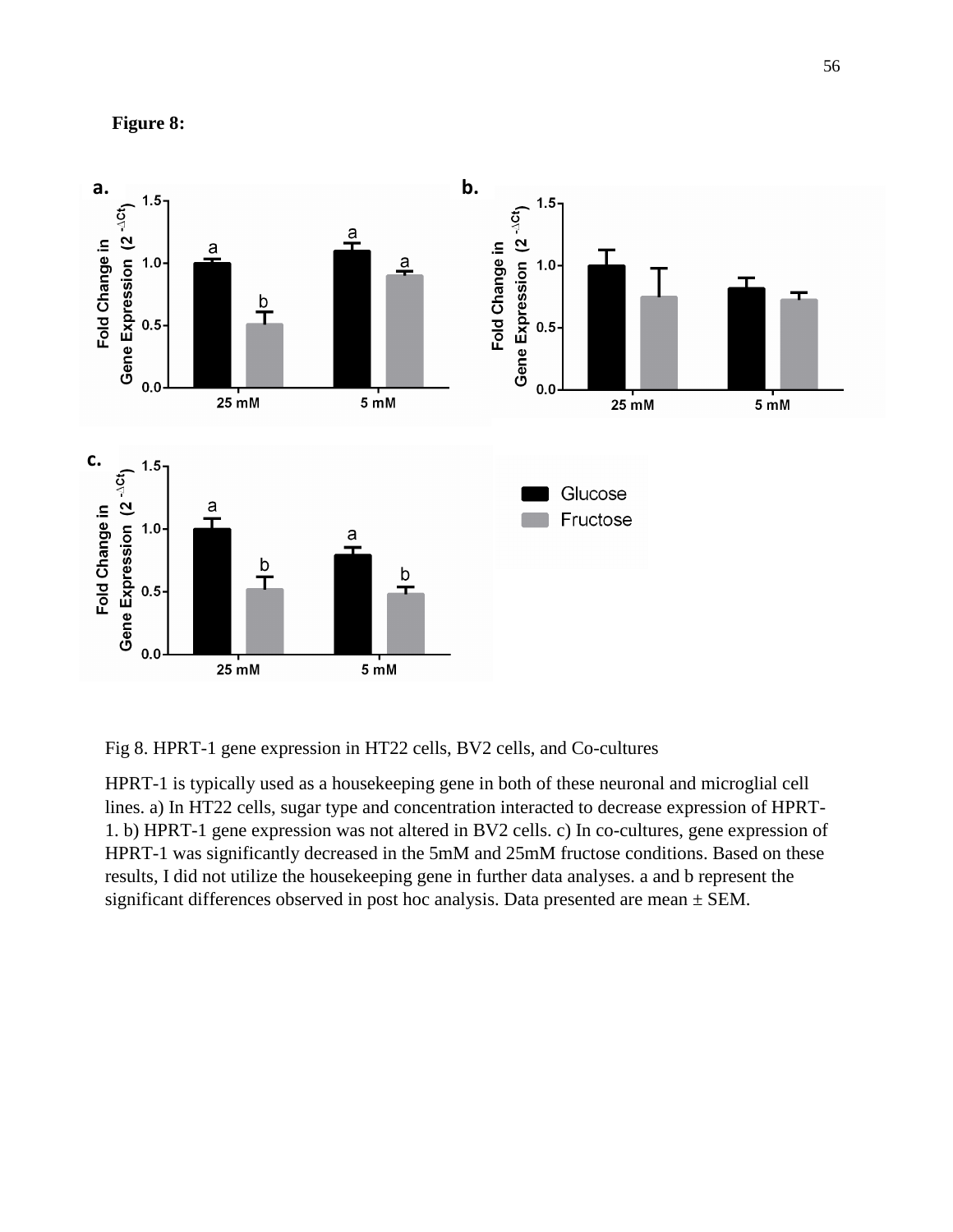**Figure 8:**

Fig 8. HPRT-1 gene expression in HT22 cells, BV2 cells, and Co-cultures

HPRT-1 is typically used as a housekeeping gene in both of these neuronal and microglial cell lines. a) In HT22 cells, sugar type and concentration interacted to decrease expression of HPRT-1. b) HPRT-1 gene expression was not altered in BV2 cells. c) In co-cultures, gene expression of HPRT-1 was significantly decreased in the 5mM and 25mM fructose conditions. Based on these results, I did not utilize the housekeeping gene in further data analyses. a and b represent the significant differences observed in post hoc analysis. Data presented are mean ± SEM.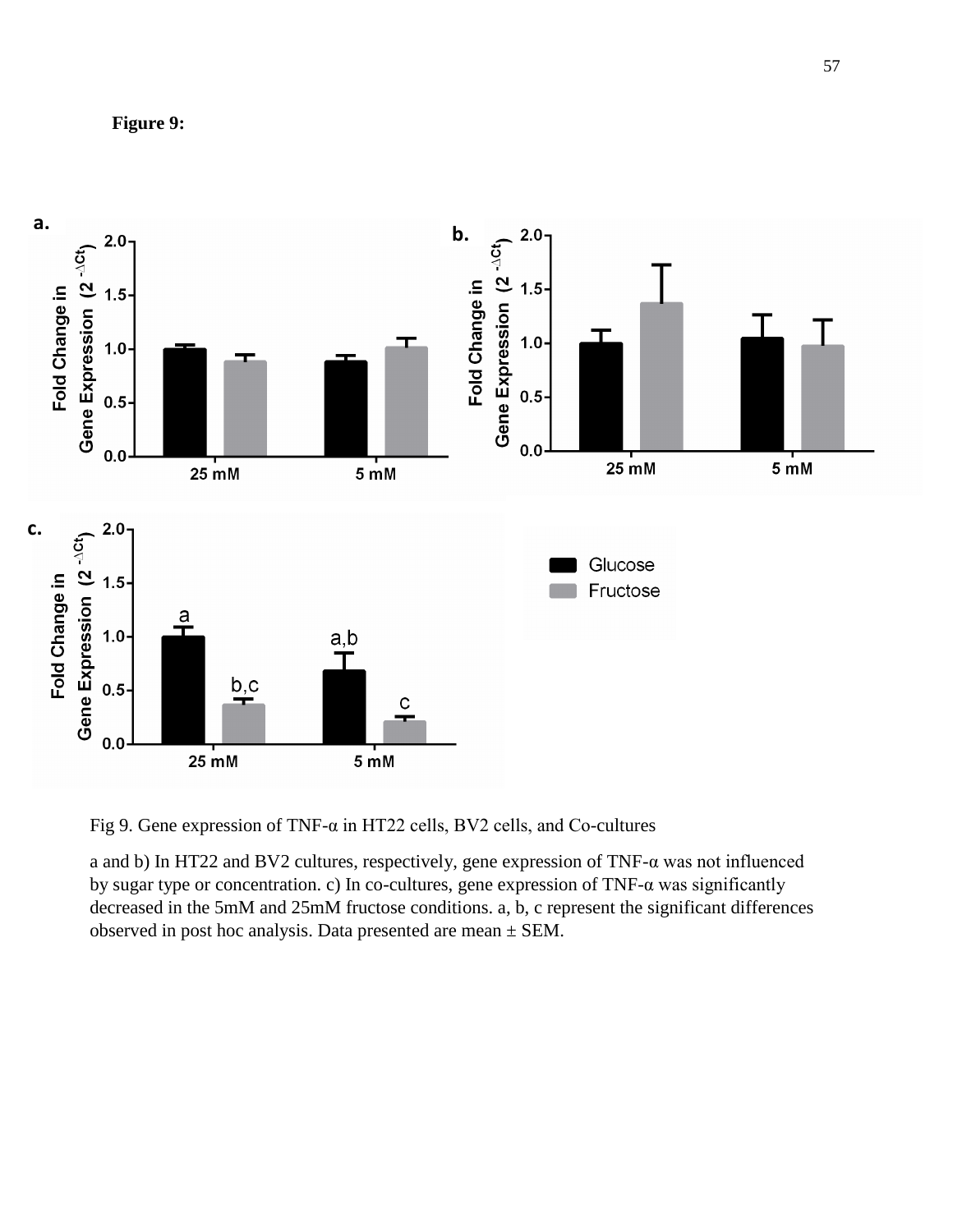**Figure 9:**

Fig 9. Gene expression of TNF-α in HT22 cells, BV2 cells, and Co-cultures

a and b) In HT22 and BV2 cultures, respectively, gene expression of TNF-α was not influenced by sugar type or concentration. c) In co-cultures, gene expression of TNF-α was significantly decreased in the 5mM and 25mM fructose conditions. a, b, c represent the significant differences observed in post hoc analysis. Data presented are mean ± SEM.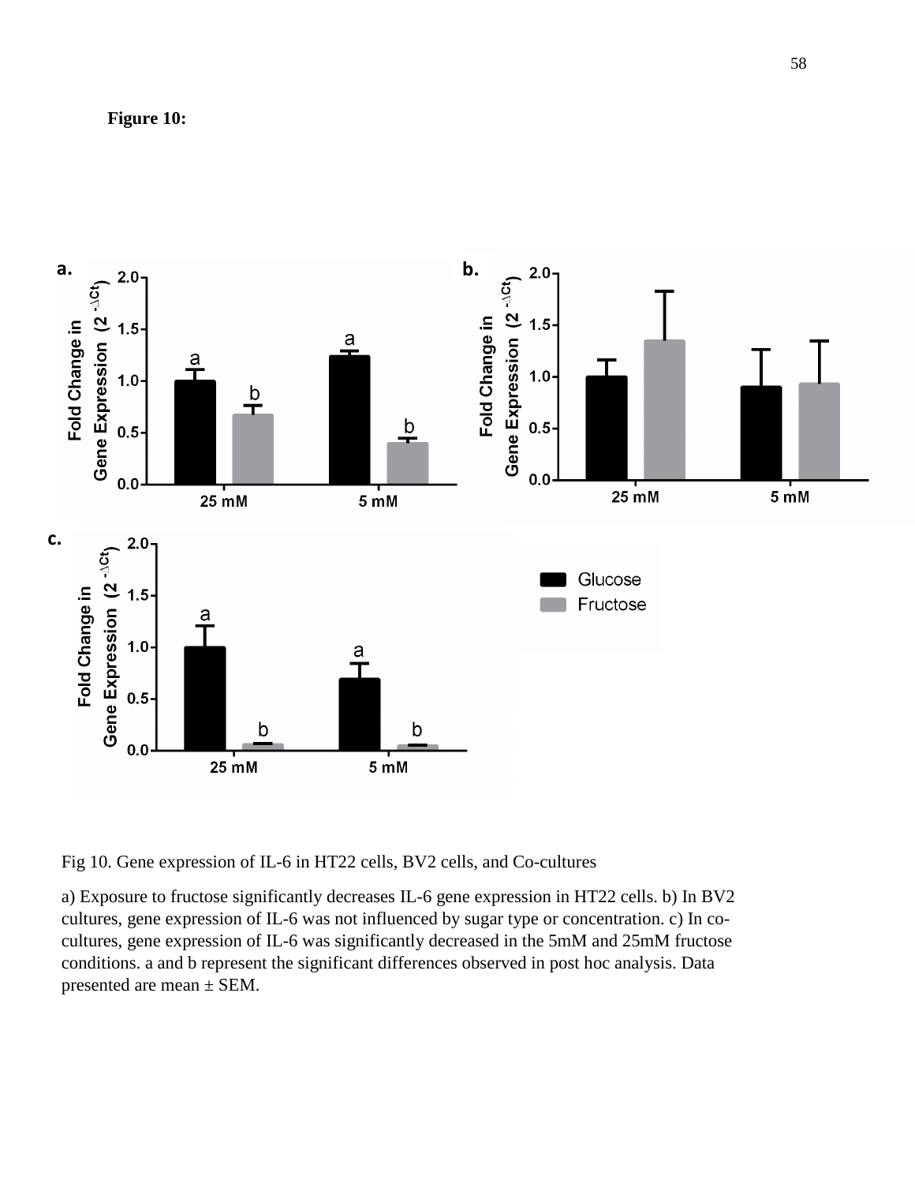**Figure 10:**

a.

Fold Change in Gene Expression $(2^{-\Delta Ct})$

2.0
1.5
1.0
0.5
0.0

a
b
a
b

25 mM
5 mM

b.

Fold Change in Gene Expression $(2^{-\Delta Ct})$

2.0
1.5
1.0
0.5
0.0

25 mM
5 mM

c.

Fold Change in Gene Expression $(2^{-\Delta Ct})$

2.0
1.5
1.0
0.5
0.0

a
b
a
b

25 mM
5 mM

Glucose
Fructose

Fig 10. Gene expression of IL-6 in HT22 cells, BV2 cells, and Co-cultures

a) Exposure to fructose significantly decreases IL-6 gene expression in HT22 cells. b) In BV2 cultures, gene expression of IL-6 was not influenced by sugar type or concentration. c) In co-cultures, gene expression of IL-6 was significantly decreased in the 5mM and 25mM fructose conditions. a and b represent the significant differences observed in post hoc analysis. Data presented are mean ± SEM.